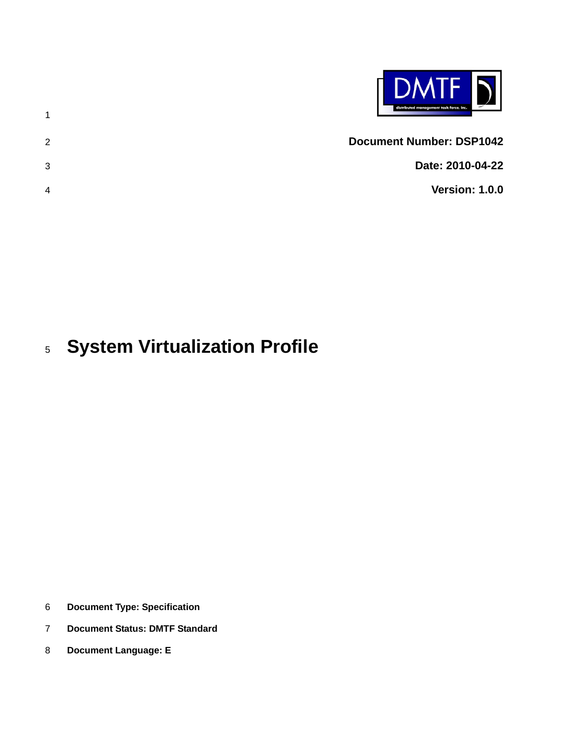**Document Number: DSP1042**

**Date: 2010-04-22**

**Version: 1.0.0**

# System Virtualization Profile

**Document Type: Specification**

**Document Status: DMTF Standard**

**Document Language: E**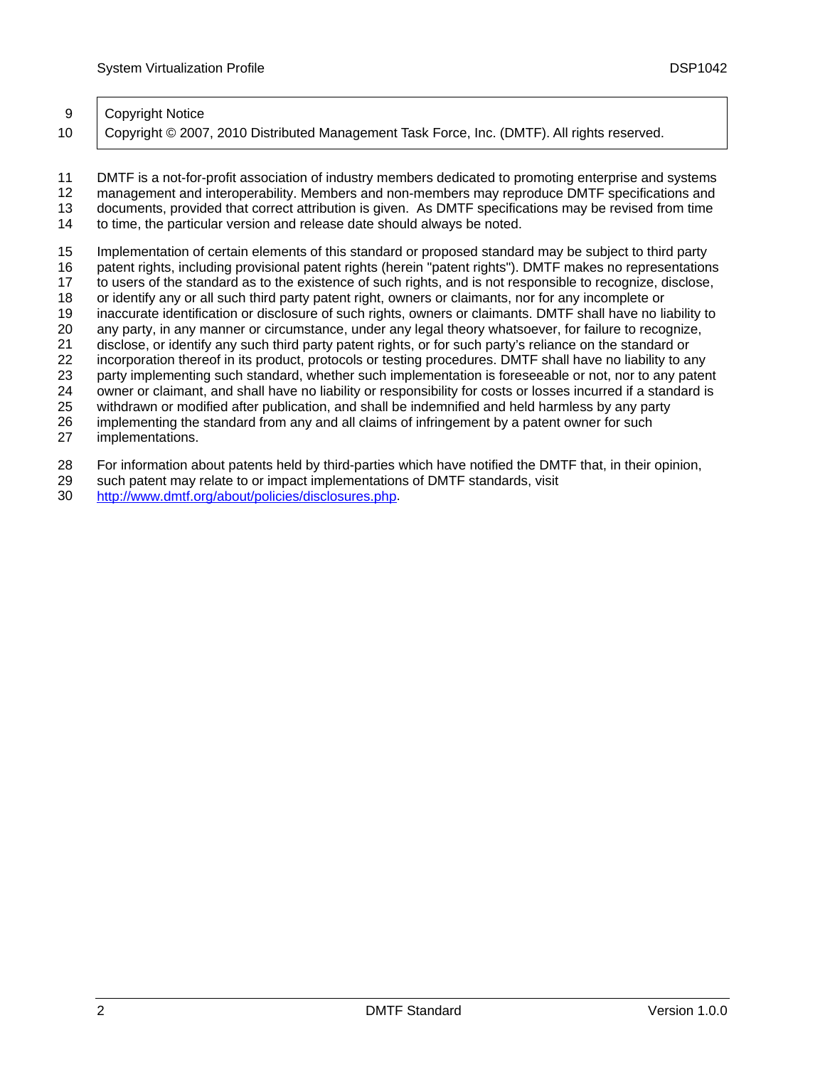Copyright Notice

Copyright © 2007, 2010 Distributed Management Task Force, Inc. (DMTF). All rights reserved.

DMTF is a not-for-profit association of industry members dedicated to promoting enterprise and systems management and interoperability. Members and non-members may reproduce DMTF specifications and documents, provided that correct attribution is given. As DMTF specifications may be revised from time to time, the particular version and release date should always be noted.

Implementation of certain elements of this standard or proposed standard may be subject to third party patent rights, including provisional patent rights (herein "patent rights"). DMTF makes no representations to users of the standard as to the existence of such rights, and is not responsible to recognize, disclose, or identify any or all such third party patent right, owners or claimants, nor for any incomplete or inaccurate identification or disclosure of such rights, owners or claimants. DMTF shall have no liability to any party, in any manner or circumstance, under any legal theory whatsoever, for failure to recognize, disclose, or identify any such third party patent rights, or for such party's reliance on the standard or incorporation thereof in its product, protocols or testing procedures. DMTF shall have no liability to any party implementing such standard, whether such implementation is foreseeable or not, nor to any patent owner or claimant, and shall have no liability or responsibility for costs or losses incurred if a standard is withdrawn or modified after publication, and shall be indemnified and held harmless by any party implementing the standard from any and all claims of infringement by a patent owner for such implementations.

For information about patents held by third-parties which have notified the DMTF that, in their opinion, such patent may relate to or impact implementations of DMTF standards, visit http://www.dmtf.org/about/policies/disclosures.php.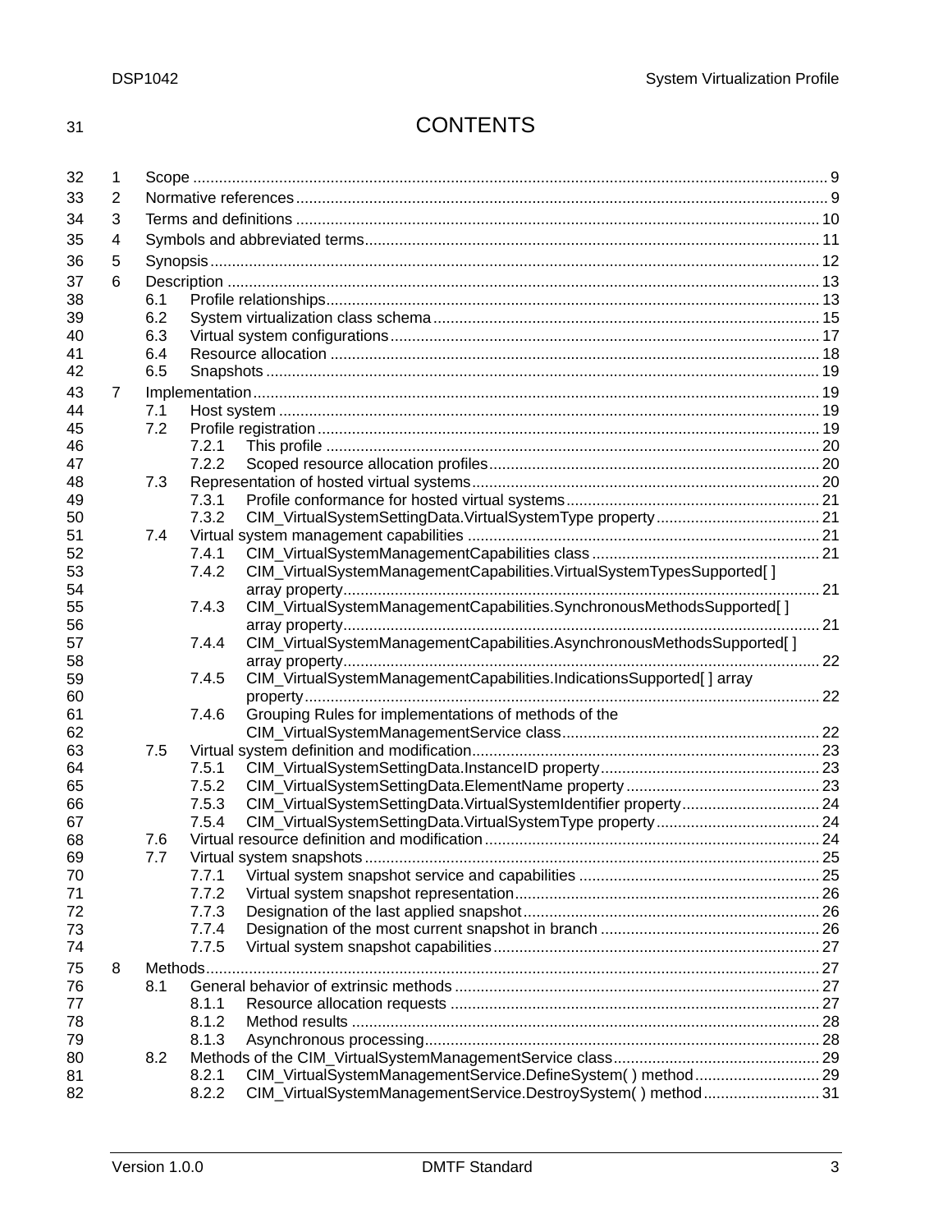# CONTENTS

1 Scope ... 9
2 Normative references ... 9
3 Terms and definitions ... 10
4 Symbols and abbreviated terms ... 11
5 Synopsis ... 12
6 Description ... 13
  6.1 Profile relationships ... 13
  6.2 System virtualization class schema ... 15
  6.3 Virtual system configurations ... 17
  6.4 Resource allocation ... 18
  6.5 Snapshots ... 19
7 Implementation ... 19
  7.1 Host system ... 19
  7.2 Profile registration ... 19
    7.2.1 This profile ... 20
    7.2.2 Scoped resource allocation profiles ... 20
  7.3 Representation of hosted virtual systems ... 20
    7.3.1 Profile conformance for hosted virtual systems ... 21
    7.3.2 CIM_VirtualSystemSettingData.VirtualSystemType property ... 21
  7.4 Virtual system management capabilities ... 21
    7.4.1 CIM_VirtualSystemManagementCapabilities class ... 21
    7.4.2 CIM_VirtualSystemManagementCapabilities.VirtualSystemTypesSupported[ ] array property ... 21
    7.4.3 CIM_VirtualSystemManagementCapabilities.SynchronousMethodsSupported[ ] array property ... 21
    7.4.4 CIM_VirtualSystemManagementCapabilities.AsynchronousMethodsSupported[ ] array property ... 22
    7.4.5 CIM_VirtualSystemManagementCapabilities.IndicationsSupported[ ] array property ... 22
    7.4.6 Grouping Rules for implementations of methods of the CIM_VirtualSystemManagementService class ... 22
  7.5 Virtual system definition and modification ... 23
    7.5.1 CIM_VirtualSystemSettingData.InstanceID property ... 23
    7.5.2 CIM_VirtualSystemSettingData.ElementName property ... 23
    7.5.3 CIM_VirtualSystemSettingData.VirtualSystemIdentifier property ... 24
    7.5.4 CIM_VirtualSystemSettingData.VirtualSystemType property ... 24
  7.6 Virtual resource definition and modification ... 24
  7.7 Virtual system snapshots ... 25
    7.7.1 Virtual system snapshot service and capabilities ... 25
    7.7.2 Virtual system snapshot representation ... 26
    7.7.3 Designation of the last applied snapshot ... 26
    7.7.4 Designation of the most current snapshot in branch ... 26
    7.7.5 Virtual system snapshot capabilities ... 27
8 Methods ... 27
  8.1 General behavior of extrinsic methods ... 27
    8.1.1 Resource allocation requests ... 27
    8.1.2 Method results ... 28
    8.1.3 Asynchronous processing ... 28
  8.2 Methods of the CIM_VirtualSystemManagementService class ... 29
    8.2.1 CIM_VirtualSystemManagementService.DefineSystem( ) method ... 29
    8.2.2 CIM_VirtualSystemManagementService.DestroySystem( ) method ... 31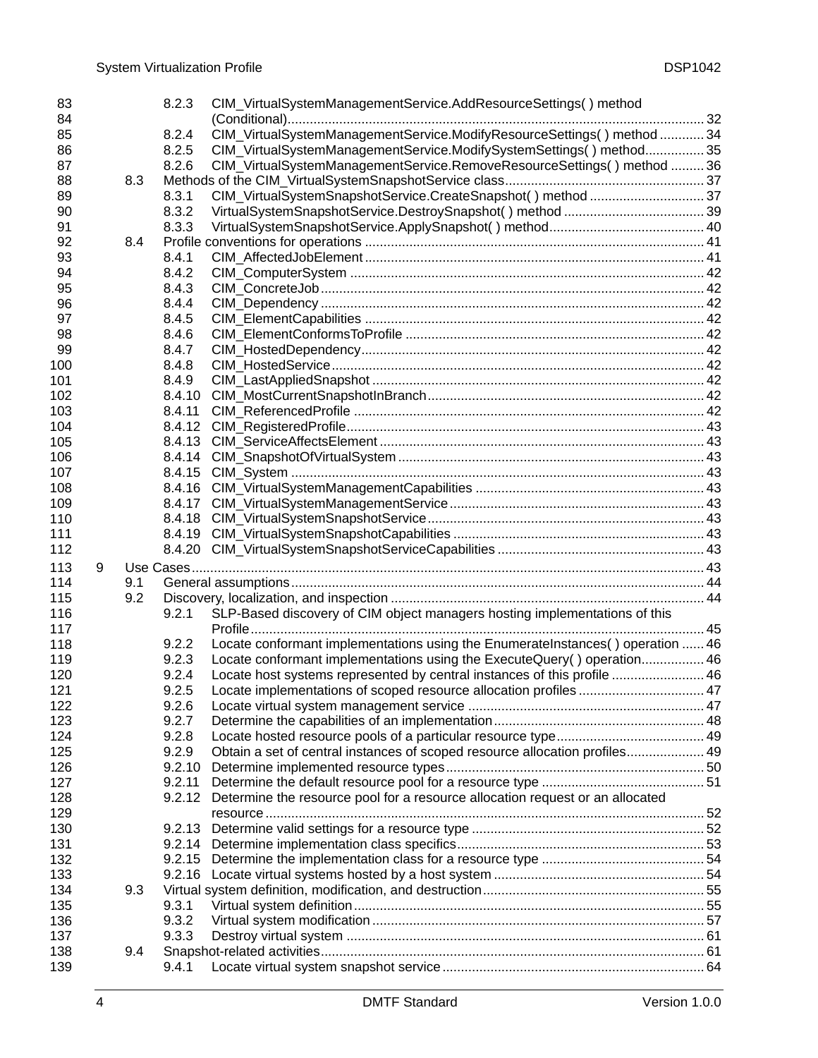8.2.3 CIM_VirtualSystemManagementService.AddResourceSettings( ) method (Conditional) ... 32
8.2.4 CIM_VirtualSystemManagementService.ModifyResourceSettings( ) method ... 34
8.2.5 CIM_VirtualSystemManagementService.ModifySystemSettings( ) method ... 35
8.2.6 CIM_VirtualSystemManagementService.RemoveResourceSettings( ) method ... 36
8.3 Methods of the CIM_VirtualSystemSnapshotService class ... 37
8.3.1 CIM_VirtualSystemSnapshotService.CreateSnapshot( ) method ... 37
8.3.2 VirtualSystemSnapshotService.DestroySnapshot( ) method ... 39
8.3.3 VirtualSystemSnapshotService.ApplySnapshot( ) method ... 40
8.4 Profile conventions for operations ... 41
8.4.1 CIM_AffectedJobElement ... 41
8.4.2 CIM_ComputerSystem ... 42
8.4.3 CIM_ConcreteJob ... 42
8.4.4 CIM_Dependency ... 42
8.4.5 CIM_ElementCapabilities ... 42
8.4.6 CIM_ElementConformsToProfile ... 42
8.4.7 CIM_HostedDependency ... 42
8.4.8 CIM_HostedService ... 42
8.4.9 CIM_LastAppliedSnapshot ... 42
8.4.10 CIM_MostCurrentSnapshotInBranch ... 42
8.4.11 CIM_ReferencedProfile ... 42
8.4.12 CIM_RegisteredProfile ... 43
8.4.13 CIM_ServiceAffectsElement ... 43
8.4.14 CIM_SnapshotOfVirtualSystem ... 43
8.4.15 CIM_System ... 43
8.4.16 CIM_VirtualSystemManagementCapabilities ... 43
8.4.17 CIM_VirtualSystemManagementService ... 43
8.4.18 CIM_VirtualSystemSnapshotService ... 43
8.4.19 CIM_VirtualSystemSnapshotCapabilities ... 43
8.4.20 CIM_VirtualSystemSnapshotServiceCapabilities ... 43

9 Use Cases ... 43
9.1 General assumptions ... 44
9.2 Discovery, localization, and inspection ... 44
9.2.1 SLP-Based discovery of CIM object managers hosting implementations of this Profile ... 45
9.2.2 Locate conformant implementations using the EnumerateInstances( ) operation ... 46
9.2.3 Locate conformant implementations using the ExecuteQuery( ) operation ... 46
9.2.4 Locate host systems represented by central instances of this profile ... 46
9.2.5 Locate implementations of scoped resource allocation profiles ... 47
9.2.6 Locate virtual system management service ... 47
9.2.7 Determine the capabilities of an implementation ... 48
9.2.8 Locate hosted resource pools of a particular resource type ... 49
9.2.9 Obtain a set of central instances of scoped resource allocation profiles ... 49
9.2.10 Determine implemented resource types ... 50
9.2.11 Determine the default resource pool for a resource type ... 51
9.2.12 Determine the resource pool for a resource allocation request or an allocated resource ... 52
9.2.13 Determine valid settings for a resource type ... 52
9.2.14 Determine implementation class specifics ... 53
9.2.15 Determine the implementation class for a resource type ... 54
9.2.16 Locate virtual systems hosted by a host system ... 54
9.3 Virtual system definition, modification, and destruction ... 55
9.3.1 Virtual system definition ... 55
9.3.2 Virtual system modification ... 57
9.3.3 Destroy virtual system ... 61
9.4 Snapshot-related activities ... 61
9.4.1 Locate virtual system snapshot service ... 64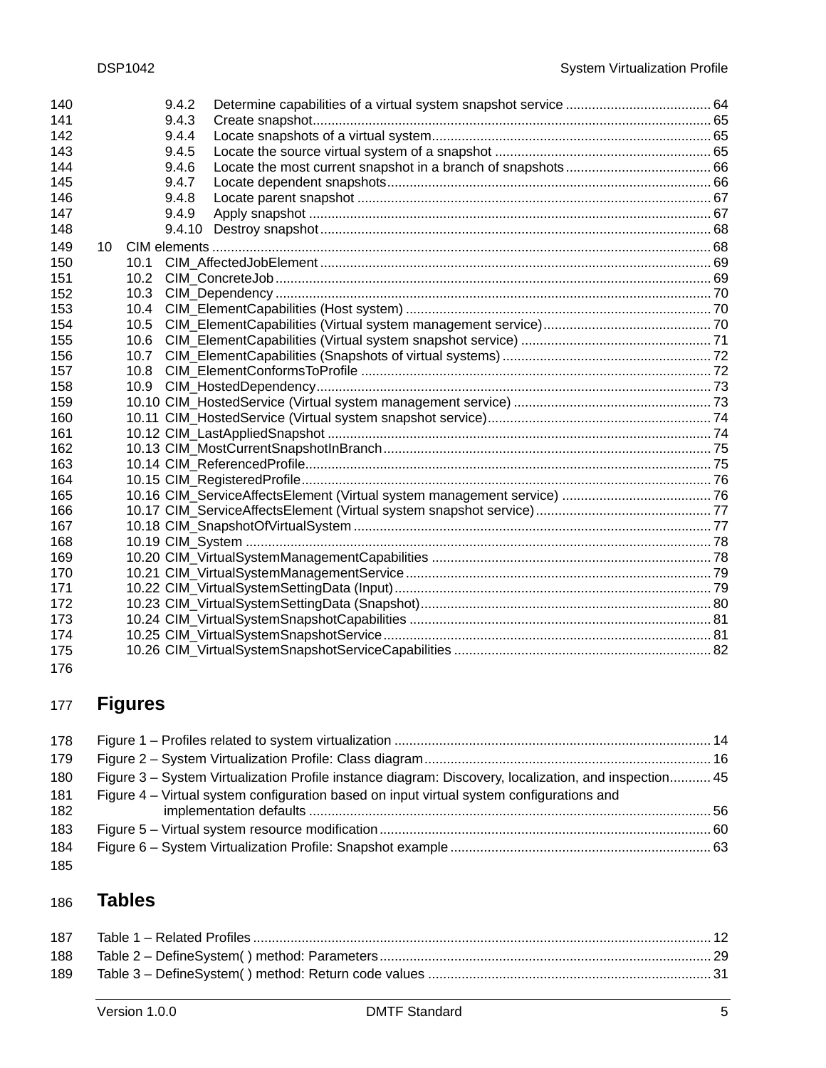9.4.2 Determine capabilities of a virtual system snapshot service ....................................... 64
9.4.3 Create snapshot.......................................................................................................... 65
9.4.4 Locate snapshots of a virtual system.......................................................................... 65
9.4.5 Locate the source virtual system of a snapshot .......................................................... 65
9.4.6 Locate the most current snapshot in a branch of snapshots....................................... 66
9.4.7 Locate dependent snapshots...................................................................................... 66
9.4.8 Locate parent snapshot .............................................................................................. 67
9.4.9 Apply snapshot ........................................................................................................... 67
9.4.10 Destroy snapshot........................................................................................................ 68

10 CIM elements ..................................................................................................................... 68
10.1 CIM_AffectedJobElement ........................................................................................... 69
10.2 CIM_ConcreteJob ....................................................................................................... 69
10.3 CIM_Dependency ....................................................................................................... 70
10.4 CIM_ElementCapabilities (Host system) .................................................................... 70
10.5 CIM_ElementCapabilities (Virtual system management service)............................... 70
10.6 CIM_ElementCapabilities (Virtual system snapshot service) ..................................... 71
10.7 CIM_ElementCapabilities (Snapshots of virtual systems).......................................... 72
10.8 CIM_ElementConformsToProfile ................................................................................ 72
10.9 CIM_HostedDependency............................................................................................ 73
10.10 CIM_HostedService (Virtual system management service) ....................................... 73
10.11 CIM_HostedService (Virtual system snapshot service).............................................. 74
10.12 CIM_LastAppliedSnapshot ......................................................................................... 74
10.13 CIM_MostCurrentSnapshotInBranch.......................................................................... 75
10.14 CIM_ReferencedProfile............................................................................................... 75
10.15 CIM_RegisteredProfile................................................................................................ 76
10.16 CIM_ServiceAffectsElement (Virtual system management service) .......................... 76
10.17 CIM_ServiceAffectsElement (Virtual system snapshot service)................................. 77
10.18 CIM_SnapshotOfVirtualSystem .................................................................................. 77
10.19 CIM_System ............................................................................................................... 78
10.20 CIM_VirtualSystemManagementCapabilities ............................................................. 78
10.21 CIM_VirtualSystemManagementService.................................................................... 79
10.22 CIM_VirtualSystemSettingData (Input)....................................................................... 79
10.23 CIM_VirtualSystemSettingData (Snapshot)................................................................ 80
10.24 CIM_VirtualSystemSnapshotCapabilities ................................................................... 81
10.25 CIM_VirtualSystemSnapshotService.......................................................................... 81
10.26 CIM_VirtualSystemSnapshotServiceCapabilities ....................................................... 82

# Figures

Figure 1 – Profiles related to system virtualization .................................................................... 14
Figure 2 – System Virtualization Profile: Class diagram............................................................ 16
Figure 3 – System Virtualization Profile instance diagram: Discovery, localization, and inspection........... 45
Figure 4 – Virtual system configuration based on input virtual system configurations and implementation defaults ........................................................................................................... 56
Figure 5 – Virtual system resource modification........................................................................ 60
Figure 6 – System Virtualization Profile: Snapshot example ..................................................... 63

# Tables

Table 1 – Related Profiles ......................................................................................................... 12
Table 2 – DefineSystem( ) method: Parameters......................................................................... 29
Table 3 – DefineSystem( ) method: Return code values ............................................................ 31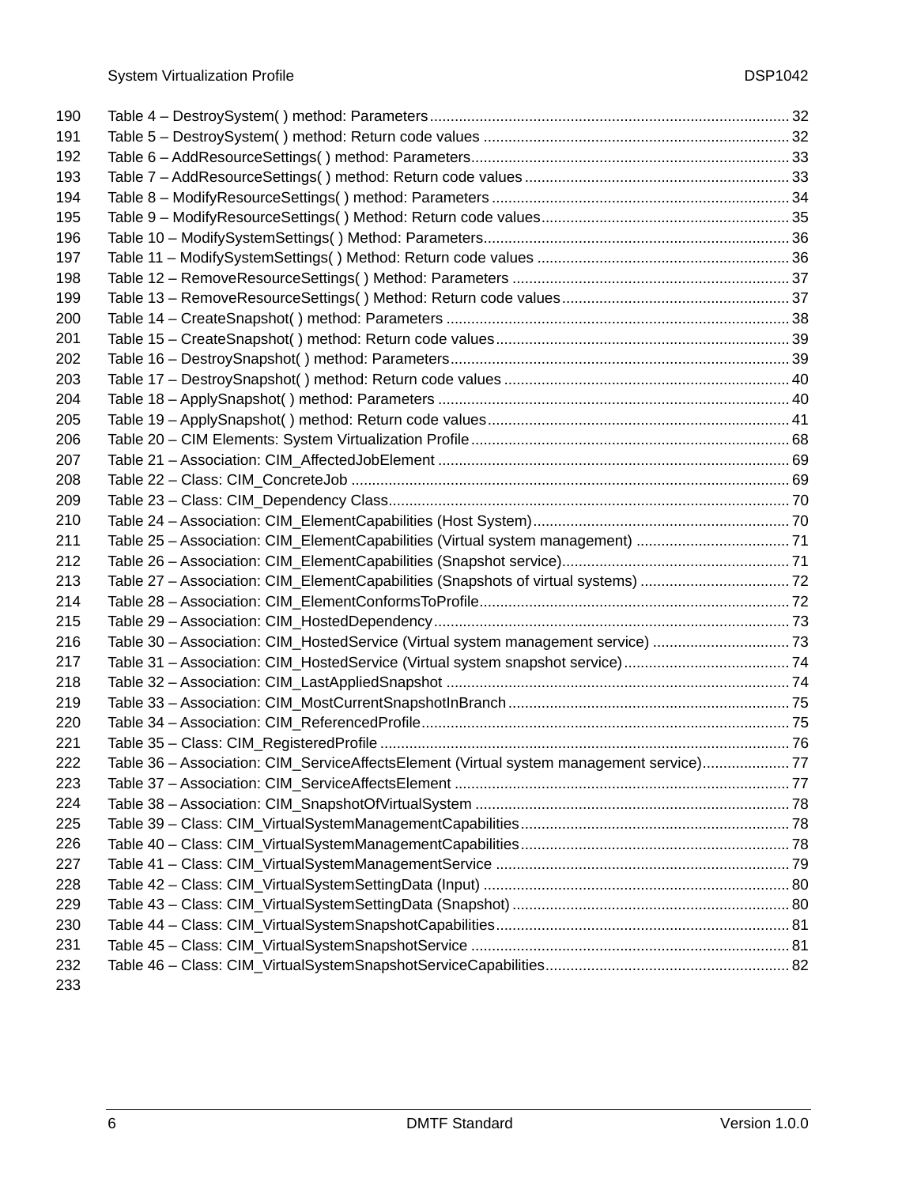Table 4 – DestroySystem( ) method: Parameters ........................................ 32
Table 5 – DestroySystem( ) method: Return code values ........................................ 32
Table 6 – AddResourceSettings( ) method: Parameters ........................................ 33
Table 7 – AddResourceSettings( ) method: Return code values ........................................ 33
Table 8 – ModifyResourceSettings( ) method: Parameters ........................................ 34
Table 9 – ModifyResourceSettings( ) Method: Return code values ........................................ 35
Table 10 – ModifySystemSettings( ) Method: Parameters ........................................ 36
Table 11 – ModifySystemSettings( ) Method: Return code values ........................................ 36
Table 12 – RemoveResourceSettings( ) Method: Parameters ........................................ 37
Table 13 – RemoveResourceSettings( ) Method: Return code values ........................................ 37
Table 14 – CreateSnapshot( ) method: Parameters ........................................ 38
Table 15 – CreateSnapshot( ) method: Return code values ........................................ 39
Table 16 – DestroySnapshot( ) method: Parameters ........................................ 39
Table 17 – DestroySnapshot( ) method: Return code values ........................................ 40
Table 18 – ApplySnapshot( ) method: Parameters ........................................ 40
Table 19 – ApplySnapshot( ) method: Return code values ........................................ 41
Table 20 – CIM Elements: System Virtualization Profile ........................................ 68
Table 21 – Association: CIM_AffectedJobElement ........................................ 69
Table 22 – Class: CIM_ConcreteJob ........................................ 69
Table 23 – Class: CIM_Dependency Class ........................................ 70
Table 24 – Association: CIM_ElementCapabilities (Host System) ........................................ 70
Table 25 – Association: CIM_ElementCapabilities (Virtual system management) ........................................ 71
Table 26 – Association: CIM_ElementCapabilities (Snapshot service) ........................................ 71
Table 27 – Association: CIM_ElementCapabilities (Snapshots of virtual systems) ........................................ 72
Table 28 – Association: CIM_ElementConformsToProfile ........................................ 72
Table 29 – Association: CIM_HostedDependency ........................................ 73
Table 30 – Association: CIM_HostedService (Virtual system management service) ........................................ 73
Table 31 – Association: CIM_HostedService (Virtual system snapshot service) ........................................ 74
Table 32 – Association: CIM_LastAppliedSnapshot ........................................ 74
Table 33 – Association: CIM_MostCurrentSnapshotInBranch ........................................ 75
Table 34 – Association: CIM_ReferencedProfile ........................................ 75
Table 35 – Class: CIM_RegisteredProfile ........................................ 76
Table 36 – Association: CIM_ServiceAffectsElement (Virtual system management service) ........................................ 77
Table 37 – Association: CIM_ServiceAffectsElement ........................................ 77
Table 38 – Association: CIM_SnapshotOfVirtualSystem ........................................ 78
Table 39 – Class: CIM_VirtualSystemManagementCapabilities ........................................ 78
Table 40 – Class: CIM_VirtualSystemManagementCapabilities ........................................ 78
Table 41 – Class: CIM_VirtualSystemManagementService ........................................ 79
Table 42 – Class: CIM_VirtualSystemSettingData (Input) ........................................ 80
Table 43 – Class: CIM_VirtualSystemSettingData (Snapshot) ........................................ 80
Table 44 – Class: CIM_VirtualSystemSnapshotCapabilities ........................................ 81
Table 45 – Class: CIM_VirtualSystemSnapshotService ........................................ 81
Table 46 – Class: CIM_VirtualSystemSnapshotServiceCapabilities ........................................ 82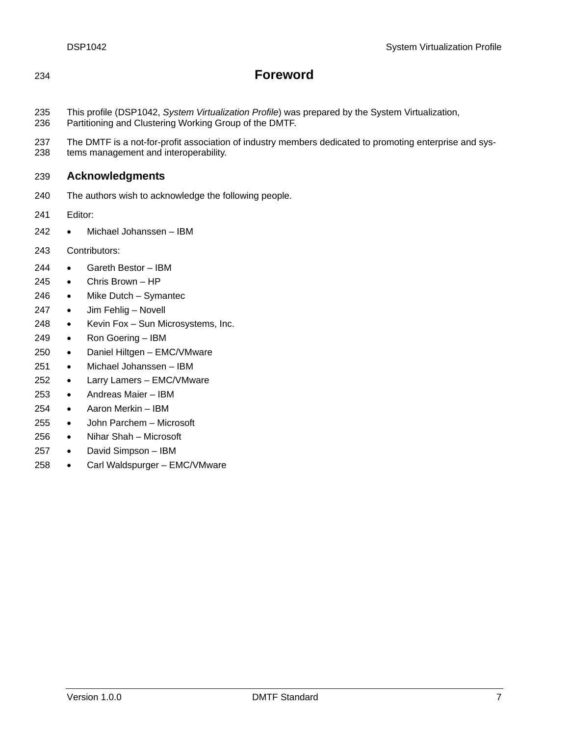# Foreword

This profile (DSP1042, *System Virtualization Profile*) was prepared by the System Virtualization, Partitioning and Clustering Working Group of the DMTF.

The DMTF is a not-for-profit association of industry members dedicated to promoting enterprise and systems management and interoperability.

## Acknowledgments

The authors wish to acknowledge the following people.

Editor:

- Michael Johanssen – IBM

Contributors:

- Gareth Bestor – IBM
- Chris Brown – HP
- Mike Dutch – Symantec
- Jim Fehlig – Novell
- Kevin Fox – Sun Microsystems, Inc.
- Ron Goering – IBM
- Daniel Hiltgen – EMC/VMware
- Michael Johanssen – IBM
- Larry Lamers – EMC/VMware
- Andreas Maier – IBM
- Aaron Merkin – IBM
- John Parchem – Microsoft
- Nihar Shah – Microsoft
- David Simpson – IBM
- Carl Waldspurger – EMC/VMware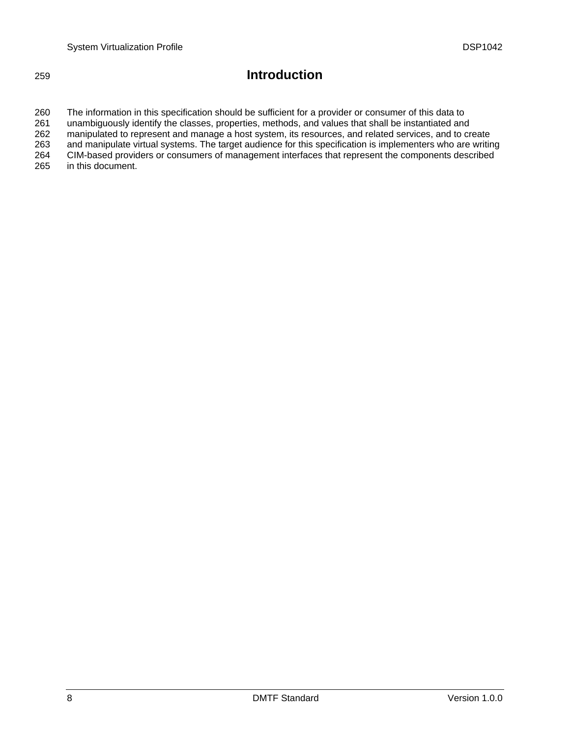# Introduction

The information in this specification should be sufficient for a provider or consumer of this data to unambiguously identify the classes, properties, methods, and values that shall be instantiated and manipulated to represent and manage a host system, its resources, and related services, and to create and manipulate virtual systems. The target audience for this specification is implementers who are writing CIM-based providers or consumers of management interfaces that represent the components described in this document.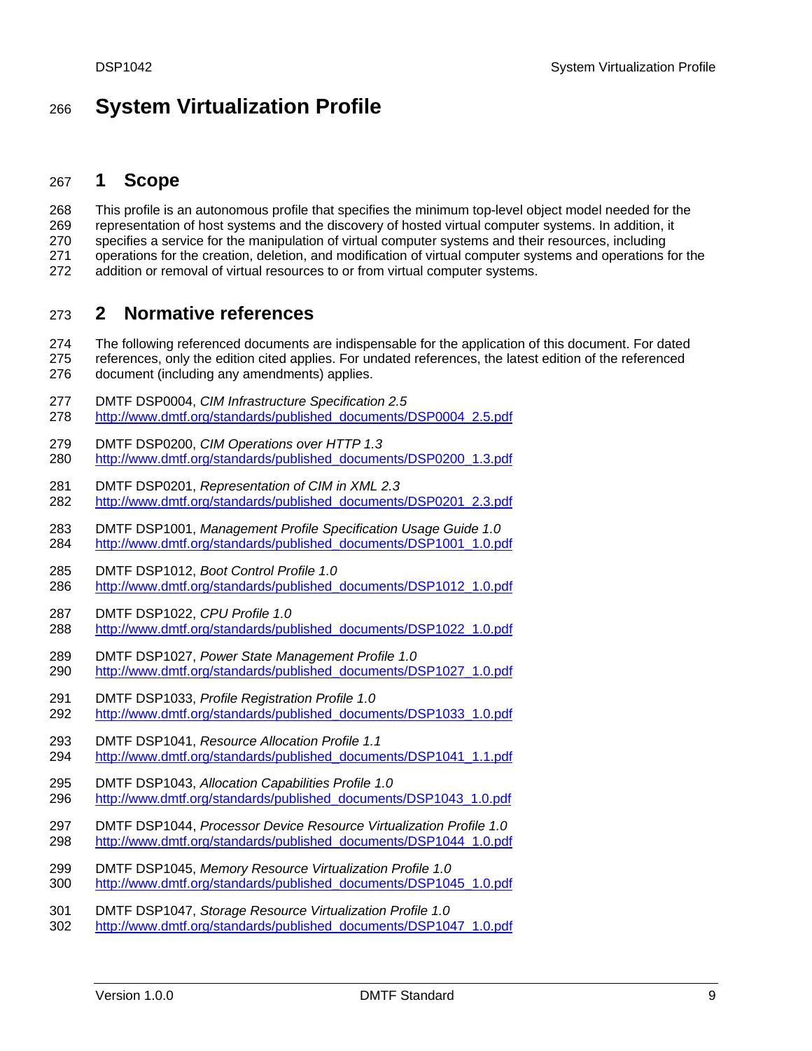# System Virtualization Profile

## 1 Scope

This profile is an autonomous profile that specifies the minimum top-level object model needed for the representation of host systems and the discovery of hosted virtual computer systems. In addition, it specifies a service for the manipulation of virtual computer systems and their resources, including operations for the creation, deletion, and modification of virtual computer systems and operations for the addition or removal of virtual resources to or from virtual computer systems.

## 2 Normative references

The following referenced documents are indispensable for the application of this document. For dated references, only the edition cited applies. For undated references, the latest edition of the referenced document (including any amendments) applies.

DMTF DSP0004, *CIM Infrastructure Specification 2.5*
http://www.dmtf.org/standards/published_documents/DSP0004_2.5.pdf

DMTF DSP0200, *CIM Operations over HTTP 1.3*
http://www.dmtf.org/standards/published_documents/DSP0200_1.3.pdf

DMTF DSP0201, *Representation of CIM in XML 2.3*
http://www.dmtf.org/standards/published_documents/DSP0201_2.3.pdf

DMTF DSP1001, *Management Profile Specification Usage Guide 1.0*
http://www.dmtf.org/standards/published_documents/DSP1001_1.0.pdf

DMTF DSP1012, *Boot Control Profile 1.0*
http://www.dmtf.org/standards/published_documents/DSP1012_1.0.pdf

DMTF DSP1022, *CPU Profile 1.0*
http://www.dmtf.org/standards/published_documents/DSP1022_1.0.pdf

DMTF DSP1027, *Power State Management Profile 1.0*
http://www.dmtf.org/standards/published_documents/DSP1027_1.0.pdf

DMTF DSP1033, *Profile Registration Profile 1.0*
http://www.dmtf.org/standards/published_documents/DSP1033_1.0.pdf

DMTF DSP1041, *Resource Allocation Profile 1.1*
http://www.dmtf.org/standards/published_documents/DSP1041_1.1.pdf

DMTF DSP1043, *Allocation Capabilities Profile 1.0*
http://www.dmtf.org/standards/published_documents/DSP1043_1.0.pdf

DMTF DSP1044, *Processor Device Resource Virtualization Profile 1.0*
http://www.dmtf.org/standards/published_documents/DSP1044_1.0.pdf

DMTF DSP1045, *Memory Resource Virtualization Profile 1.0*
http://www.dmtf.org/standards/published_documents/DSP1045_1.0.pdf

DMTF DSP1047, *Storage Resource Virtualization Profile 1.0*
http://www.dmtf.org/standards/published_documents/DSP1047_1.0.pdf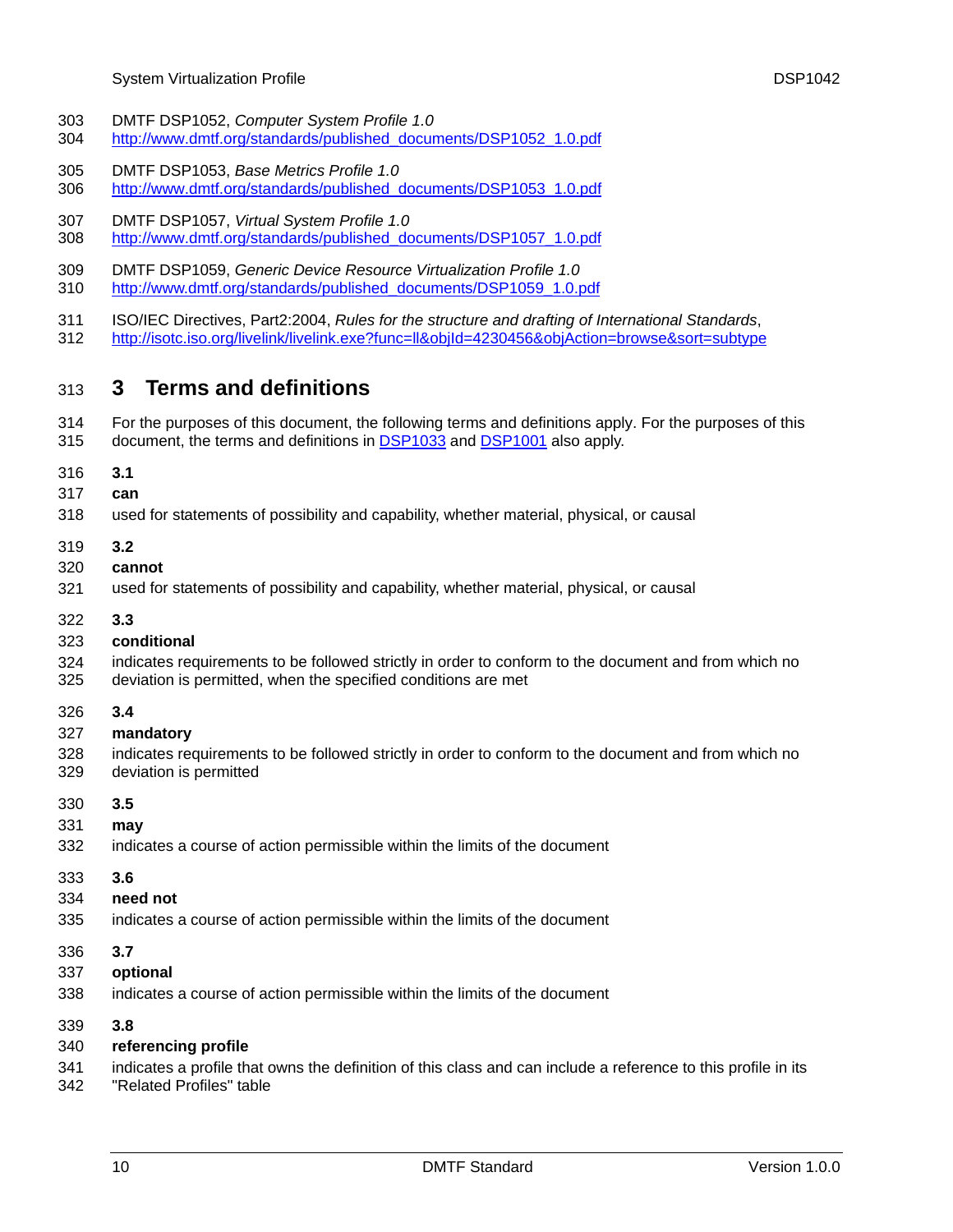DMTF DSP1052, *Computer System Profile 1.0*
http://www.dmtf.org/standards/published_documents/DSP1052_1.0.pdf

DMTF DSP1053, *Base Metrics Profile 1.0*
http://www.dmtf.org/standards/published_documents/DSP1053_1.0.pdf

DMTF DSP1057, *Virtual System Profile 1.0*
http://www.dmtf.org/standards/published_documents/DSP1057_1.0.pdf

DMTF DSP1059, *Generic Device Resource Virtualization Profile 1.0*
http://www.dmtf.org/standards/published_documents/DSP1059_1.0.pdf

ISO/IEC Directives, Part2:2004, *Rules for the structure and drafting of International Standards*,
http://isotc.iso.org/livelink/livelink.exe?func=ll&objId=4230456&objAction=browse&sort=subtype

# 3 Terms and definitions

For the purposes of this document, the following terms and definitions apply. For the purposes of this document, the terms and definitions in DSP1033 and DSP1001 also apply.

**3.1**
**can**
used for statements of possibility and capability, whether material, physical, or causal

**3.2**
**cannot**
used for statements of possibility and capability, whether material, physical, or causal

**3.3**
**conditional**
indicates requirements to be followed strictly in order to conform to the document and from which no deviation is permitted, when the specified conditions are met

**3.4**
**mandatory**
indicates requirements to be followed strictly in order to conform to the document and from which no deviation is permitted

**3.5**
**may**
indicates a course of action permissible within the limits of the document

**3.6**
**need not**
indicates a course of action permissible within the limits of the document

**3.7**
**optional**
indicates a course of action permissible within the limits of the document

**3.8**
**referencing profile**
indicates a profile that owns the definition of this class and can include a reference to this profile in its "Related Profiles" table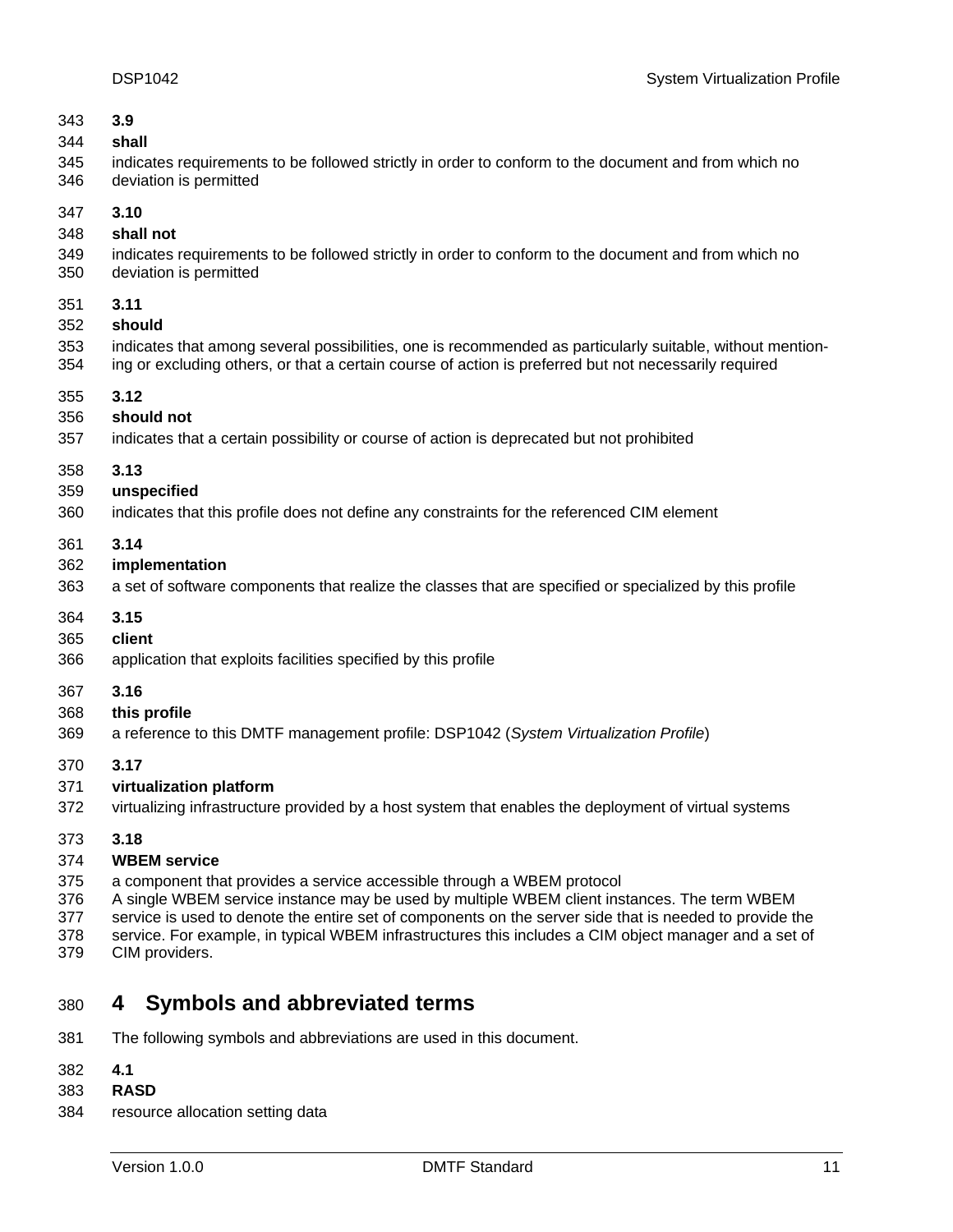**3.9**

**shall**

indicates requirements to be followed strictly in order to conform to the document and from which no deviation is permitted

**3.10**

**shall not**

indicates requirements to be followed strictly in order to conform to the document and from which no deviation is permitted

**3.11**

**should**

indicates that among several possibilities, one is recommended as particularly suitable, without mentioning or excluding others, or that a certain course of action is preferred but not necessarily required

**3.12**

**should not**

indicates that a certain possibility or course of action is deprecated but not prohibited

**3.13**

**unspecified**

indicates that this profile does not define any constraints for the referenced CIM element

**3.14**

**implementation**

a set of software components that realize the classes that are specified or specialized by this profile

**3.15**

**client**

application that exploits facilities specified by this profile

**3.16**

**this profile**

a reference to this DMTF management profile: DSP1042 (*System Virtualization Profile*)

**3.17**

**virtualization platform**

virtualizing infrastructure provided by a host system that enables the deployment of virtual systems

**3.18**

**WBEM service**

a component that provides a service accessible through a WBEM protocol

A single WBEM service instance may be used by multiple WBEM client instances. The term WBEM service is used to denote the entire set of components on the server side that is needed to provide the service. For example, in typical WBEM infrastructures this includes a CIM object manager and a set of CIM providers.

# 4 Symbols and abbreviated terms

The following symbols and abbreviations are used in this document.

**4.1**

**RASD**

resource allocation setting data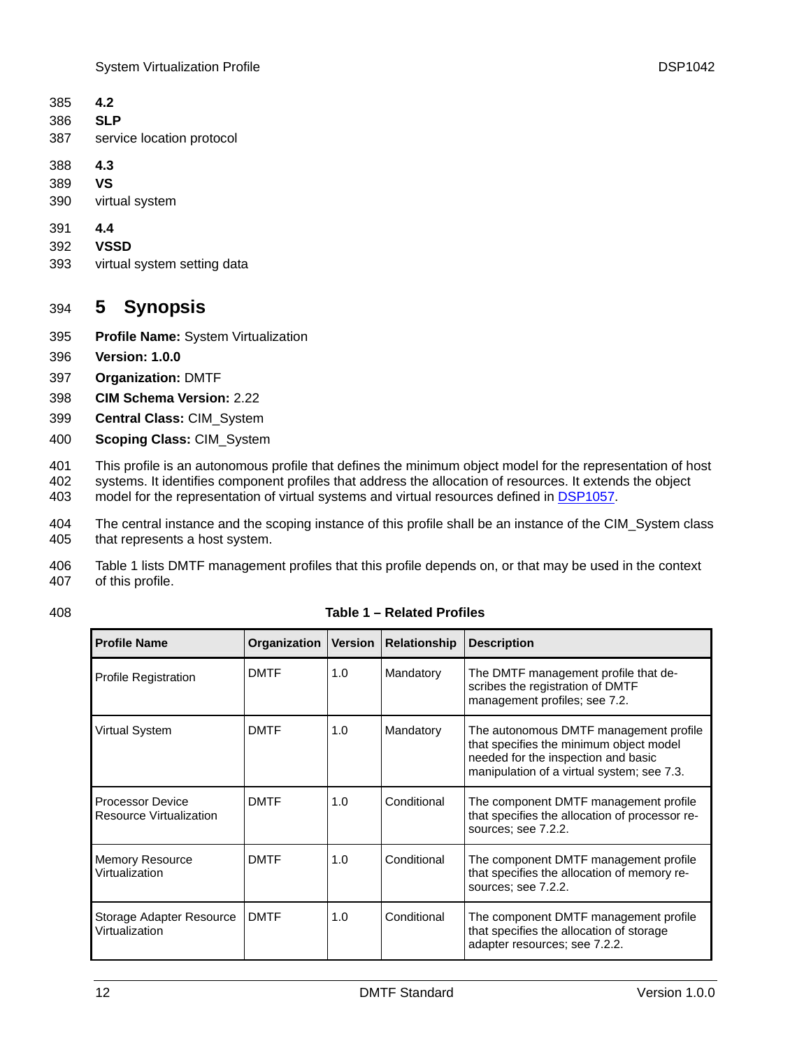**4.2**

**SLP**

service location protocol

**4.3**

**VS**

virtual system

**4.4**

**VSSD**

virtual system setting data

# 5 Synopsis

**Profile Name:** System Virtualization

**Version: 1.0.0**

**Organization:** DMTF

**CIM Schema Version:** 2.22

**Central Class:** CIM_System

**Scoping Class:** CIM_System

This profile is an autonomous profile that defines the minimum object model for the representation of host systems. It identifies component profiles that address the allocation of resources. It extends the object model for the representation of virtual systems and virtual resources defined in DSP1057.

The central instance and the scoping instance of this profile shall be an instance of the CIM_System class that represents a host system.

Table 1 lists DMTF management profiles that this profile depends on, or that may be used in the context of this profile.

**Table 1 – Related Profiles**

| Profile Name | Organization | Version | Relationship | Description |
|---|---|---|---|---|
| Profile Registration | DMTF | 1.0 | Mandatory | The DMTF management profile that describes the registration of DMTF management profiles; see 7.2. |
| Virtual System | DMTF | 1.0 | Mandatory | The autonomous DMTF management profile that specifies the minimum object model needed for the inspection and basic manipulation of a virtual system; see 7.3. |
| Processor Device Resource Virtualization | DMTF | 1.0 | Conditional | The component DMTF management profile that specifies the allocation of processor resources; see 7.2.2. |
| Memory Resource Virtualization | DMTF | 1.0 | Conditional | The component DMTF management profile that specifies the allocation of memory resources; see 7.2.2. |
| Storage Adapter Resource Virtualization | DMTF | 1.0 | Conditional | The component DMTF management profile that specifies the allocation of storage adapter resources; see 7.2.2. |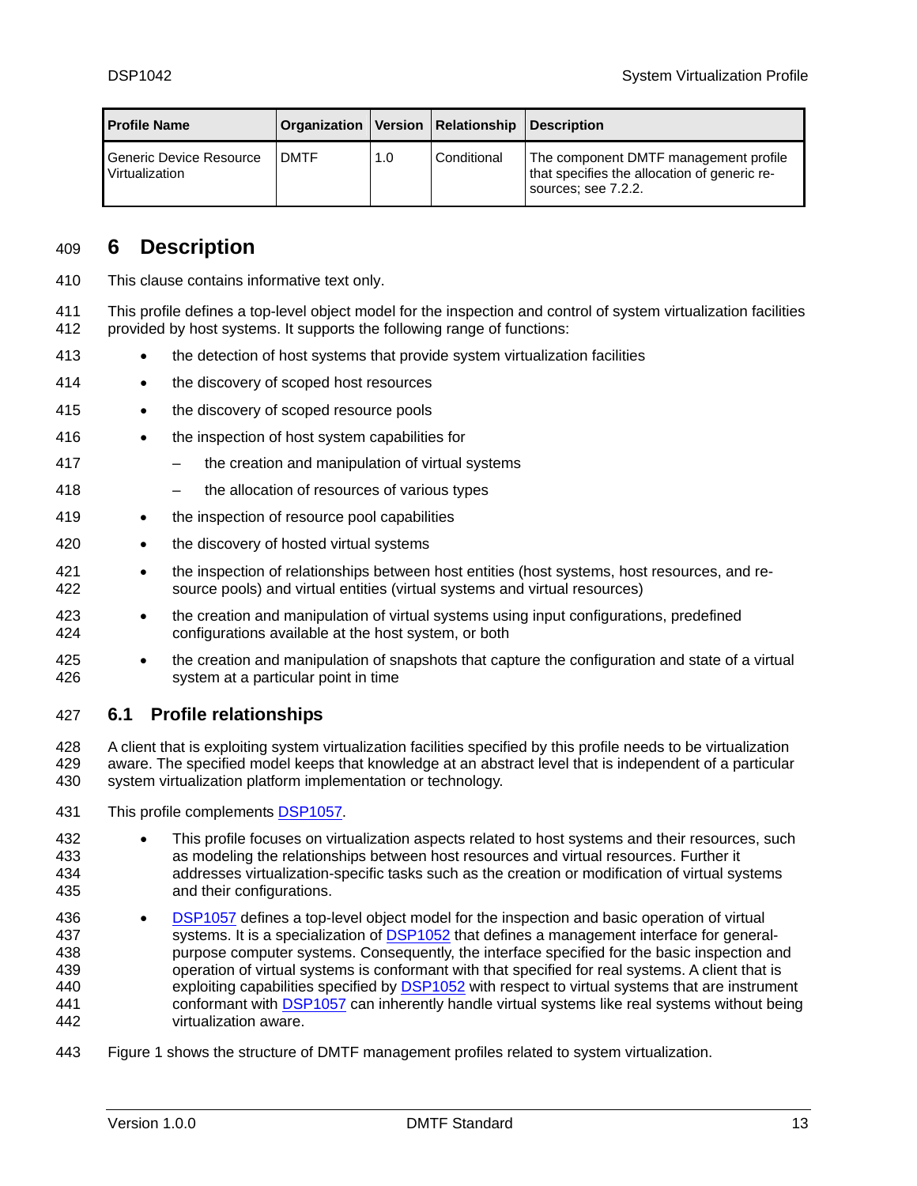| Profile Name | Organization | Version | Relationship | Description |
| --- | --- | --- | --- | --- |
| Generic Device Resource Virtualization | DMTF | 1.0 | Conditional | The component DMTF management profile that specifies the allocation of generic resources; see 7.2.2. |

# 6 Description

This clause contains informative text only.

This profile defines a top-level object model for the inspection and control of system virtualization facilities provided by host systems. It supports the following range of functions:

- the detection of host systems that provide system virtualization facilities
- the discovery of scoped host resources
- the discovery of scoped resource pools
- the inspection of host system capabilities for
  - the creation and manipulation of virtual systems
  - the allocation of resources of various types
- the inspection of resource pool capabilities
- the discovery of hosted virtual systems
- the inspection of relationships between host entities (host systems, host resources, and resource pools) and virtual entities (virtual systems and virtual resources)
- the creation and manipulation of virtual systems using input configurations, predefined configurations available at the host system, or both
- the creation and manipulation of snapshots that capture the configuration and state of a virtual system at a particular point in time

## 6.1 Profile relationships

A client that is exploiting system virtualization facilities specified by this profile needs to be virtualization aware. The specified model keeps that knowledge at an abstract level that is independent of a particular system virtualization platform implementation or technology.

This profile complements DSP1057.

- This profile focuses on virtualization aspects related to host systems and their resources, such as modeling the relationships between host resources and virtual resources. Further it addresses virtualization-specific tasks such as the creation or modification of virtual systems and their configurations.
- DSP1057 defines a top-level object model for the inspection and basic operation of virtual systems. It is a specialization of DSP1052 that defines a management interface for general-purpose computer systems. Consequently, the interface specified for the basic inspection and operation of virtual systems is conformant with that specified for real systems. A client that is exploiting capabilities specified by DSP1052 with respect to virtual systems that are instrument conformant with DSP1057 can inherently handle virtual systems like real systems without being virtualization aware.

Figure 1 shows the structure of DMTF management profiles related to system virtualization.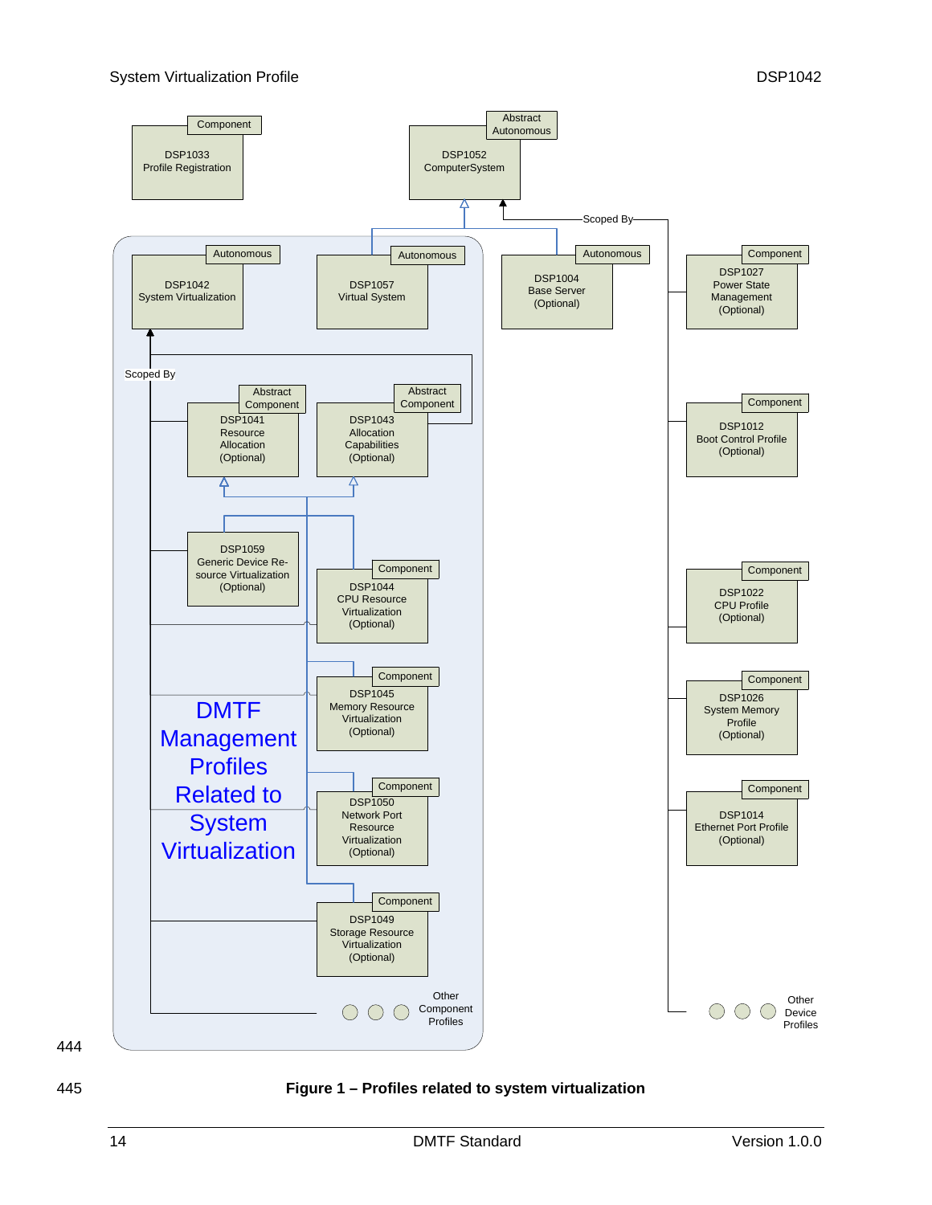Figure 1 – Profiles related to system virtualization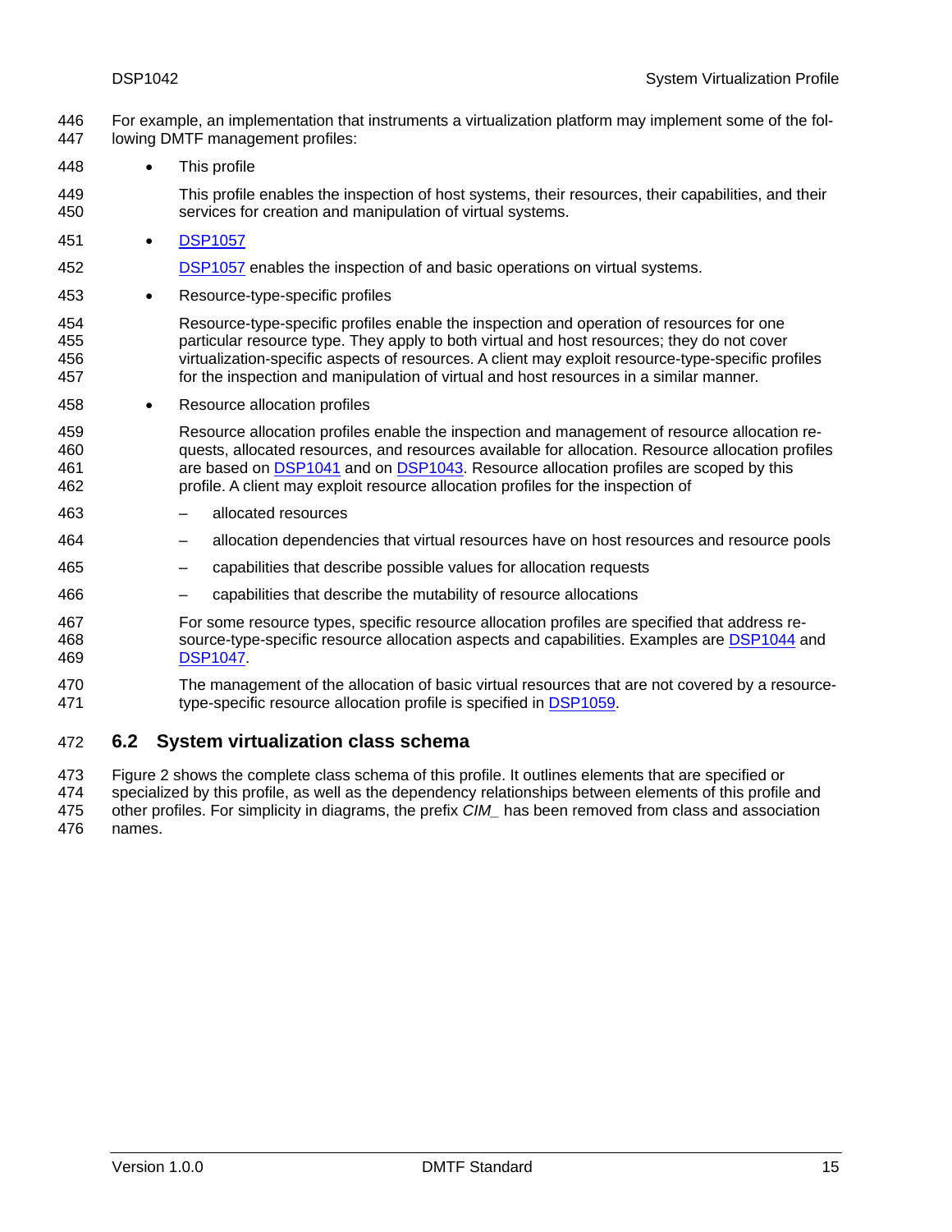For example, an implementation that instruments a virtualization platform may implement some of the following DMTF management profiles:

- This profile

  This profile enables the inspection of host systems, their resources, their capabilities, and their services for creation and manipulation of virtual systems.

- DSP1057

  DSP1057 enables the inspection of and basic operations on virtual systems.

- Resource-type-specific profiles

  Resource-type-specific profiles enable the inspection and operation of resources for one particular resource type. They apply to both virtual and host resources; they do not cover virtualization-specific aspects of resources. A client may exploit resource-type-specific profiles for the inspection and manipulation of virtual and host resources in a similar manner.

- Resource allocation profiles

  Resource allocation profiles enable the inspection and management of resource allocation requests, allocated resources, and resources available for allocation. Resource allocation profiles are based on DSP1041 and on DSP1043. Resource allocation profiles are scoped by this profile. A client may exploit resource allocation profiles for the inspection of

  - allocated resources
  - allocation dependencies that virtual resources have on host resources and resource pools
  - capabilities that describe possible values for allocation requests
  - capabilities that describe the mutability of resource allocations

  For some resource types, specific resource allocation profiles are specified that address resource-type-specific resource allocation aspects and capabilities. Examples are DSP1044 and DSP1047.

  The management of the allocation of basic virtual resources that are not covered by a resource-type-specific resource allocation profile is specified in DSP1059.

## 6.2 System virtualization class schema

Figure 2 shows the complete class schema of this profile. It outlines elements that are specified or specialized by this profile, as well as the dependency relationships between elements of this profile and other profiles. For simplicity in diagrams, the prefix *CIM_* has been removed from class and association names.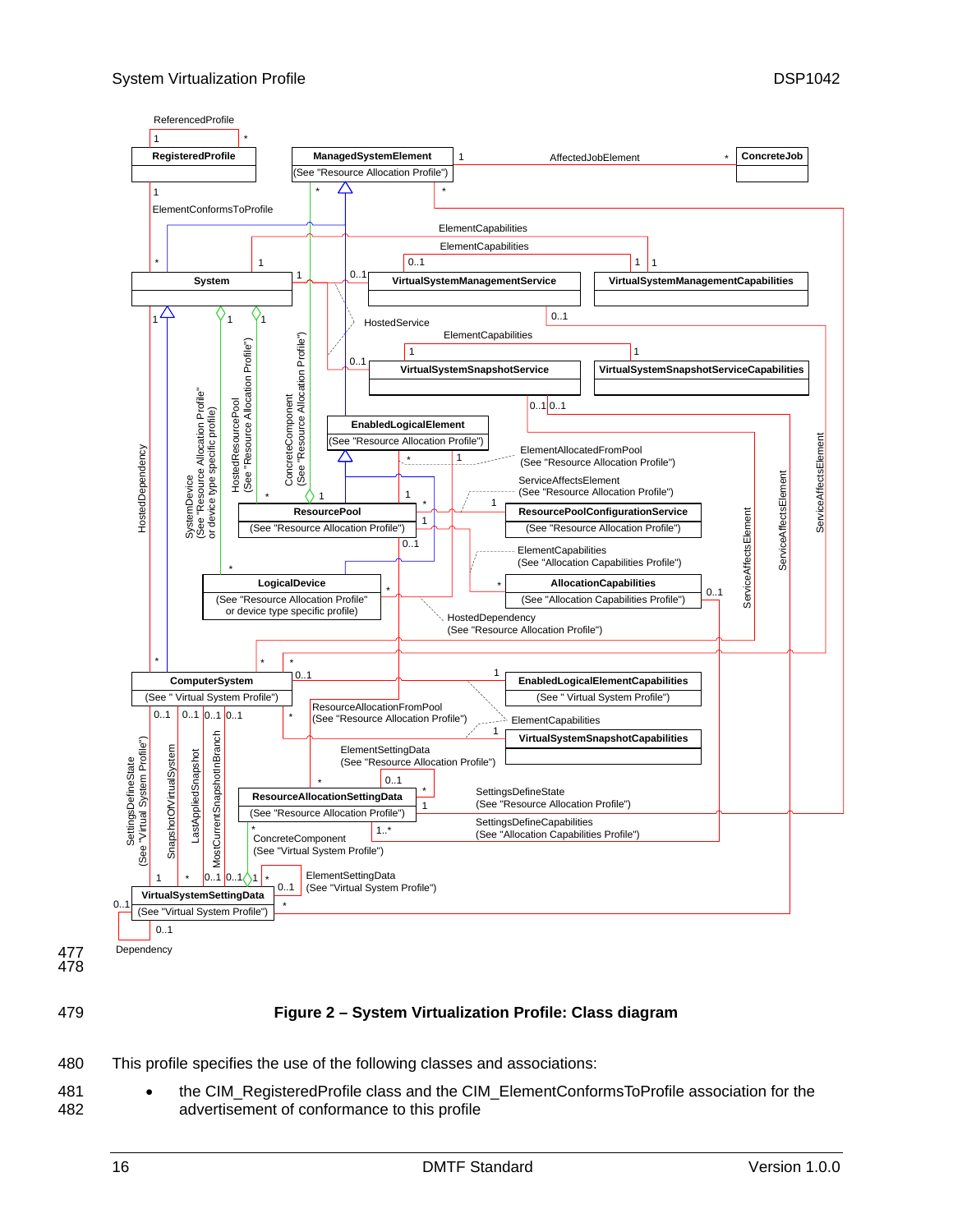**Figure 2 – System Virtualization Profile: Class diagram**

This profile specifies the use of the following classes and associations:

- the CIM_RegisteredProfile class and the CIM_ElementConformsToProfile association for the advertisement of conformance to this profile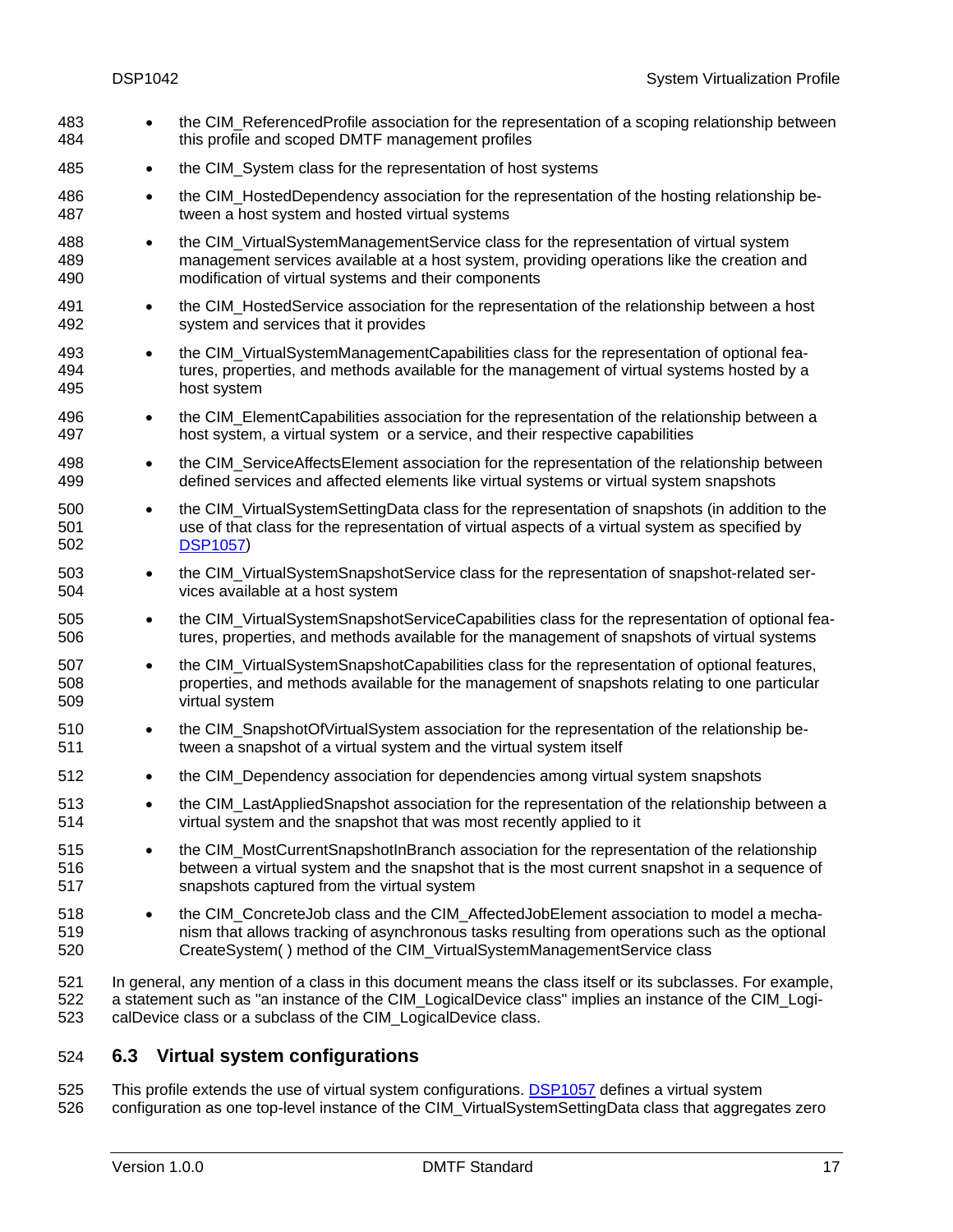- the CIM_ReferencedProfile association for the representation of a scoping relationship between this profile and scoped DMTF management profiles
- the CIM_System class for the representation of host systems
- the CIM_HostedDependency association for the representation of the hosting relationship between a host system and hosted virtual systems
- the CIM_VirtualSystemManagementService class for the representation of virtual system management services available at a host system, providing operations like the creation and modification of virtual systems and their components
- the CIM_HostedService association for the representation of the relationship between a host system and services that it provides
- the CIM_VirtualSystemManagementCapabilities class for the representation of optional features, properties, and methods available for the management of virtual systems hosted by a host system
- the CIM_ElementCapabilities association for the representation of the relationship between a host system, a virtual system or a service, and their respective capabilities
- the CIM_ServiceAffectsElement association for the representation of the relationship between defined services and affected elements like virtual systems or virtual system snapshots
- the CIM_VirtualSystemSettingData class for the representation of snapshots (in addition to the use of that class for the representation of virtual aspects of a virtual system as specified by DSP1057)
- the CIM_VirtualSystemSnapshotService class for the representation of snapshot-related services available at a host system
- the CIM_VirtualSystemSnapshotServiceCapabilities class for the representation of optional features, properties, and methods available for the management of snapshots of virtual systems
- the CIM_VirtualSystemSnapshotCapabilities class for the representation of optional features, properties, and methods available for the management of snapshots relating to one particular virtual system
- the CIM_SnapshotOfVirtualSystem association for the representation of the relationship between a snapshot of a virtual system and the virtual system itself
- the CIM_Dependency association for dependencies among virtual system snapshots
- the CIM_LastAppliedSnapshot association for the representation of the relationship between a virtual system and the snapshot that was most recently applied to it
- the CIM_MostCurrentSnapshotInBranch association for the representation of the relationship between a virtual system and the snapshot that is the most current snapshot in a sequence of snapshots captured from the virtual system
- the CIM_ConcreteJob class and the CIM_AffectedJobElement association to model a mechanism that allows tracking of asynchronous tasks resulting from operations such as the optional CreateSystem( ) method of the CIM_VirtualSystemManagementService class

In general, any mention of a class in this document means the class itself or its subclasses. For example, a statement such as "an instance of the CIM_LogicalDevice class" implies an instance of the CIM_LogicalDevice class or a subclass of the CIM_LogicalDevice class.

## 6.3 Virtual system configurations

This profile extends the use of virtual system configurations. DSP1057 defines a virtual system configuration as one top-level instance of the CIM_VirtualSystemSettingData class that aggregates zero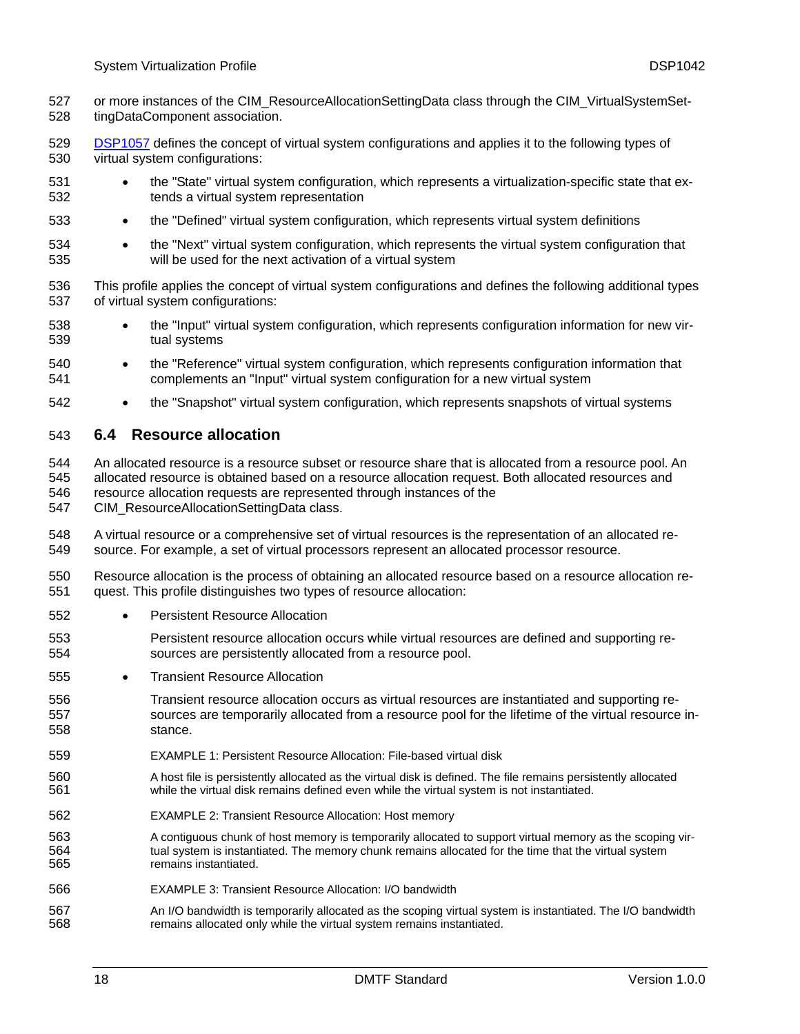or more instances of the CIM_ResourceAllocationSettingData class through the CIM_VirtualSystemSettingDataComponent association.

DSP1057 defines the concept of virtual system configurations and applies it to the following types of virtual system configurations:

- the "State" virtual system configuration, which represents a virtualization-specific state that extends a virtual system representation
- the "Defined" virtual system configuration, which represents virtual system definitions
- the "Next" virtual system configuration, which represents the virtual system configuration that will be used for the next activation of a virtual system

This profile applies the concept of virtual system configurations and defines the following additional types of virtual system configurations:

- the "Input" virtual system configuration, which represents configuration information for new virtual systems
- the "Reference" virtual system configuration, which represents configuration information that complements an "Input" virtual system configuration for a new virtual system
- the "Snapshot" virtual system configuration, which represents snapshots of virtual systems

## 6.4 Resource allocation

An allocated resource is a resource subset or resource share that is allocated from a resource pool. An allocated resource is obtained based on a resource allocation request. Both allocated resources and resource allocation requests are represented through instances of the CIM_ResourceAllocationSettingData class.

A virtual resource or a comprehensive set of virtual resources is the representation of an allocated resource. For example, a set of virtual processors represent an allocated processor resource.

Resource allocation is the process of obtaining an allocated resource based on a resource allocation request. This profile distinguishes two types of resource allocation:

- Persistent Resource Allocation

  Persistent resource allocation occurs while virtual resources are defined and supporting resources are persistently allocated from a resource pool.

- Transient Resource Allocation

  Transient resource allocation occurs as virtual resources are instantiated and supporting resources are temporarily allocated from a resource pool for the lifetime of the virtual resource instance.

  EXAMPLE 1: Persistent Resource Allocation: File-based virtual disk

  A host file is persistently allocated as the virtual disk is defined. The file remains persistently allocated while the virtual disk remains defined even while the virtual system is not instantiated.

  EXAMPLE 2: Transient Resource Allocation: Host memory

  A contiguous chunk of host memory is temporarily allocated to support virtual memory as the scoping virtual system is instantiated. The memory chunk remains allocated for the time that the virtual system remains instantiated.

  EXAMPLE 3: Transient Resource Allocation: I/O bandwidth

  An I/O bandwidth is temporarily allocated as the scoping virtual system is instantiated. The I/O bandwidth remains allocated only while the virtual system remains instantiated.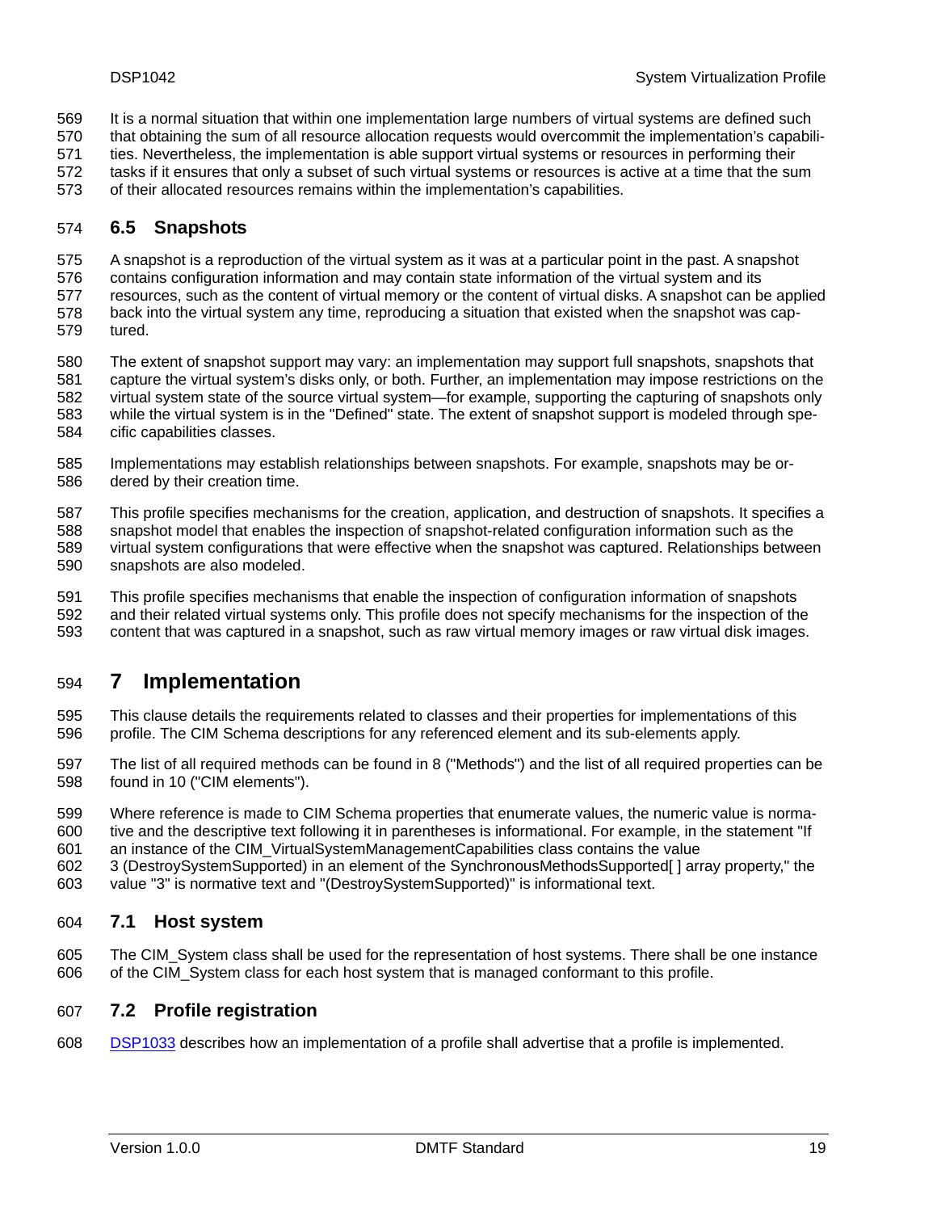It is a normal situation that within one implementation large numbers of virtual systems are defined such that obtaining the sum of all resource allocation requests would overcommit the implementation's capabilities. Nevertheless, the implementation is able support virtual systems or resources in performing their tasks if it ensures that only a subset of such virtual systems or resources is active at a time that the sum of their allocated resources remains within the implementation's capabilities.

## 6.5 Snapshots

A snapshot is a reproduction of the virtual system as it was at a particular point in the past. A snapshot contains configuration information and may contain state information of the virtual system and its resources, such as the content of virtual memory or the content of virtual disks. A snapshot can be applied back into the virtual system any time, reproducing a situation that existed when the snapshot was captured.

The extent of snapshot support may vary: an implementation may support full snapshots, snapshots that capture the virtual system's disks only, or both. Further, an implementation may impose restrictions on the virtual system state of the source virtual system—for example, supporting the capturing of snapshots only while the virtual system is in the "Defined" state. The extent of snapshot support is modeled through specific capabilities classes.

Implementations may establish relationships between snapshots. For example, snapshots may be ordered by their creation time.

This profile specifies mechanisms for the creation, application, and destruction of snapshots. It specifies a snapshot model that enables the inspection of snapshot-related configuration information such as the virtual system configurations that were effective when the snapshot was captured. Relationships between snapshots are also modeled.

This profile specifies mechanisms that enable the inspection of configuration information of snapshots and their related virtual systems only. This profile does not specify mechanisms for the inspection of the content that was captured in a snapshot, such as raw virtual memory images or raw virtual disk images.

# 7 Implementation

This clause details the requirements related to classes and their properties for implementations of this profile. The CIM Schema descriptions for any referenced element and its sub-elements apply.

The list of all required methods can be found in 8 ("Methods") and the list of all required properties can be found in 10 ("CIM elements").

Where reference is made to CIM Schema properties that enumerate values, the numeric value is normative and the descriptive text following it in parentheses is informational. For example, in the statement "If an instance of the CIM_VirtualSystemManagementCapabilities class contains the value 3 (DestroySystemSupported) in an element of the SynchronousMethodsSupported[ ] array property," the value "3" is normative text and "(DestroySystemSupported)" is informational text.

## 7.1 Host system

The CIM_System class shall be used for the representation of host systems. There shall be one instance of the CIM_System class for each host system that is managed conformant to this profile.

## 7.2 Profile registration

DSP1033 describes how an implementation of a profile shall advertise that a profile is implemented.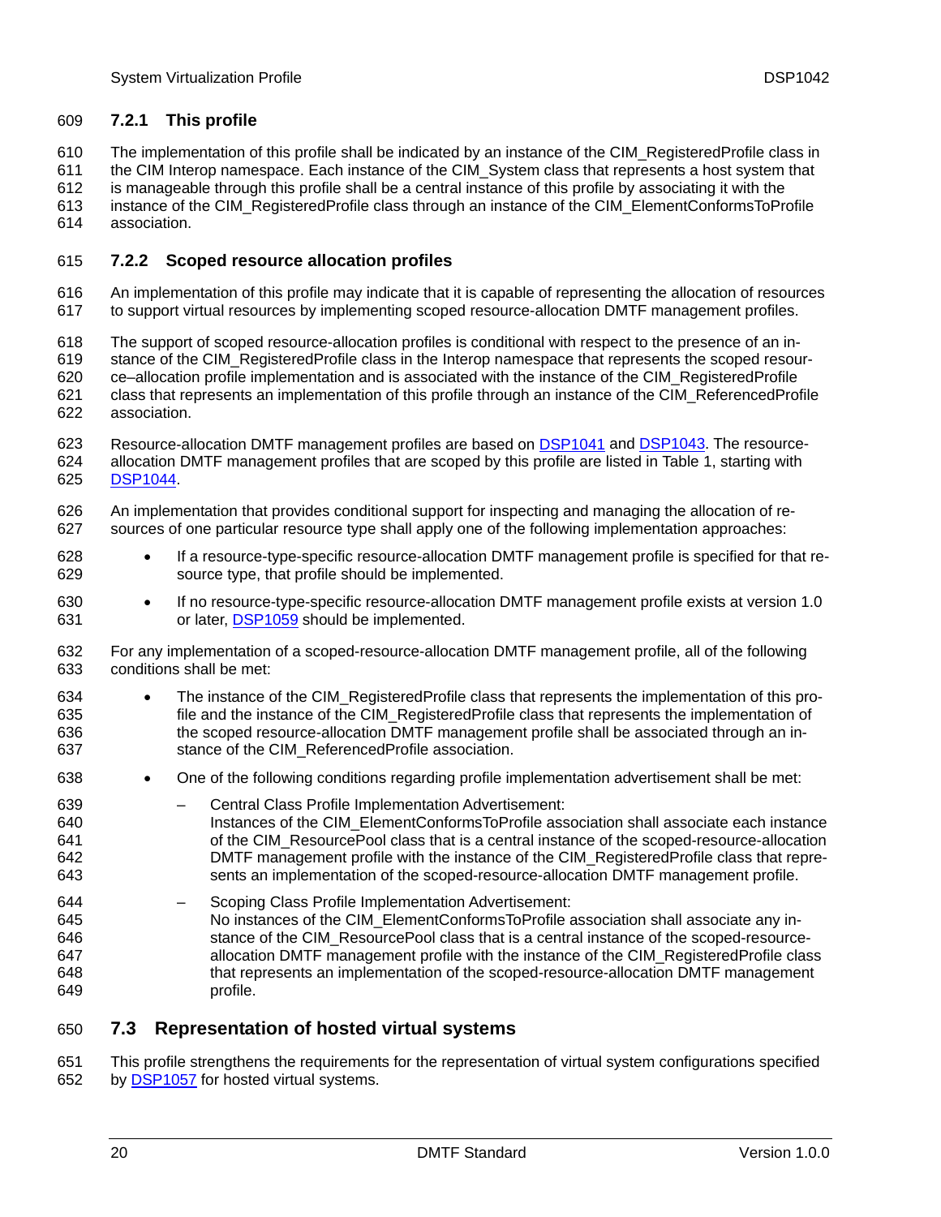### 7.2.1 This profile

The implementation of this profile shall be indicated by an instance of the CIM_RegisteredProfile class in the CIM Interop namespace. Each instance of the CIM_System class that represents a host system that is manageable through this profile shall be a central instance of this profile by associating it with the instance of the CIM_RegisteredProfile class through an instance of the CIM_ElementConformsToProfile association.

### 7.2.2 Scoped resource allocation profiles

An implementation of this profile may indicate that it is capable of representing the allocation of resources to support virtual resources by implementing scoped resource-allocation DMTF management profiles.

The support of scoped resource-allocation profiles is conditional with respect to the presence of an instance of the CIM_RegisteredProfile class in the Interop namespace that represents the scoped resource–allocation profile implementation and is associated with the instance of the CIM_RegisteredProfile class that represents an implementation of this profile through an instance of the CIM_ReferencedProfile association.

Resource-allocation DMTF management profiles are based on DSP1041 and DSP1043. The resource-allocation DMTF management profiles that are scoped by this profile are listed in Table 1, starting with DSP1044.

An implementation that provides conditional support for inspecting and managing the allocation of resources of one particular resource type shall apply one of the following implementation approaches:

- If a resource-type-specific resource-allocation DMTF management profile is specified for that resource type, that profile should be implemented.
- If no resource-type-specific resource-allocation DMTF management profile exists at version 1.0 or later, DSP1059 should be implemented.

For any implementation of a scoped-resource-allocation DMTF management profile, all of the following conditions shall be met:

- The instance of the CIM_RegisteredProfile class that represents the implementation of this profile and the instance of the CIM_RegisteredProfile class that represents the implementation of the scoped resource-allocation DMTF management profile shall be associated through an instance of the CIM_ReferencedProfile association.
- One of the following conditions regarding profile implementation advertisement shall be met:
  - Central Class Profile Implementation Advertisement:
    Instances of the CIM_ElementConformsToProfile association shall associate each instance of the CIM_ResourcePool class that is a central instance of the scoped-resource-allocation DMTF management profile with the instance of the CIM_RegisteredProfile class that represents an implementation of the scoped-resource-allocation DMTF management profile.
  - Scoping Class Profile Implementation Advertisement:
    No instances of the CIM_ElementConformsToProfile association shall associate any instance of the CIM_ResourcePool class that is a central instance of the scoped-resource-allocation DMTF management profile with the instance of the CIM_RegisteredProfile class that represents an implementation of the scoped-resource-allocation DMTF management profile.

## 7.3 Representation of hosted virtual systems

This profile strengthens the requirements for the representation of virtual system configurations specified by DSP1057 for hosted virtual systems.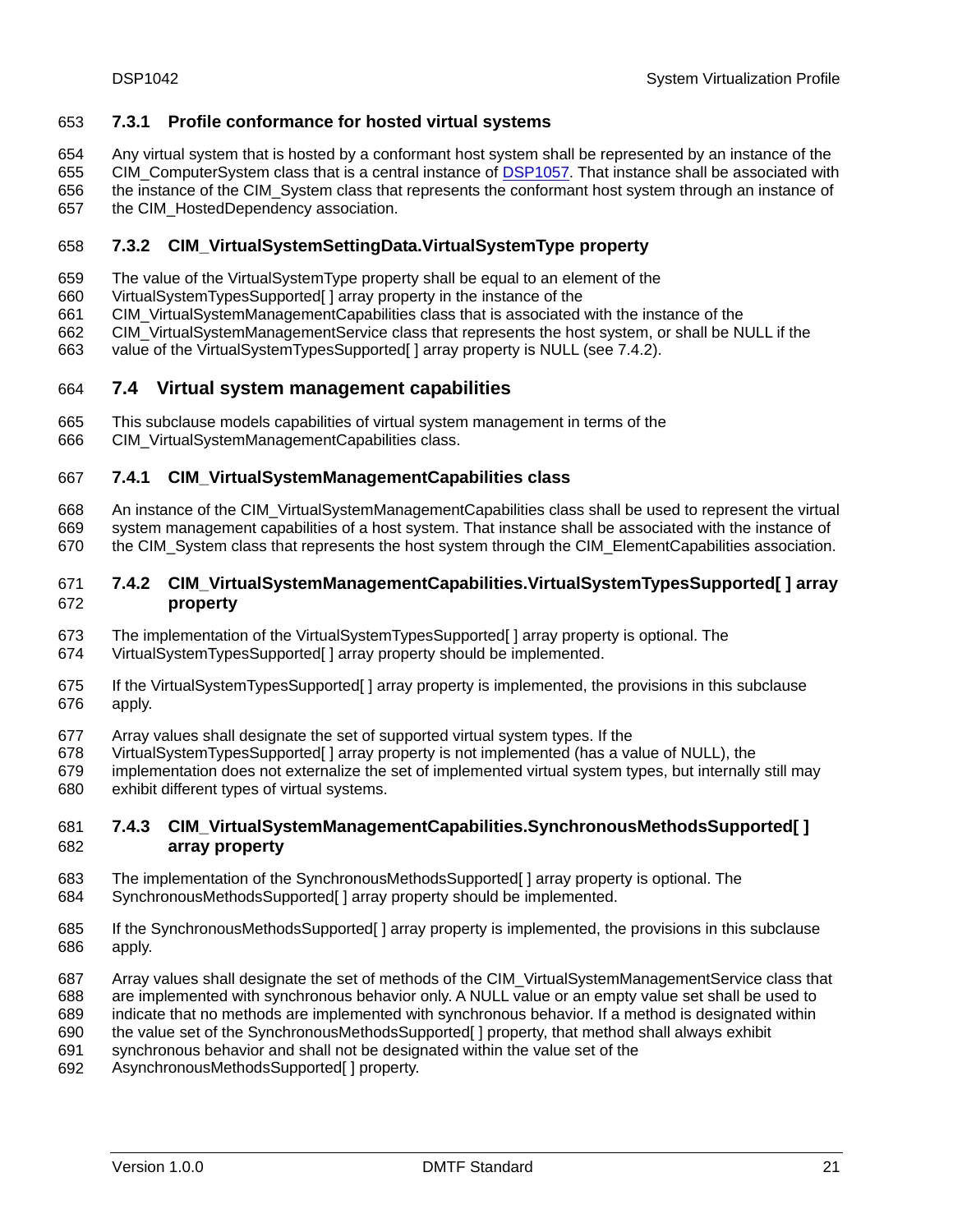### 7.3.1 Profile conformance for hosted virtual systems

Any virtual system that is hosted by a conformant host system shall be represented by an instance of the CIM_ComputerSystem class that is a central instance of DSP1057. That instance shall be associated with the instance of the CIM_System class that represents the conformant host system through an instance of the CIM_HostedDependency association.

### 7.3.2 CIM_VirtualSystemSettingData.VirtualSystemType property

The value of the VirtualSystemType property shall be equal to an element of the VirtualSystemTypesSupported[ ] array property in the instance of the CIM_VirtualSystemManagementCapabilities class that is associated with the instance of the CIM_VirtualSystemManagementService class that represents the host system, or shall be NULL if the value of the VirtualSystemTypesSupported[ ] array property is NULL (see 7.4.2).

## 7.4 Virtual system management capabilities

This subclause models capabilities of virtual system management in terms of the CIM_VirtualSystemManagementCapabilities class.

### 7.4.1 CIM_VirtualSystemManagementCapabilities class

An instance of the CIM_VirtualSystemManagementCapabilities class shall be used to represent the virtual system management capabilities of a host system. That instance shall be associated with the instance of the CIM_System class that represents the host system through the CIM_ElementCapabilities association.

### 7.4.2 CIM_VirtualSystemManagementCapabilities.VirtualSystemTypesSupported[ ] array property

The implementation of the VirtualSystemTypesSupported[ ] array property is optional. The VirtualSystemTypesSupported[ ] array property should be implemented.

If the VirtualSystemTypesSupported[ ] array property is implemented, the provisions in this subclause apply.

Array values shall designate the set of supported virtual system types. If the VirtualSystemTypesSupported[ ] array property is not implemented (has a value of NULL), the implementation does not externalize the set of implemented virtual system types, but internally still may exhibit different types of virtual systems.

### 7.4.3 CIM_VirtualSystemManagementCapabilities.SynchronousMethodsSupported[ ] array property

The implementation of the SynchronousMethodsSupported[ ] array property is optional. The SynchronousMethodsSupported[ ] array property should be implemented.

If the SynchronousMethodsSupported[ ] array property is implemented, the provisions in this subclause apply.

Array values shall designate the set of methods of the CIM_VirtualSystemManagementService class that are implemented with synchronous behavior only. A NULL value or an empty value set shall be used to indicate that no methods are implemented with synchronous behavior. If a method is designated within the value set of the SynchronousMethodsSupported[ ] property, that method shall always exhibit synchronous behavior and shall not be designated within the value set of the AsynchronousMethodsSupported[ ] property.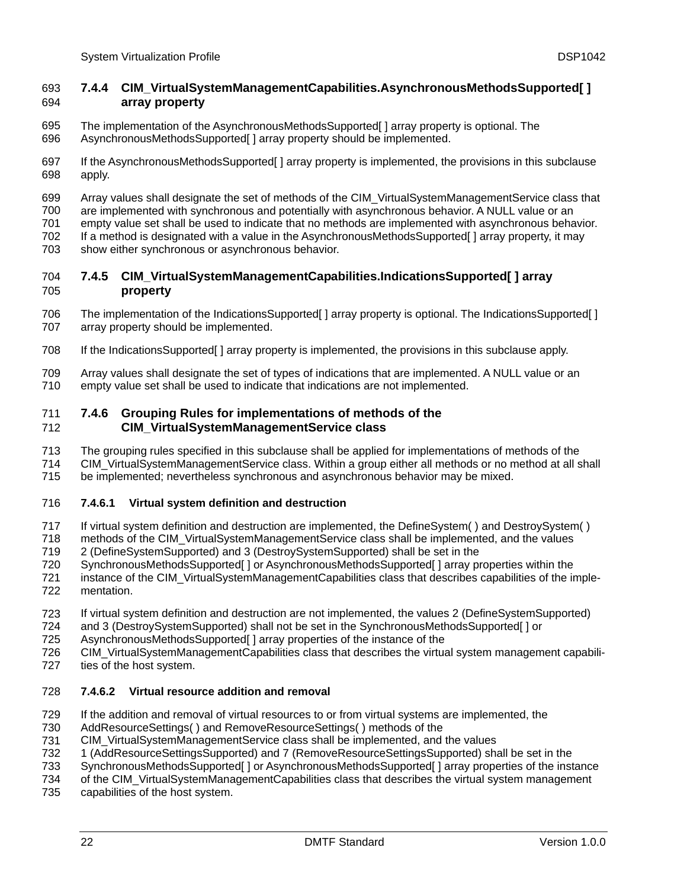#### 7.4.4 CIM_VirtualSystemManagementCapabilities.AsynchronousMethodsSupported[ ] array property

The implementation of the AsynchronousMethodsSupported[ ] array property is optional. The AsynchronousMethodsSupported[ ] array property should be implemented.

If the AsynchronousMethodsSupported[ ] array property is implemented, the provisions in this subclause apply.

Array values shall designate the set of methods of the CIM_VirtualSystemManagementService class that are implemented with synchronous and potentially with asynchronous behavior. A NULL value or an empty value set shall be used to indicate that no methods are implemented with asynchronous behavior. If a method is designated with a value in the AsynchronousMethodsSupported[ ] array property, it may show either synchronous or asynchronous behavior.

#### 7.4.5 CIM_VirtualSystemManagementCapabilities.IndicationsSupported[ ] array property

The implementation of the IndicationsSupported[ ] array property is optional. The IndicationsSupported[ ] array property should be implemented.

If the IndicationsSupported[ ] array property is implemented, the provisions in this subclause apply.

Array values shall designate the set of types of indications that are implemented. A NULL value or an empty value set shall be used to indicate that indications are not implemented.

#### 7.4.6 Grouping Rules for implementations of methods of the CIM_VirtualSystemManagementService class

The grouping rules specified in this subclause shall be applied for implementations of methods of the CIM_VirtualSystemManagementService class. Within a group either all methods or no method at all shall be implemented; nevertheless synchronous and asynchronous behavior may be mixed.

##### 7.4.6.1 Virtual system definition and destruction

If virtual system definition and destruction are implemented, the DefineSystem( ) and DestroySystem( ) methods of the CIM_VirtualSystemManagementService class shall be implemented, and the values 2 (DefineSystemSupported) and 3 (DestroySystemSupported) shall be set in the SynchronousMethodsSupported[ ] or AsynchronousMethodsSupported[ ] array properties within the instance of the CIM_VirtualSystemManagementCapabilities class that describes capabilities of the implementation.

If virtual system definition and destruction are not implemented, the values 2 (DefineSystemSupported) and 3 (DestroySystemSupported) shall not be set in the SynchronousMethodsSupported[ ] or AsynchronousMethodsSupported[ ] array properties of the instance of the CIM_VirtualSystemManagementCapabilities class that describes the virtual system management capabilities of the host system.

##### 7.4.6.2 Virtual resource addition and removal

If the addition and removal of virtual resources to or from virtual systems are implemented, the AddResourceSettings( ) and RemoveResourceSettings( ) methods of the CIM_VirtualSystemManagementService class shall be implemented, and the values 1 (AddResourceSettingsSupported) and 7 (RemoveResourceSettingsSupported) shall be set in the SynchronousMethodsSupported[ ] or AsynchronousMethodsSupported[ ] array properties of the instance of the CIM_VirtualSystemManagementCapabilities class that describes the virtual system management capabilities of the host system.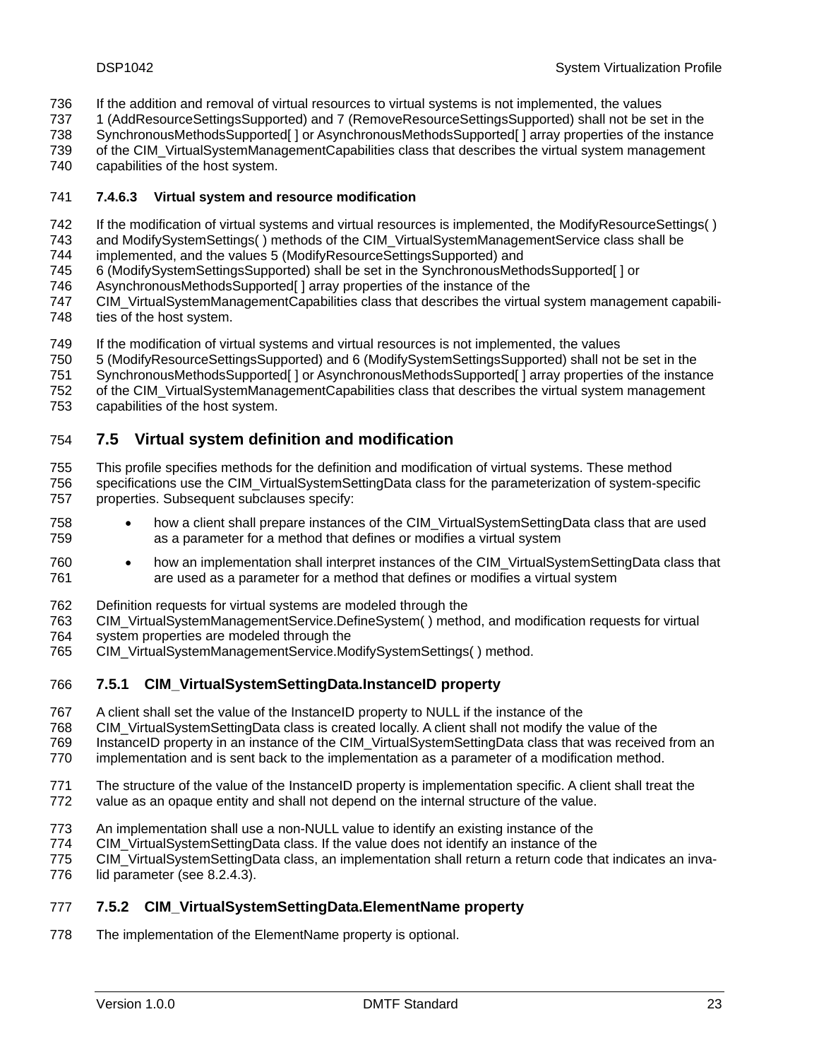If the addition and removal of virtual resources to virtual systems is not implemented, the values 1 (AddResourceSettingsSupported) and 7 (RemoveResourceSettingsSupported) shall not be set in the SynchronousMethodsSupported[ ] or AsynchronousMethodsSupported[ ] array properties of the instance of the CIM_VirtualSystemManagementCapabilities class that describes the virtual system management capabilities of the host system.

#### 7.4.6.3 Virtual system and resource modification

If the modification of virtual systems and virtual resources is implemented, the ModifyResourceSettings( ) and ModifySystemSettings( ) methods of the CIM_VirtualSystemManagementService class shall be implemented, and the values 5 (ModifyResourceSettingsSupported) and 6 (ModifySystemSettingsSupported) shall be set in the SynchronousMethodsSupported[ ] or AsynchronousMethodsSupported[ ] array properties of the instance of the CIM_VirtualSystemManagementCapabilities class that describes the virtual system management capabilities of the host system.

If the modification of virtual systems and virtual resources is not implemented, the values 5 (ModifyResourceSettingsSupported) and 6 (ModifySystemSettingsSupported) shall not be set in the SynchronousMethodsSupported[ ] or AsynchronousMethodsSupported[ ] array properties of the instance of the CIM_VirtualSystemManagementCapabilities class that describes the virtual system management capabilities of the host system.

## 7.5 Virtual system definition and modification

This profile specifies methods for the definition and modification of virtual systems. These method specifications use the CIM_VirtualSystemSettingData class for the parameterization of system-specific properties. Subsequent subclauses specify:

- how a client shall prepare instances of the CIM_VirtualSystemSettingData class that are used as a parameter for a method that defines or modifies a virtual system
- how an implementation shall interpret instances of the CIM_VirtualSystemSettingData class that are used as a parameter for a method that defines or modifies a virtual system

Definition requests for virtual systems are modeled through the CIM_VirtualSystemManagementService.DefineSystem( ) method, and modification requests for virtual system properties are modeled through the CIM_VirtualSystemManagementService.ModifySystemSettings( ) method.

### 7.5.1 CIM_VirtualSystemSettingData.InstanceID property

A client shall set the value of the InstanceID property to NULL if the instance of the CIM_VirtualSystemSettingData class is created locally. A client shall not modify the value of the InstanceID property in an instance of the CIM_VirtualSystemSettingData class that was received from an implementation and is sent back to the implementation as a parameter of a modification method.

The structure of the value of the InstanceID property is implementation specific. A client shall treat the value as an opaque entity and shall not depend on the internal structure of the value.

An implementation shall use a non-NULL value to identify an existing instance of the CIM_VirtualSystemSettingData class. If the value does not identify an instance of the CIM_VirtualSystemSettingData class, an implementation shall return a return code that indicates an invalid parameter (see 8.2.4.3).

### 7.5.2 CIM_VirtualSystemSettingData.ElementName property

The implementation of the ElementName property is optional.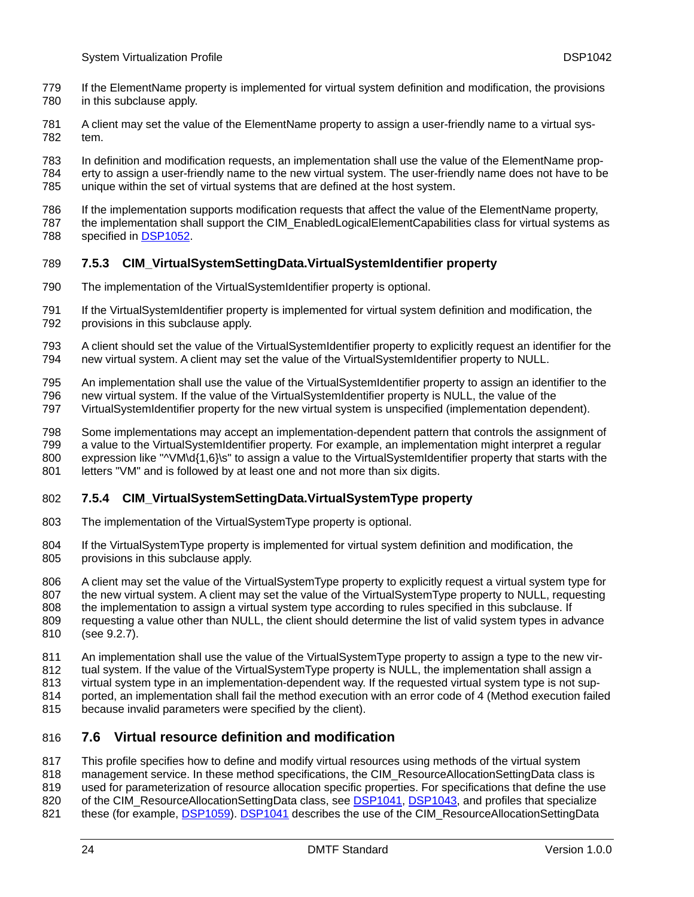If the ElementName property is implemented for virtual system definition and modification, the provisions in this subclause apply.

A client may set the value of the ElementName property to assign a user-friendly name to a virtual system.

In definition and modification requests, an implementation shall use the value of the ElementName property to assign a user-friendly name to the new virtual system. The user-friendly name does not have to be unique within the set of virtual systems that are defined at the host system.

If the implementation supports modification requests that affect the value of the ElementName property, the implementation shall support the CIM_EnabledLogicalElementCapabilities class for virtual systems as specified in DSP1052.

### 7.5.3 CIM_VirtualSystemSettingData.VirtualSystemIdentifier property

The implementation of the VirtualSystemIdentifier property is optional.

If the VirtualSystemIdentifier property is implemented for virtual system definition and modification, the provisions in this subclause apply.

A client should set the value of the VirtualSystemIdentifier property to explicitly request an identifier for the new virtual system. A client may set the value of the VirtualSystemIdentifier property to NULL.

An implementation shall use the value of the VirtualSystemIdentifier property to assign an identifier to the new virtual system. If the value of the VirtualSystemIdentifier property is NULL, the value of the VirtualSystemIdentifier property for the new virtual system is unspecified (implementation dependent).

Some implementations may accept an implementation-dependent pattern that controls the assignment of a value to the VirtualSystemIdentifier property. For example, an implementation might interpret a regular expression like "^VM\d{1,6}\s" to assign a value to the VirtualSystemIdentifier property that starts with the letters "VM" and is followed by at least one and not more than six digits.

### 7.5.4 CIM_VirtualSystemSettingData.VirtualSystemType property

The implementation of the VirtualSystemType property is optional.

If the VirtualSystemType property is implemented for virtual system definition and modification, the provisions in this subclause apply.

A client may set the value of the VirtualSystemType property to explicitly request a virtual system type for the new virtual system. A client may set the value of the VirtualSystemType property to NULL, requesting the implementation to assign a virtual system type according to rules specified in this subclause. If requesting a value other than NULL, the client should determine the list of valid system types in advance (see 9.2.7).

An implementation shall use the value of the VirtualSystemType property to assign a type to the new virtual system. If the value of the VirtualSystemType property is NULL, the implementation shall assign a virtual system type in an implementation-dependent way. If the requested virtual system type is not supported, an implementation shall fail the method execution with an error code of 4 (Method execution failed because invalid parameters were specified by the client).

## 7.6 Virtual resource definition and modification

This profile specifies how to define and modify virtual resources using methods of the virtual system management service. In these method specifications, the CIM_ResourceAllocationSettingData class is used for parameterization of resource allocation specific properties. For specifications that define the use of the CIM_ResourceAllocationSettingData class, see DSP1041, DSP1043, and profiles that specialize these (for example, DSP1059). DSP1041 describes the use of the CIM_ResourceAllocationSettingData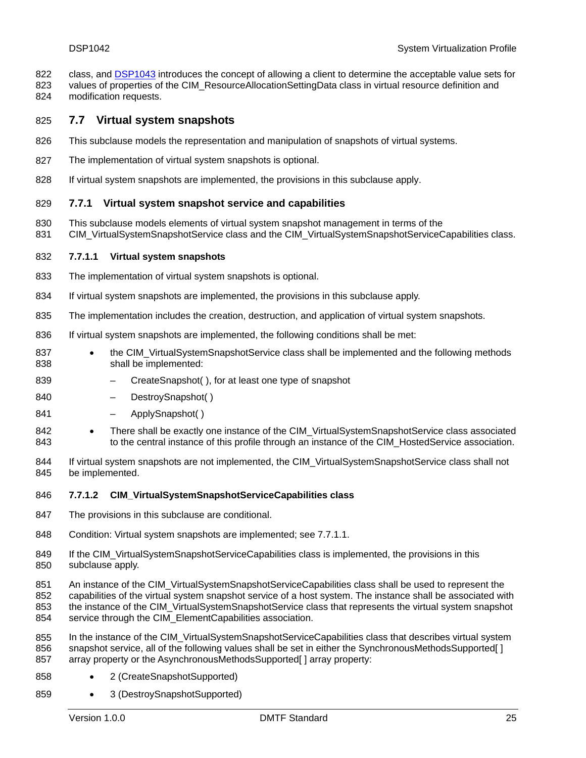class, and DSP1043 introduces the concept of allowing a client to determine the acceptable value sets for values of properties of the CIM_ResourceAllocationSettingData class in virtual resource definition and modification requests.

## 7.7 Virtual system snapshots

This subclause models the representation and manipulation of snapshots of virtual systems.

The implementation of virtual system snapshots is optional.

If virtual system snapshots are implemented, the provisions in this subclause apply.

### 7.7.1 Virtual system snapshot service and capabilities

This subclause models elements of virtual system snapshot management in terms of the CIM_VirtualSystemSnapshotService class and the CIM_VirtualSystemSnapshotServiceCapabilities class.

#### 7.7.1.1 Virtual system snapshots

The implementation of virtual system snapshots is optional.

If virtual system snapshots are implemented, the provisions in this subclause apply.

The implementation includes the creation, destruction, and application of virtual system snapshots.

If virtual system snapshots are implemented, the following conditions shall be met:

- the CIM_VirtualSystemSnapshotService class shall be implemented and the following methods shall be implemented:
  - CreateSnapshot( ), for at least one type of snapshot
  - DestroySnapshot( )
  - ApplySnapshot( )
- There shall be exactly one instance of the CIM_VirtualSystemSnapshotService class associated to the central instance of this profile through an instance of the CIM_HostedService association.

If virtual system snapshots are not implemented, the CIM_VirtualSystemSnapshotService class shall not be implemented.

#### 7.7.1.2 CIM_VirtualSystemSnapshotServiceCapabilities class

The provisions in this subclause are conditional.

Condition: Virtual system snapshots are implemented; see 7.7.1.1.

If the CIM_VirtualSystemSnapshotServiceCapabilities class is implemented, the provisions in this subclause apply.

An instance of the CIM_VirtualSystemSnapshotServiceCapabilities class shall be used to represent the capabilities of the virtual system snapshot service of a host system. The instance shall be associated with the instance of the CIM_VirtualSystemSnapshotService class that represents the virtual system snapshot service through the CIM_ElementCapabilities association.

In the instance of the CIM_VirtualSystemSnapshotServiceCapabilities class that describes virtual system snapshot service, all of the following values shall be set in either the SynchronousMethodsSupported[ ] array property or the AsynchronousMethodsSupported[ ] array property:

- 2 (CreateSnapshotSupported)
- 3 (DestroySnapshotSupported)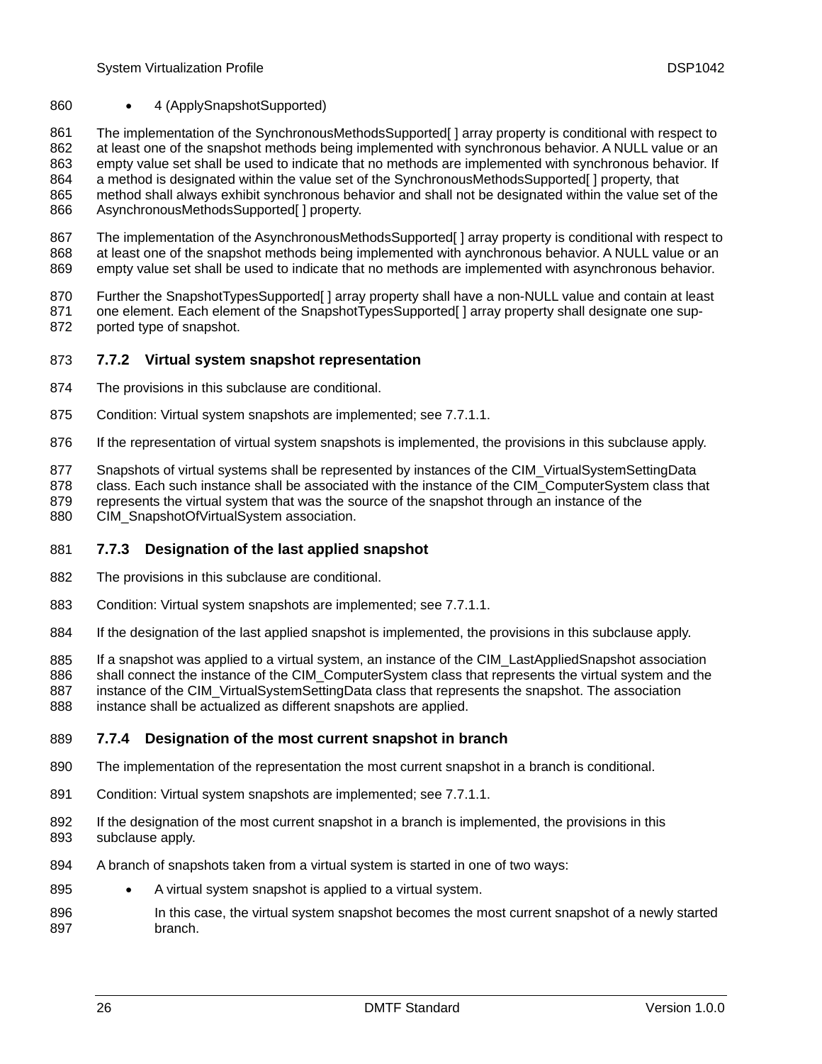- 4 (ApplySnapshotSupported)

The implementation of the SynchronousMethodsSupported[ ] array property is conditional with respect to at least one of the snapshot methods being implemented with synchronous behavior. A NULL value or an empty value set shall be used to indicate that no methods are implemented with synchronous behavior. If a method is designated within the value set of the SynchronousMethodsSupported[ ] property, that method shall always exhibit synchronous behavior and shall not be designated within the value set of the AsynchronousMethodsSupported[ ] property.

The implementation of the AsynchronousMethodsSupported[ ] array property is conditional with respect to at least one of the snapshot methods being implemented with aynchronous behavior. A NULL value or an empty value set shall be used to indicate that no methods are implemented with asynchronous behavior.

Further the SnapshotTypesSupported[ ] array property shall have a non-NULL value and contain at least one element. Each element of the SnapshotTypesSupported[ ] array property shall designate one supported type of snapshot.

### 7.7.2 Virtual system snapshot representation

The provisions in this subclause are conditional.

Condition: Virtual system snapshots are implemented; see 7.7.1.1.

If the representation of virtual system snapshots is implemented, the provisions in this subclause apply.

Snapshots of virtual systems shall be represented by instances of the CIM_VirtualSystemSettingData class. Each such instance shall be associated with the instance of the CIM_ComputerSystem class that represents the virtual system that was the source of the snapshot through an instance of the CIM_SnapshotOfVirtualSystem association.

### 7.7.3 Designation of the last applied snapshot

The provisions in this subclause are conditional.

Condition: Virtual system snapshots are implemented; see 7.7.1.1.

If the designation of the last applied snapshot is implemented, the provisions in this subclause apply.

If a snapshot was applied to a virtual system, an instance of the CIM_LastAppliedSnapshot association shall connect the instance of the CIM_ComputerSystem class that represents the virtual system and the instance of the CIM_VirtualSystemSettingData class that represents the snapshot. The association instance shall be actualized as different snapshots are applied.

### 7.7.4 Designation of the most current snapshot in branch

The implementation of the representation the most current snapshot in a branch is conditional.

Condition: Virtual system snapshots are implemented; see 7.7.1.1.

If the designation of the most current snapshot in a branch is implemented, the provisions in this subclause apply.

A branch of snapshots taken from a virtual system is started in one of two ways:

- A virtual system snapshot is applied to a virtual system.

  In this case, the virtual system snapshot becomes the most current snapshot of a newly started branch.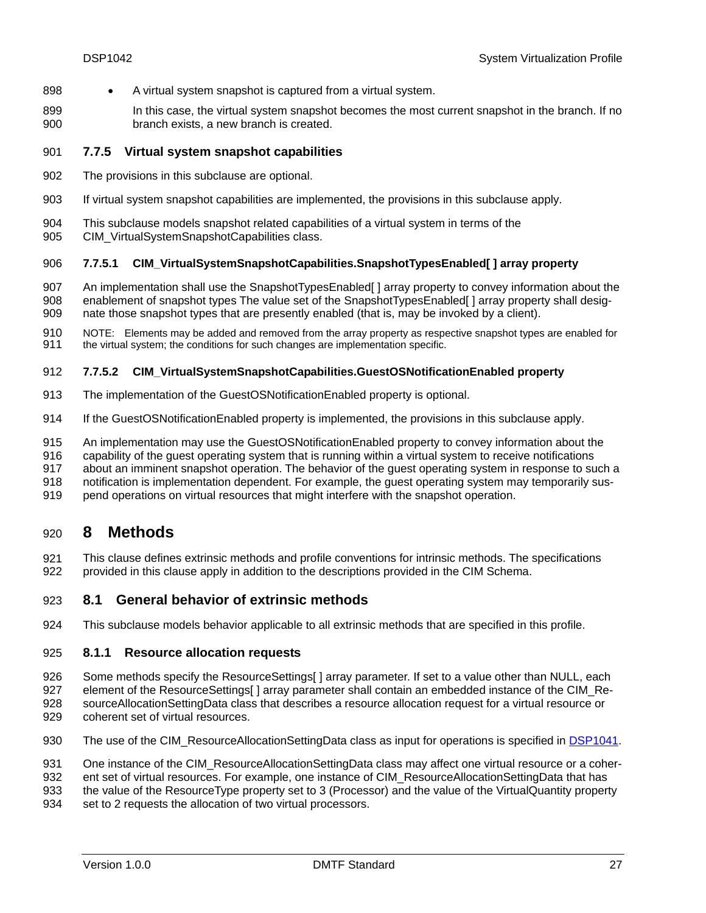- A virtual system snapshot is captured from a virtual system.

  In this case, the virtual system snapshot becomes the most current snapshot in the branch. If no branch exists, a new branch is created.

### 7.7.5 Virtual system snapshot capabilities

The provisions in this subclause are optional.

If virtual system snapshot capabilities are implemented, the provisions in this subclause apply.

This subclause models snapshot related capabilities of a virtual system in terms of the CIM_VirtualSystemSnapshotCapabilities class.

#### 7.7.5.1 CIM_VirtualSystemSnapshotCapabilities.SnapshotTypesEnabled[ ] array property

An implementation shall use the SnapshotTypesEnabled[ ] array property to convey information about the enablement of snapshot types The value set of the SnapshotTypesEnabled[ ] array property shall designate those snapshot types that are presently enabled (that is, may be invoked by a client).

NOTE: Elements may be added and removed from the array property as respective snapshot types are enabled for the virtual system; the conditions for such changes are implementation specific.

#### 7.7.5.2 CIM_VirtualSystemSnapshotCapabilities.GuestOSNotificationEnabled property

The implementation of the GuestOSNotificationEnabled property is optional.

If the GuestOSNotificationEnabled property is implemented, the provisions in this subclause apply.

An implementation may use the GuestOSNotificationEnabled property to convey information about the capability of the guest operating system that is running within a virtual system to receive notifications about an imminent snapshot operation. The behavior of the guest operating system in response to such a notification is implementation dependent. For example, the guest operating system may temporarily suspend operations on virtual resources that might interfere with the snapshot operation.

# 8 Methods

This clause defines extrinsic methods and profile conventions for intrinsic methods. The specifications provided in this clause apply in addition to the descriptions provided in the CIM Schema.

## 8.1 General behavior of extrinsic methods

This subclause models behavior applicable to all extrinsic methods that are specified in this profile.

### 8.1.1 Resource allocation requests

Some methods specify the ResourceSettings[ ] array parameter. If set to a value other than NULL, each element of the ResourceSettings[ ] array parameter shall contain an embedded instance of the CIM_ResourceAllocationSettingData class that describes a resource allocation request for a virtual resource or coherent set of virtual resources.

The use of the CIM_ResourceAllocationSettingData class as input for operations is specified in DSP1041.

One instance of the CIM_ResourceAllocationSettingData class may affect one virtual resource or a coherent set of virtual resources. For example, one instance of CIM_ResourceAllocationSettingData that has the value of the ResourceType property set to 3 (Processor) and the value of the VirtualQuantity property set to 2 requests the allocation of two virtual processors.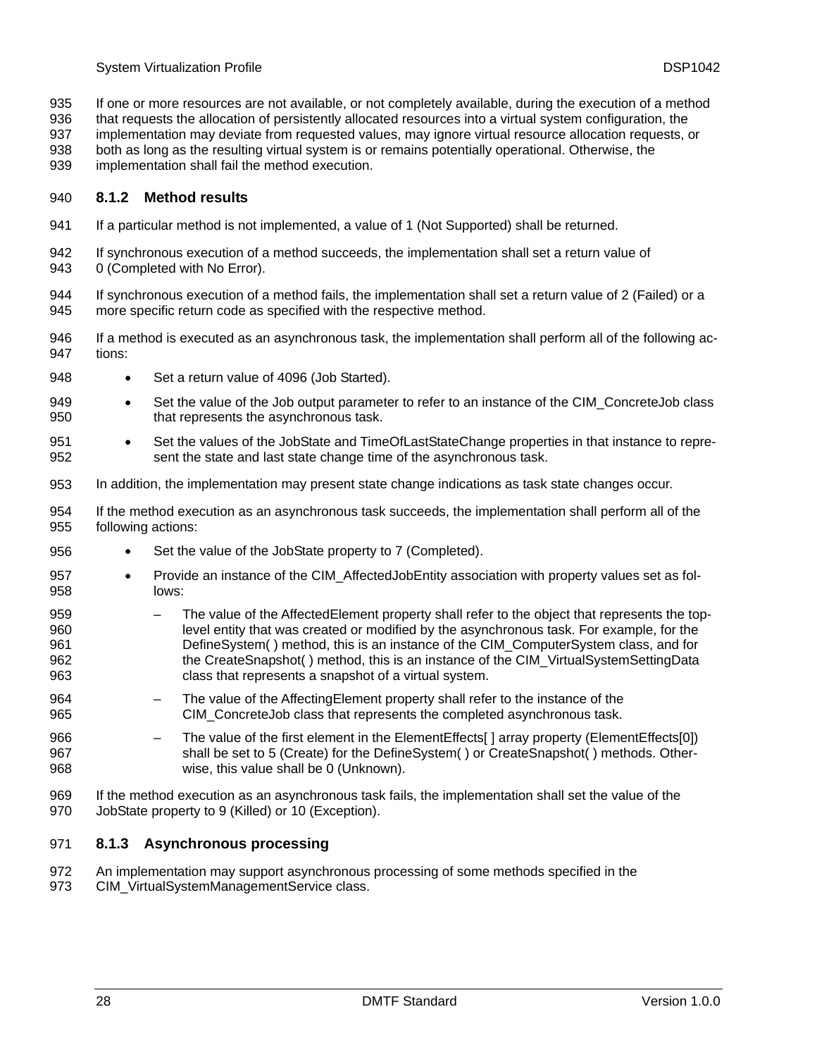If one or more resources are not available, or not completely available, during the execution of a method that requests the allocation of persistently allocated resources into a virtual system configuration, the implementation may deviate from requested values, may ignore virtual resource allocation requests, or both as long as the resulting virtual system is or remains potentially operational. Otherwise, the implementation shall fail the method execution.

### 8.1.2 Method results

If a particular method is not implemented, a value of 1 (Not Supported) shall be returned.

If synchronous execution of a method succeeds, the implementation shall set a return value of 0 (Completed with No Error).

If synchronous execution of a method fails, the implementation shall set a return value of 2 (Failed) or a more specific return code as specified with the respective method.

If a method is executed as an asynchronous task, the implementation shall perform all of the following actions:

- Set a return value of 4096 (Job Started).
- Set the value of the Job output parameter to refer to an instance of the CIM_ConcreteJob class that represents the asynchronous task.
- Set the values of the JobState and TimeOfLastStateChange properties in that instance to represent the state and last state change time of the asynchronous task.

In addition, the implementation may present state change indications as task state changes occur.

If the method execution as an asynchronous task succeeds, the implementation shall perform all of the following actions:

- Set the value of the JobState property to 7 (Completed).
- Provide an instance of the CIM_AffectedJobEntity association with property values set as follows:
  - The value of the AffectedElement property shall refer to the object that represents the top-level entity that was created or modified by the asynchronous task. For example, for the DefineSystem( ) method, this is an instance of the CIM_ComputerSystem class, and for the CreateSnapshot( ) method, this is an instance of the CIM_VirtualSystemSettingData class that represents a snapshot of a virtual system.
  - The value of the AffectingElement property shall refer to the instance of the CIM_ConcreteJob class that represents the completed asynchronous task.
  - The value of the first element in the ElementEffects[ ] array property (ElementEffects[0]) shall be set to 5 (Create) for the DefineSystem( ) or CreateSnapshot( ) methods. Otherwise, this value shall be 0 (Unknown).

If the method execution as an asynchronous task fails, the implementation shall set the value of the JobState property to 9 (Killed) or 10 (Exception).

### 8.1.3 Asynchronous processing

An implementation may support asynchronous processing of some methods specified in the CIM_VirtualSystemManagementService class.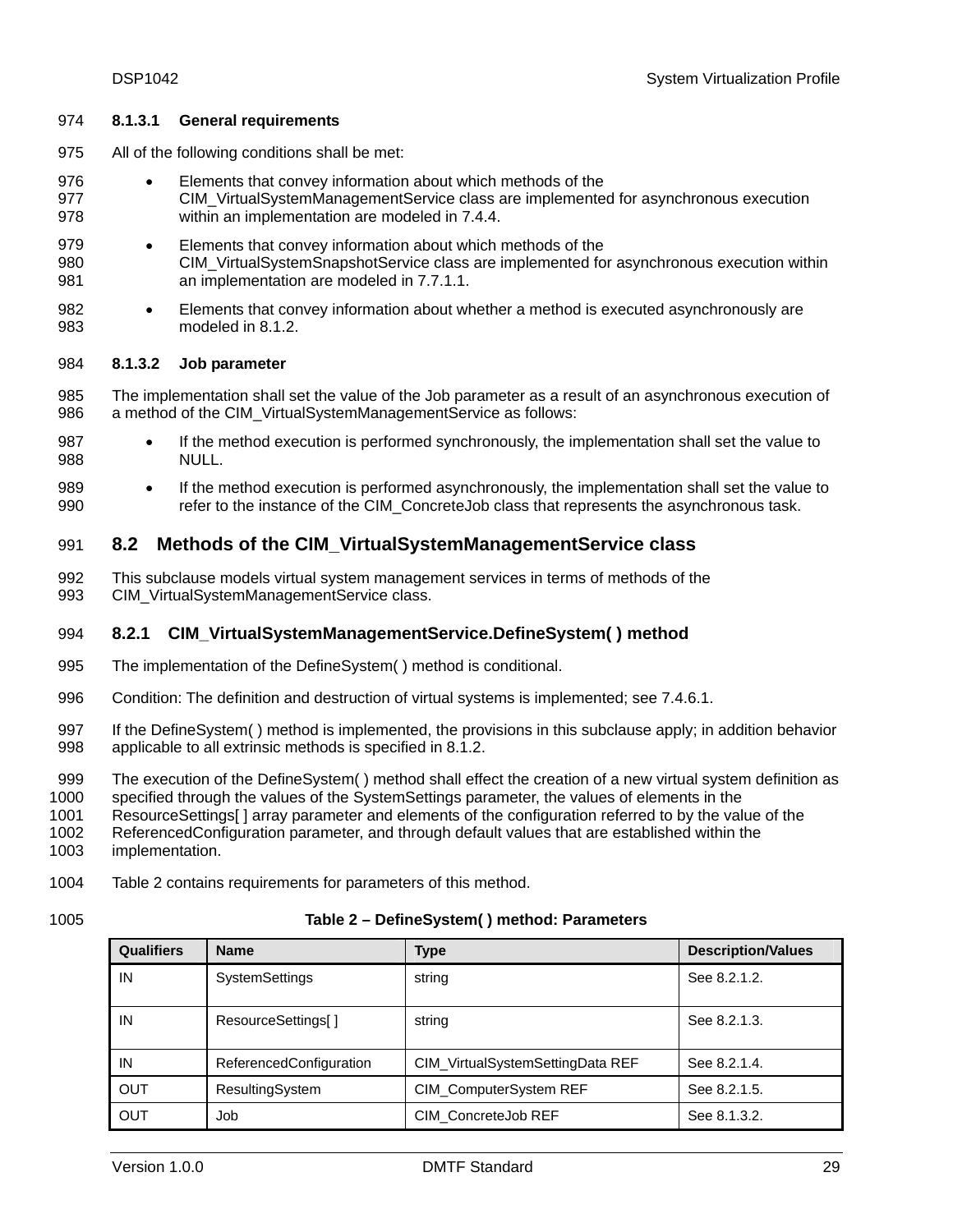#### 8.1.3.1 General requirements

All of the following conditions shall be met:

- Elements that convey information about which methods of the CIM_VirtualSystemManagementService class are implemented for asynchronous execution within an implementation are modeled in 7.4.4.
- Elements that convey information about which methods of the CIM_VirtualSystemSnapshotService class are implemented for asynchronous execution within an implementation are modeled in 7.7.1.1.
- Elements that convey information about whether a method is executed asynchronously are modeled in 8.1.2.

#### 8.1.3.2 Job parameter

The implementation shall set the value of the Job parameter as a result of an asynchronous execution of a method of the CIM_VirtualSystemManagementService as follows:

- If the method execution is performed synchronously, the implementation shall set the value to NULL.
- If the method execution is performed asynchronously, the implementation shall set the value to refer to the instance of the CIM_ConcreteJob class that represents the asynchronous task.

## 8.2 Methods of the CIM_VirtualSystemManagementService class

This subclause models virtual system management services in terms of methods of the CIM_VirtualSystemManagementService class.

### 8.2.1 CIM_VirtualSystemManagementService.DefineSystem( ) method

The implementation of the DefineSystem( ) method is conditional.

Condition: The definition and destruction of virtual systems is implemented; see 7.4.6.1.

If the DefineSystem( ) method is implemented, the provisions in this subclause apply; in addition behavior applicable to all extrinsic methods is specified in 8.1.2.

The execution of the DefineSystem( ) method shall effect the creation of a new virtual system definition as specified through the values of the SystemSettings parameter, the values of elements in the ResourceSettings[ ] array parameter and elements of the configuration referred to by the value of the ReferencedConfiguration parameter, and through default values that are established within the implementation.

Table 2 contains requirements for parameters of this method.

**Table 2 – DefineSystem( ) method: Parameters**

| Qualifiers | Name | Type | Description/Values |
|---|---|---|---|
| IN | SystemSettings | string | See 8.2.1.2. |
| IN | ResourceSettings[ ] | string | See 8.2.1.3. |
| IN | ReferencedConfiguration | CIM_VirtualSystemSettingData REF | See 8.2.1.4. |
| OUT | ResultingSystem | CIM_ComputerSystem REF | See 8.2.1.5. |
| OUT | Job | CIM_ConcreteJob REF | See 8.1.3.2. |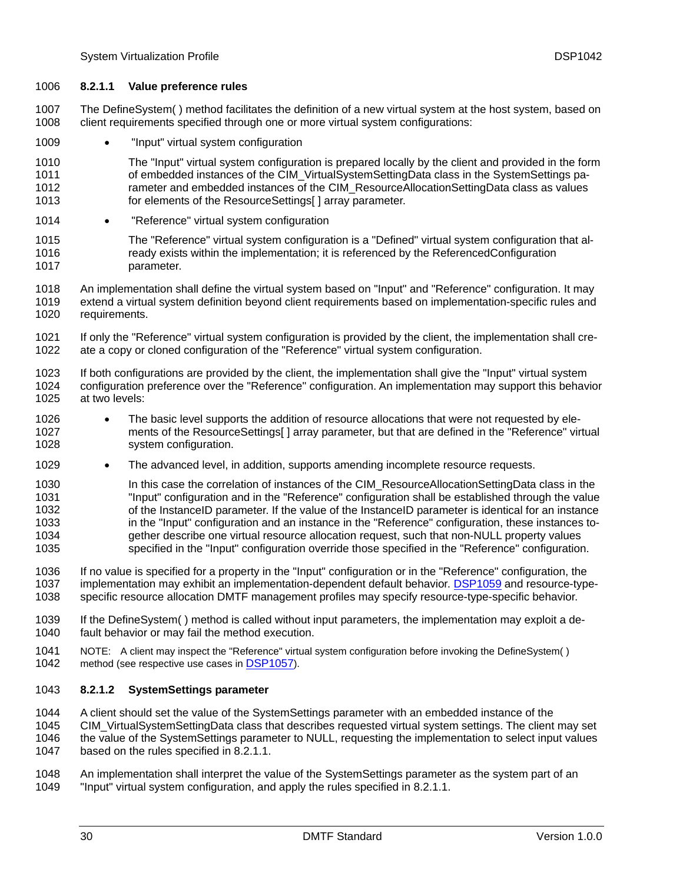#### 8.2.1.1 Value preference rules

The DefineSystem( ) method facilitates the definition of a new virtual system at the host system, based on client requirements specified through one or more virtual system configurations:

- "Input" virtual system configuration

  The "Input" virtual system configuration is prepared locally by the client and provided in the form of embedded instances of the CIM_VirtualSystemSettingData class in the SystemSettings parameter and embedded instances of the CIM_ResourceAllocationSettingData class as values for elements of the ResourceSettings[ ] array parameter.

- "Reference" virtual system configuration

  The "Reference" virtual system configuration is a "Defined" virtual system configuration that already exists within the implementation; it is referenced by the ReferencedConfiguration parameter.

An implementation shall define the virtual system based on "Input" and "Reference" configuration. It may extend a virtual system definition beyond client requirements based on implementation-specific rules and requirements.

If only the "Reference" virtual system configuration is provided by the client, the implementation shall create a copy or cloned configuration of the "Reference" virtual system configuration.

If both configurations are provided by the client, the implementation shall give the "Input" virtual system configuration preference over the "Reference" configuration. An implementation may support this behavior at two levels:

- The basic level supports the addition of resource allocations that were not requested by elements of the ResourceSettings[ ] array parameter, but that are defined in the "Reference" virtual system configuration.
- The advanced level, in addition, supports amending incomplete resource requests.

  In this case the correlation of instances of the CIM_ResourceAllocationSettingData class in the "Input" configuration and in the "Reference" configuration shall be established through the value of the InstanceID parameter. If the value of the InstanceID parameter is identical for an instance in the "Input" configuration and an instance in the "Reference" configuration, these instances together describe one virtual resource allocation request, such that non-NULL property values specified in the "Input" configuration override those specified in the "Reference" configuration.

If no value is specified for a property in the "Input" configuration or in the "Reference" configuration, the implementation may exhibit an implementation-dependent default behavior. DSP1059 and resource-type-specific resource allocation DMTF management profiles may specify resource-type-specific behavior.

If the DefineSystem( ) method is called without input parameters, the implementation may exploit a default behavior or may fail the method execution.

NOTE: A client may inspect the "Reference" virtual system configuration before invoking the DefineSystem( ) method (see respective use cases in DSP1057).

#### 8.2.1.2 SystemSettings parameter

A client should set the value of the SystemSettings parameter with an embedded instance of the CIM_VirtualSystemSettingData class that describes requested virtual system settings. The client may set the value of the SystemSettings parameter to NULL, requesting the implementation to select input values based on the rules specified in 8.2.1.1.

An implementation shall interpret the value of the SystemSettings parameter as the system part of an "Input" virtual system configuration, and apply the rules specified in 8.2.1.1.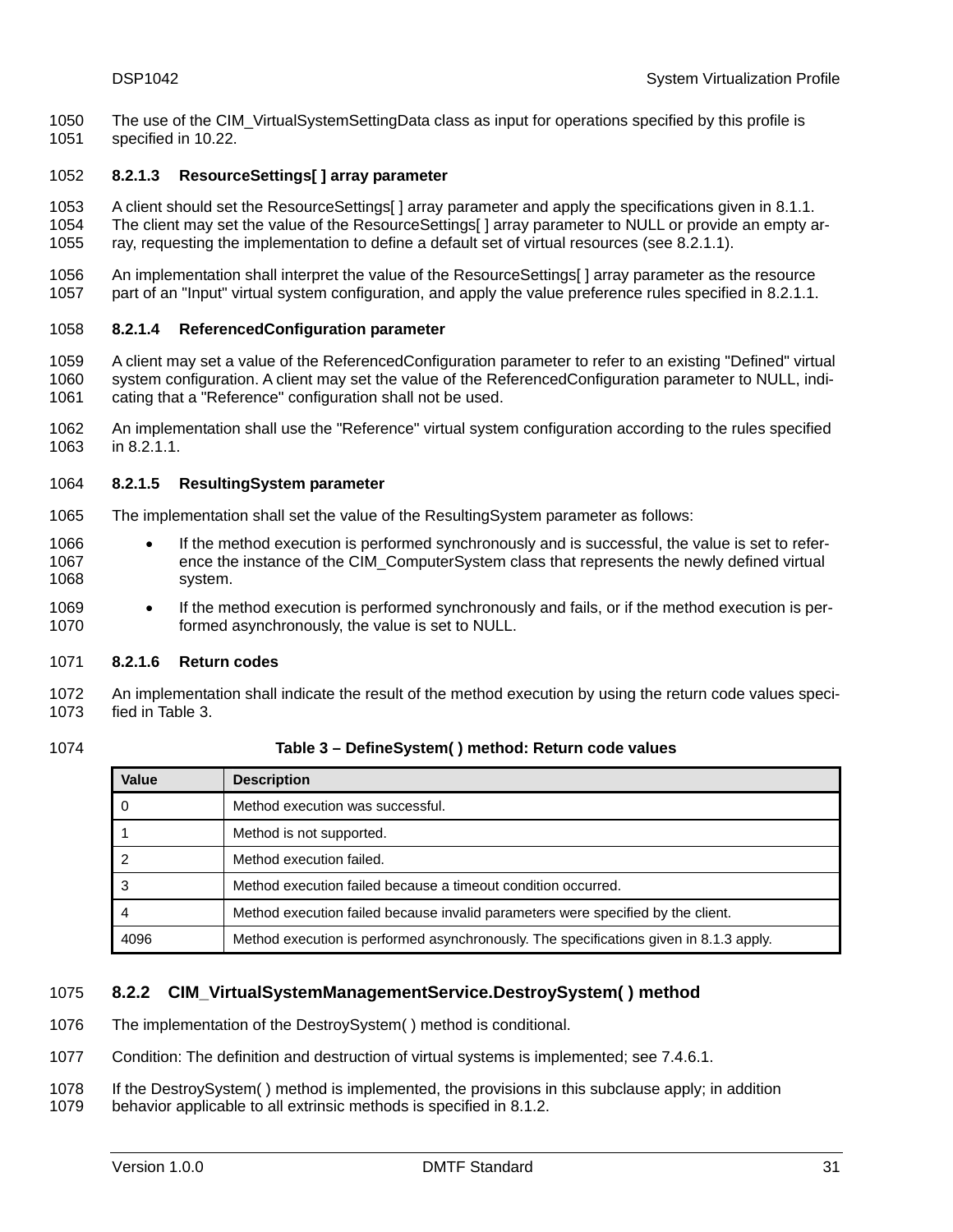The use of the CIM_VirtualSystemSettingData class as input for operations specified by this profile is specified in 10.22.

#### 8.2.1.3 ResourceSettings[ ] array parameter

A client should set the ResourceSettings[ ] array parameter and apply the specifications given in 8.1.1. The client may set the value of the ResourceSettings[ ] array parameter to NULL or provide an empty array, requesting the implementation to define a default set of virtual resources (see 8.2.1.1).

An implementation shall interpret the value of the ResourceSettings[ ] array parameter as the resource part of an "Input" virtual system configuration, and apply the value preference rules specified in 8.2.1.1.

#### 8.2.1.4 ReferencedConfiguration parameter

A client may set a value of the ReferencedConfiguration parameter to refer to an existing "Defined" virtual system configuration. A client may set the value of the ReferencedConfiguration parameter to NULL, indicating that a "Reference" configuration shall not be used.

An implementation shall use the "Reference" virtual system configuration according to the rules specified in 8.2.1.1.

#### 8.2.1.5 ResultingSystem parameter

The implementation shall set the value of the ResultingSystem parameter as follows:

- If the method execution is performed synchronously and is successful, the value is set to reference the instance of the CIM_ComputerSystem class that represents the newly defined virtual system.
- If the method execution is performed synchronously and fails, or if the method execution is performed asynchronously, the value is set to NULL.

#### 8.2.1.6 Return codes

An implementation shall indicate the result of the method execution by using the return code values specified in Table 3.

**Table 3 – DefineSystem( ) method: Return code values**

| Value | Description |
|---|---|
| 0 | Method execution was successful. |
| 1 | Method is not supported. |
| 2 | Method execution failed. |
| 3 | Method execution failed because a timeout condition occurred. |
| 4 | Method execution failed because invalid parameters were specified by the client. |
| 4096 | Method execution is performed asynchronously. The specifications given in 8.1.3 apply. |

### 8.2.2 CIM_VirtualSystemManagementService.DestroySystem( ) method

The implementation of the DestroySystem( ) method is conditional.

Condition: The definition and destruction of virtual systems is implemented; see 7.4.6.1.

If the DestroySystem( ) method is implemented, the provisions in this subclause apply; in addition behavior applicable to all extrinsic methods is specified in 8.1.2.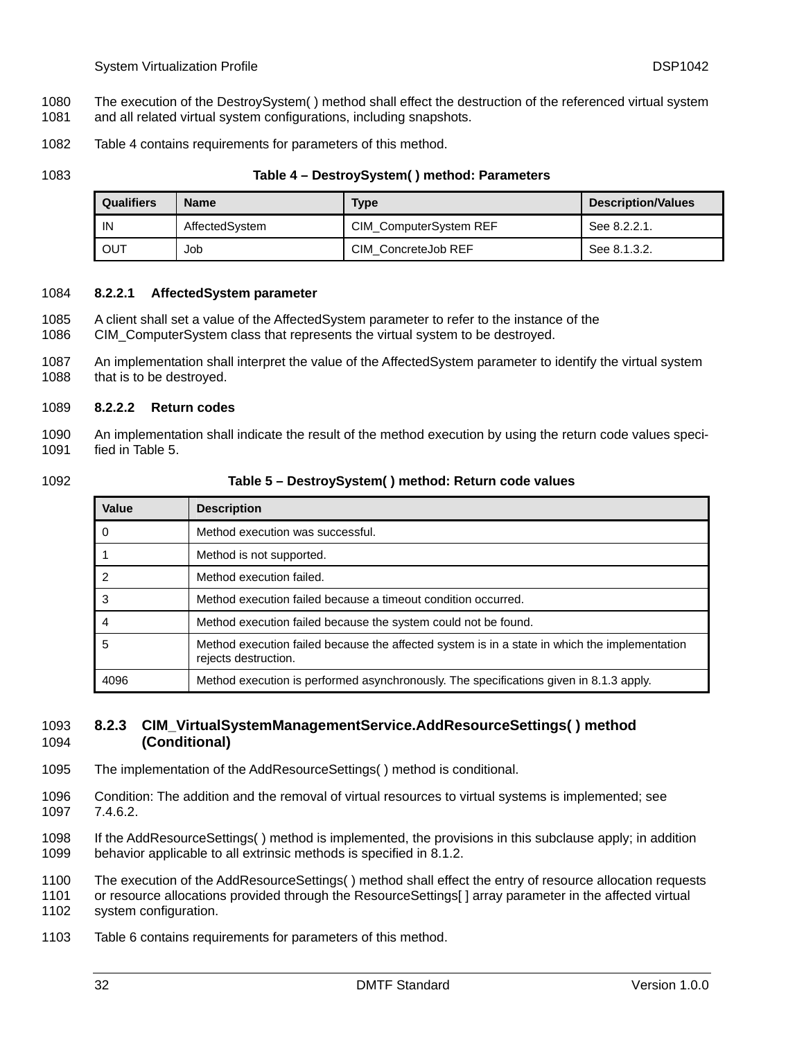The execution of the DestroySystem( ) method shall effect the destruction of the referenced virtual system and all related virtual system configurations, including snapshots.

Table 4 contains requirements for parameters of this method.

**Table 4 – DestroySystem( ) method: Parameters**

| Qualifiers | Name | Type | Description/Values |
|---|---|---|---|
| IN | AffectedSystem | CIM_ComputerSystem REF | See 8.2.2.1. |
| OUT | Job | CIM_ConcreteJob REF | See 8.1.3.2. |

#### 8.2.2.1 AffectedSystem parameter

A client shall set a value of the AffectedSystem parameter to refer to the instance of the CIM_ComputerSystem class that represents the virtual system to be destroyed.

An implementation shall interpret the value of the AffectedSystem parameter to identify the virtual system that is to be destroyed.

#### 8.2.2.2 Return codes

An implementation shall indicate the result of the method execution by using the return code values specified in Table 5.

**Table 5 – DestroySystem( ) method: Return code values**

| Value | Description |
|---|---|
| 0 | Method execution was successful. |
| 1 | Method is not supported. |
| 2 | Method execution failed. |
| 3 | Method execution failed because a timeout condition occurred. |
| 4 | Method execution failed because the system could not be found. |
| 5 | Method execution failed because the affected system is in a state in which the implementation rejects destruction. |
| 4096 | Method execution is performed asynchronously. The specifications given in 8.1.3 apply. |

### 8.2.3 CIM_VirtualSystemManagementService.AddResourceSettings( ) method (Conditional)

The implementation of the AddResourceSettings( ) method is conditional.

Condition: The addition and the removal of virtual resources to virtual systems is implemented; see 7.4.6.2.

If the AddResourceSettings( ) method is implemented, the provisions in this subclause apply; in addition behavior applicable to all extrinsic methods is specified in 8.1.2.

The execution of the AddResourceSettings( ) method shall effect the entry of resource allocation requests or resource allocations provided through the ResourceSettings[ ] array parameter in the affected virtual system configuration.

Table 6 contains requirements for parameters of this method.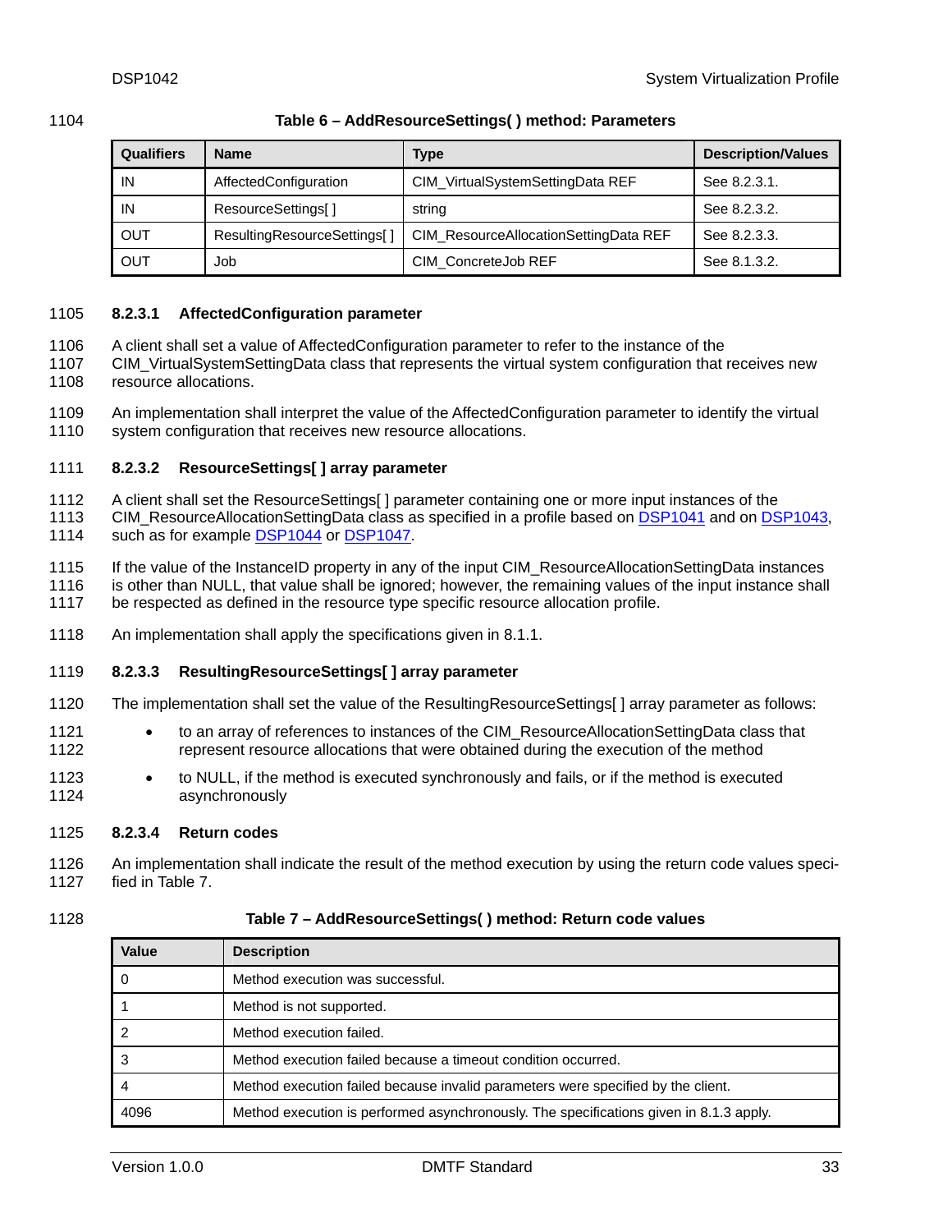**Table 6 – AddResourceSettings( ) method: Parameters**

| Qualifiers | Name | Type | Description/Values |
|---|---|---|---|
| IN | AffectedConfiguration | CIM_VirtualSystemSettingData REF | See 8.2.3.1. |
| IN | ResourceSettings[ ] | string | See 8.2.3.2. |
| OUT | ResultingResourceSettings[ ] | CIM_ResourceAllocationSettingData REF | See 8.2.3.3. |
| OUT | Job | CIM_ConcreteJob REF | See 8.1.3.2. |

#### 8.2.3.1 AffectedConfiguration parameter

A client shall set a value of AffectedConfiguration parameter to refer to the instance of the CIM_VirtualSystemSettingData class that represents the virtual system configuration that receives new resource allocations.

An implementation shall interpret the value of the AffectedConfiguration parameter to identify the virtual system configuration that receives new resource allocations.

#### 8.2.3.2 ResourceSettings[ ] array parameter

A client shall set the ResourceSettings[ ] parameter containing one or more input instances of the CIM_ResourceAllocationSettingData class as specified in a profile based on DSP1041 and on DSP1043, such as for example DSP1044 or DSP1047.

If the value of the InstanceID property in any of the input CIM_ResourceAllocationSettingData instances is other than NULL, that value shall be ignored; however, the remaining values of the input instance shall be respected as defined in the resource type specific resource allocation profile.

An implementation shall apply the specifications given in 8.1.1.

#### 8.2.3.3 ResultingResourceSettings[ ] array parameter

The implementation shall set the value of the ResultingResourceSettings[ ] array parameter as follows:

- to an array of references to instances of the CIM_ResourceAllocationSettingData class that represent resource allocations that were obtained during the execution of the method
- to NULL, if the method is executed synchronously and fails, or if the method is executed asynchronously

#### 8.2.3.4 Return codes

An implementation shall indicate the result of the method execution by using the return code values specified in Table 7.

**Table 7 – AddResourceSettings( ) method: Return code values**

| Value | Description |
|---|---|
| 0 | Method execution was successful. |
| 1 | Method is not supported. |
| 2 | Method execution failed. |
| 3 | Method execution failed because a timeout condition occurred. |
| 4 | Method execution failed because invalid parameters were specified by the client. |
| 4096 | Method execution is performed asynchronously. The specifications given in 8.1.3 apply. |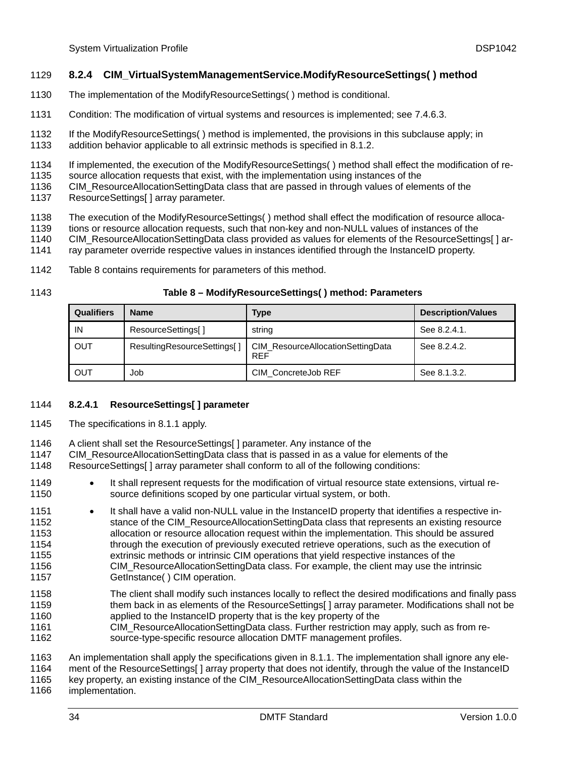### 8.2.4 CIM_VirtualSystemManagementService.ModifyResourceSettings( ) method

The implementation of the ModifyResourceSettings( ) method is conditional.

Condition: The modification of virtual systems and resources is implemented; see 7.4.6.3.

If the ModifyResourceSettings( ) method is implemented, the provisions in this subclause apply; in addition behavior applicable to all extrinsic methods is specified in 8.1.2.

If implemented, the execution of the ModifyResourceSettings( ) method shall effect the modification of resource allocation requests that exist, with the implementation using instances of the CIM_ResourceAllocationSettingData class that are passed in through values of elements of the ResourceSettings[ ] array parameter.

The execution of the ModifyResourceSettings( ) method shall effect the modification of resource allocations or resource allocation requests, such that non-key and non-NULL values of instances of the CIM_ResourceAllocationSettingData class provided as values for elements of the ResourceSettings[ ] array parameter override respective values in instances identified through the InstanceID property.

Table 8 contains requirements for parameters of this method.

**Table 8 – ModifyResourceSettings( ) method: Parameters**

| Qualifiers | Name | Type | Description/Values |
|---|---|---|---|
| IN | ResourceSettings[ ] | string | See 8.2.4.1. |
| OUT | ResultingResourceSettings[ ] | CIM_ResourceAllocationSettingData REF | See 8.2.4.2. |
| OUT | Job | CIM_ConcreteJob REF | See 8.1.3.2. |

#### 8.2.4.1 ResourceSettings[ ] parameter

The specifications in 8.1.1 apply.

A client shall set the ResourceSettings[ ] parameter. Any instance of the CIM_ResourceAllocationSettingData class that is passed in as a value for elements of the ResourceSettings[ ] array parameter shall conform to all of the following conditions:

- It shall represent requests for the modification of virtual resource state extensions, virtual resource definitions scoped by one particular virtual system, or both.
- It shall have a valid non-NULL value in the InstanceID property that identifies a respective instance of the CIM_ResourceAllocationSettingData class that represents an existing resource allocation or resource allocation request within the implementation. This should be assured through the execution of previously executed retrieve operations, such as the execution of extrinsic methods or intrinsic CIM operations that yield respective instances of the CIM_ResourceAllocationSettingData class. For example, the client may use the intrinsic GetInstance( ) CIM operation.

  The client shall modify such instances locally to reflect the desired modifications and finally pass them back in as elements of the ResourceSettings[ ] array parameter. Modifications shall not be applied to the InstanceID property that is the key property of the CIM_ResourceAllocationSettingData class. Further restriction may apply, such as from resource-type-specific resource allocation DMTF management profiles.

An implementation shall apply the specifications given in 8.1.1. The implementation shall ignore any element of the ResourceSettings[ ] array property that does not identify, through the value of the InstanceID key property, an existing instance of the CIM_ResourceAllocationSettingData class within the implementation.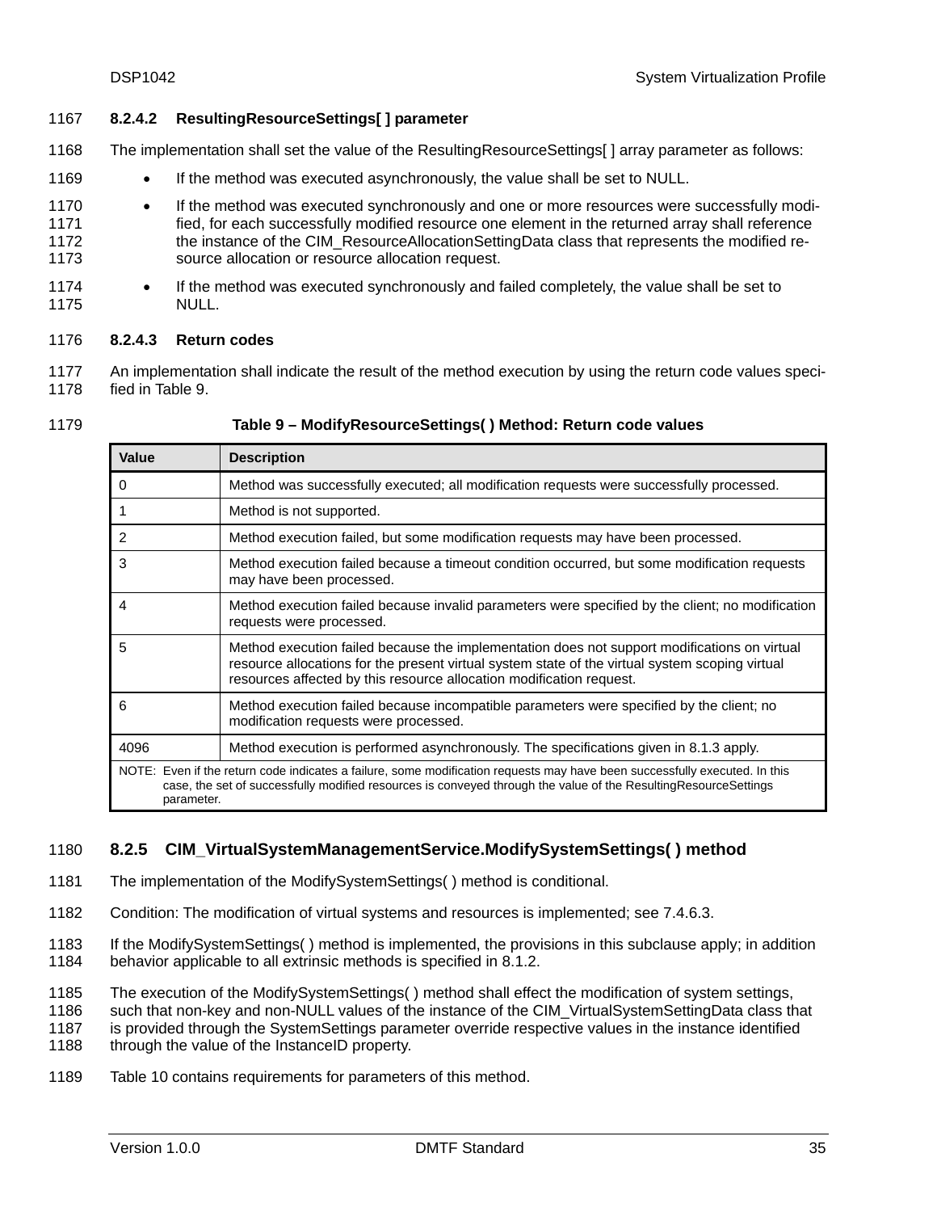#### 8.2.4.2 ResultingResourceSettings[ ] parameter

The implementation shall set the value of the ResultingResourceSettings[ ] array parameter as follows:

- If the method was executed asynchronously, the value shall be set to NULL.
- If the method was executed synchronously and one or more resources were successfully modified, for each successfully modified resource one element in the returned array shall reference the instance of the CIM_ResourceAllocationSettingData class that represents the modified resource allocation or resource allocation request.
- If the method was executed synchronously and failed completely, the value shall be set to NULL.

#### 8.2.4.3 Return codes

An implementation shall indicate the result of the method execution by using the return code values specified in Table 9.

**Table 9 – ModifyResourceSettings( ) Method: Return code values**

| Value | Description |
|---|---|
| 0 | Method was successfully executed; all modification requests were successfully processed. |
| 1 | Method is not supported. |
| 2 | Method execution failed, but some modification requests may have been processed. |
| 3 | Method execution failed because a timeout condition occurred, but some modification requests may have been processed. |
| 4 | Method execution failed because invalid parameters were specified by the client; no modification requests were processed. |
| 5 | Method execution failed because the implementation does not support modifications on virtual resource allocations for the present virtual system state of the virtual system scoping virtual resources affected by this resource allocation modification request. |
| 6 | Method execution failed because incompatible parameters were specified by the client; no modification requests were processed. |
| 4096 | Method execution is performed asynchronously. The specifications given in 8.1.3 apply. |
| NOTE: Even if the return code indicates a failure, some modification requests may have been successfully executed. In this case, the set of successfully modified resources is conveyed through the value of the ResultingResourceSettings parameter. | |

### 8.2.5 CIM_VirtualSystemManagementService.ModifySystemSettings( ) method

The implementation of the ModifySystemSettings( ) method is conditional.

Condition: The modification of virtual systems and resources is implemented; see 7.4.6.3.

If the ModifySystemSettings( ) method is implemented, the provisions in this subclause apply; in addition behavior applicable to all extrinsic methods is specified in 8.1.2.

The execution of the ModifySystemSettings( ) method shall effect the modification of system settings, such that non-key and non-NULL values of the instance of the CIM_VirtualSystemSettingData class that is provided through the SystemSettings parameter override respective values in the instance identified through the value of the InstanceID property.

Table 10 contains requirements for parameters of this method.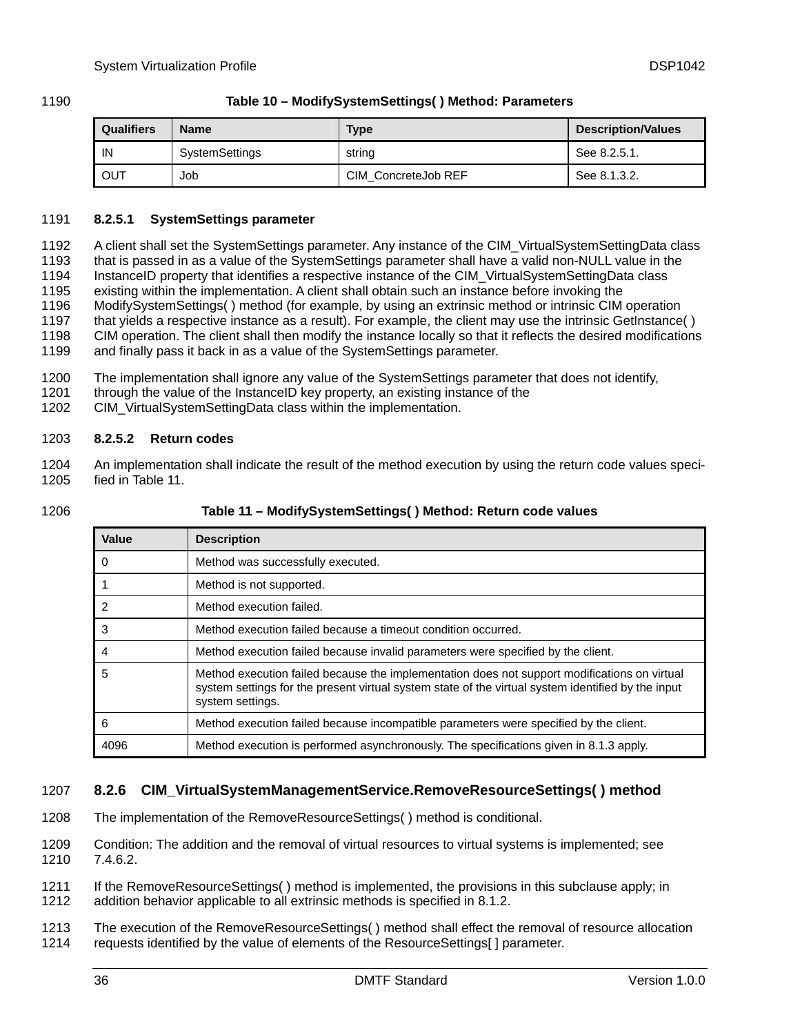**Table 10 – ModifySystemSettings( ) Method: Parameters**

| Qualifiers | Name | Type | Description/Values |
|---|---|---|---|
| IN | SystemSettings | string | See 8.2.5.1. |
| OUT | Job | CIM_ConcreteJob REF | See 8.1.3.2. |

#### 8.2.5.1 SystemSettings parameter

A client shall set the SystemSettings parameter. Any instance of the CIM_VirtualSystemSettingData class that is passed in as a value of the SystemSettings parameter shall have a valid non-NULL value in the InstanceID property that identifies a respective instance of the CIM_VirtualSystemSettingData class existing within the implementation. A client shall obtain such an instance before invoking the ModifySystemSettings( ) method (for example, by using an extrinsic method or intrinsic CIM operation that yields a respective instance as a result). For example, the client may use the intrinsic GetInstance( ) CIM operation. The client shall then modify the instance locally so that it reflects the desired modifications and finally pass it back in as a value of the SystemSettings parameter.

The implementation shall ignore any value of the SystemSettings parameter that does not identify, through the value of the InstanceID key property, an existing instance of the CIM_VirtualSystemSettingData class within the implementation.

#### 8.2.5.2 Return codes

An implementation shall indicate the result of the method execution by using the return code values specified in Table 11.

**Table 11 – ModifySystemSettings( ) Method: Return code values**

| Value | Description |
|---|---|
| 0 | Method was successfully executed. |
| 1 | Method is not supported. |
| 2 | Method execution failed. |
| 3 | Method execution failed because a timeout condition occurred. |
| 4 | Method execution failed because invalid parameters were specified by the client. |
| 5 | Method execution failed because the implementation does not support modifications on virtual system settings for the present virtual system state of the virtual system identified by the input system settings. |
| 6 | Method execution failed because incompatible parameters were specified by the client. |
| 4096 | Method execution is performed asynchronously. The specifications given in 8.1.3 apply. |

### 8.2.6 CIM_VirtualSystemManagementService.RemoveResourceSettings( ) method

The implementation of the RemoveResourceSettings( ) method is conditional.

Condition: The addition and the removal of virtual resources to virtual systems is implemented; see 7.4.6.2.

If the RemoveResourceSettings( ) method is implemented, the provisions in this subclause apply; in addition behavior applicable to all extrinsic methods is specified in 8.1.2.

The execution of the RemoveResourceSettings( ) method shall effect the removal of resource allocation requests identified by the value of elements of the ResourceSettings[ ] parameter.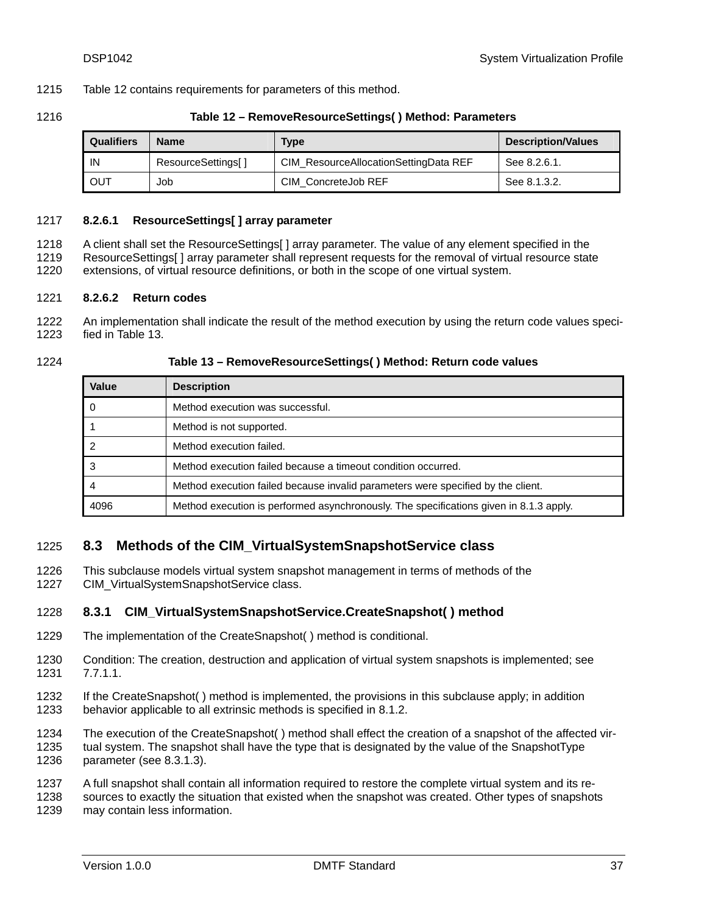Table 12 contains requirements for parameters of this method.

**Table 12 – RemoveResourceSettings( ) Method: Parameters**

| Qualifiers | Name | Type | Description/Values |
|---|---|---|---|
| IN | ResourceSettings[ ] | CIM_ResourceAllocationSettingData REF | See 8.2.6.1. |
| OUT | Job | CIM_ConcreteJob REF | See 8.1.3.2. |

#### 8.2.6.1 ResourceSettings[ ] array parameter

A client shall set the ResourceSettings[ ] array parameter. The value of any element specified in the ResourceSettings[ ] array parameter shall represent requests for the removal of virtual resource state extensions, of virtual resource definitions, or both in the scope of one virtual system.

#### 8.2.6.2 Return codes

An implementation shall indicate the result of the method execution by using the return code values specified in Table 13.

**Table 13 – RemoveResourceSettings( ) Method: Return code values**

| Value | Description |
|---|---|
| 0 | Method execution was successful. |
| 1 | Method is not supported. |
| 2 | Method execution failed. |
| 3 | Method execution failed because a timeout condition occurred. |
| 4 | Method execution failed because invalid parameters were specified by the client. |
| 4096 | Method execution is performed asynchronously. The specifications given in 8.1.3 apply. |

## 8.3 Methods of the CIM_VirtualSystemSnapshotService class

This subclause models virtual system snapshot management in terms of methods of the CIM_VirtualSystemSnapshotService class.

### 8.3.1 CIM_VirtualSystemSnapshotService.CreateSnapshot( ) method

The implementation of the CreateSnapshot( ) method is conditional.

Condition: The creation, destruction and application of virtual system snapshots is implemented; see 7.7.1.1.

If the CreateSnapshot( ) method is implemented, the provisions in this subclause apply; in addition behavior applicable to all extrinsic methods is specified in 8.1.2.

The execution of the CreateSnapshot( ) method shall effect the creation of a snapshot of the affected virtual system. The snapshot shall have the type that is designated by the value of the SnapshotType parameter (see 8.3.1.3).

A full snapshot shall contain all information required to restore the complete virtual system and its resources to exactly the situation that existed when the snapshot was created. Other types of snapshots may contain less information.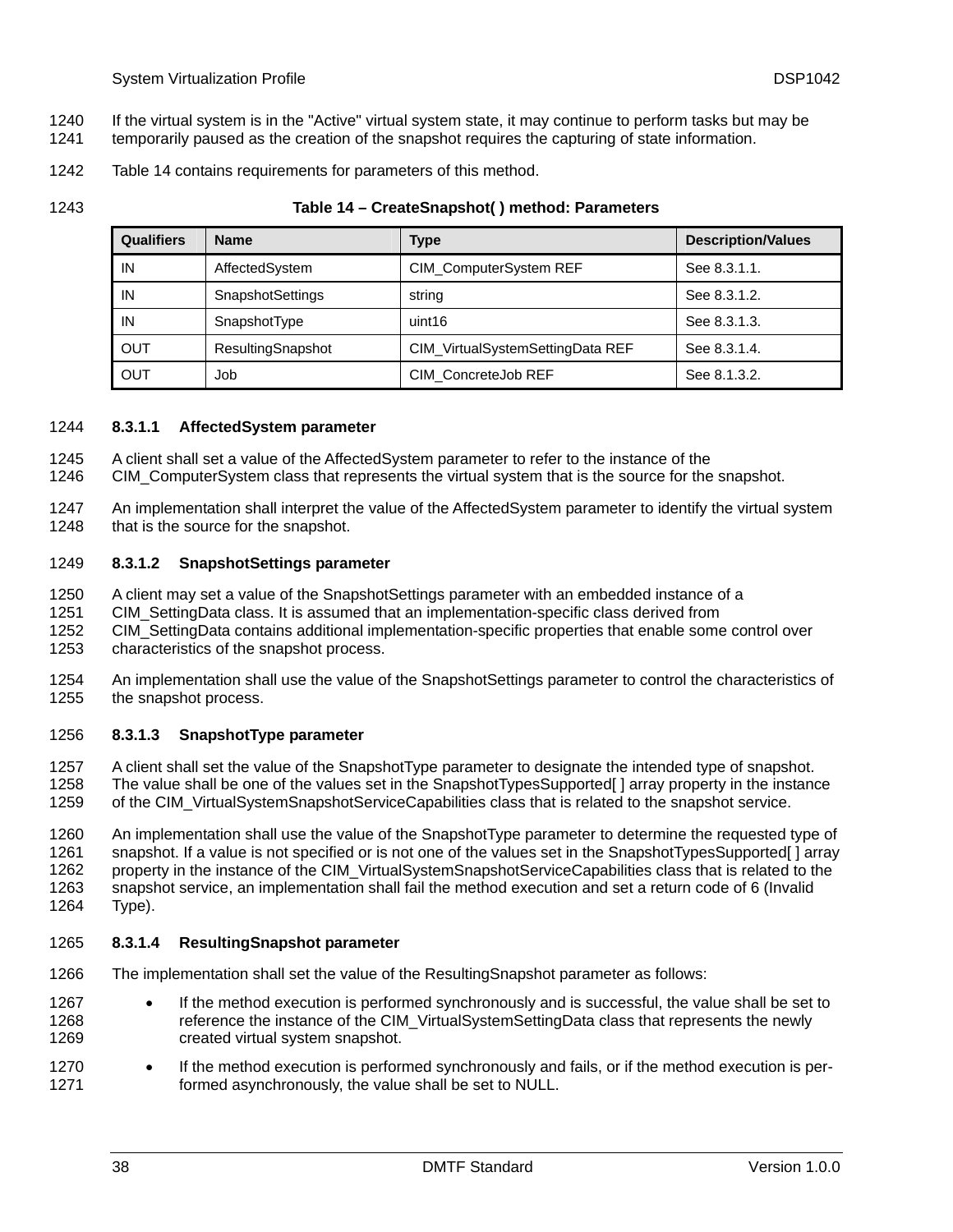If the virtual system is in the "Active" virtual system state, it may continue to perform tasks but may be temporarily paused as the creation of the snapshot requires the capturing of state information.

Table 14 contains requirements for parameters of this method.

**Table 14 – CreateSnapshot( ) method: Parameters**

| Qualifiers | Name | Type | Description/Values |
|---|---|---|---|
| IN | AffectedSystem | CIM_ComputerSystem REF | See 8.3.1.1. |
| IN | SnapshotSettings | string | See 8.3.1.2. |
| IN | SnapshotType | uint16 | See 8.3.1.3. |
| OUT | ResultingSnapshot | CIM_VirtualSystemSettingData REF | See 8.3.1.4. |
| OUT | Job | CIM_ConcreteJob REF | See 8.1.3.2. |

#### 8.3.1.1 AffectedSystem parameter

A client shall set a value of the AffectedSystem parameter to refer to the instance of the CIM_ComputerSystem class that represents the virtual system that is the source for the snapshot.

An implementation shall interpret the value of the AffectedSystem parameter to identify the virtual system that is the source for the snapshot.

#### 8.3.1.2 SnapshotSettings parameter

A client may set a value of the SnapshotSettings parameter with an embedded instance of a CIM_SettingData class. It is assumed that an implementation-specific class derived from CIM_SettingData contains additional implementation-specific properties that enable some control over characteristics of the snapshot process.

An implementation shall use the value of the SnapshotSettings parameter to control the characteristics of the snapshot process.

#### 8.3.1.3 SnapshotType parameter

A client shall set the value of the SnapshotType parameter to designate the intended type of snapshot. The value shall be one of the values set in the SnapshotTypesSupported[ ] array property in the instance of the CIM_VirtualSystemSnapshotServiceCapabilities class that is related to the snapshot service.

An implementation shall use the value of the SnapshotType parameter to determine the requested type of snapshot. If a value is not specified or is not one of the values set in the SnapshotTypesSupported[ ] array property in the instance of the CIM_VirtualSystemSnapshotServiceCapabilities class that is related to the snapshot service, an implementation shall fail the method execution and set a return code of 6 (Invalid Type).

#### 8.3.1.4 ResultingSnapshot parameter

The implementation shall set the value of the ResultingSnapshot parameter as follows:

- If the method execution is performed synchronously and is successful, the value shall be set to reference the instance of the CIM_VirtualSystemSettingData class that represents the newly created virtual system snapshot.
- If the method execution is performed synchronously and fails, or if the method execution is performed asynchronously, the value shall be set to NULL.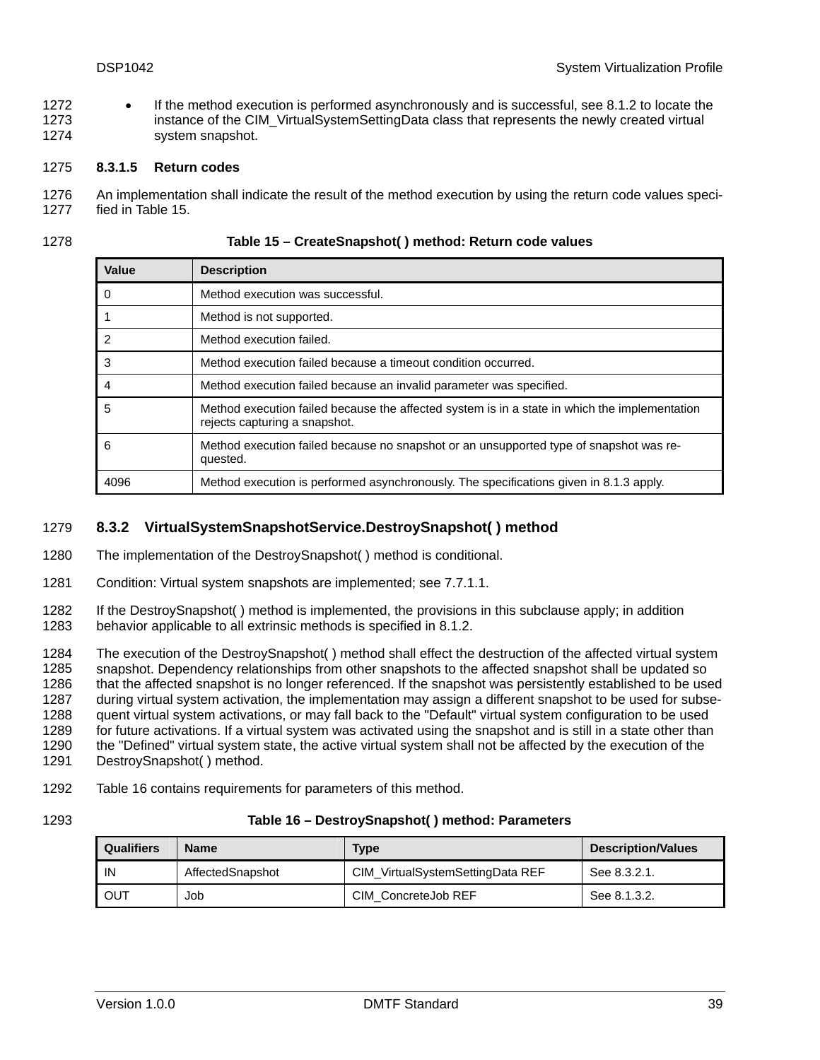- If the method execution is performed asynchronously and is successful, see 8.1.2 to locate the instance of the CIM_VirtualSystemSettingData class that represents the newly created virtual system snapshot.

#### 8.3.1.5 Return codes

An implementation shall indicate the result of the method execution by using the return code values specified in Table 15.

**Table 15 – CreateSnapshot( ) method: Return code values**

| Value | Description |
|---|---|
| 0 | Method execution was successful. |
| 1 | Method is not supported. |
| 2 | Method execution failed. |
| 3 | Method execution failed because a timeout condition occurred. |
| 4 | Method execution failed because an invalid parameter was specified. |
| 5 | Method execution failed because the affected system is in a state in which the implementation rejects capturing a snapshot. |
| 6 | Method execution failed because no snapshot or an unsupported type of snapshot was requested. |
| 4096 | Method execution is performed asynchronously. The specifications given in 8.1.3 apply. |

### 8.3.2 VirtualSystemSnapshotService.DestroySnapshot( ) method

The implementation of the DestroySnapshot( ) method is conditional.

Condition: Virtual system snapshots are implemented; see 7.7.1.1.

If the DestroySnapshot( ) method is implemented, the provisions in this subclause apply; in addition behavior applicable to all extrinsic methods is specified in 8.1.2.

The execution of the DestroySnapshot( ) method shall effect the destruction of the affected virtual system snapshot. Dependency relationships from other snapshots to the affected snapshot shall be updated so that the affected snapshot is no longer referenced. If the snapshot was persistently established to be used during virtual system activation, the implementation may assign a different snapshot to be used for subsequent virtual system activations, or may fall back to the "Default" virtual system configuration to be used for future activations. If a virtual system was activated using the snapshot and is still in a state other than the "Defined" virtual system state, the active virtual system shall not be affected by the execution of the DestroySnapshot( ) method.

Table 16 contains requirements for parameters of this method.

**Table 16 – DestroySnapshot( ) method: Parameters**

| Qualifiers | Name | Type | Description/Values |
|---|---|---|---|
| IN | AffectedSnapshot | CIM_VirtualSystemSettingData REF | See 8.3.2.1. |
| OUT | Job | CIM_ConcreteJob REF | See 8.1.3.2. |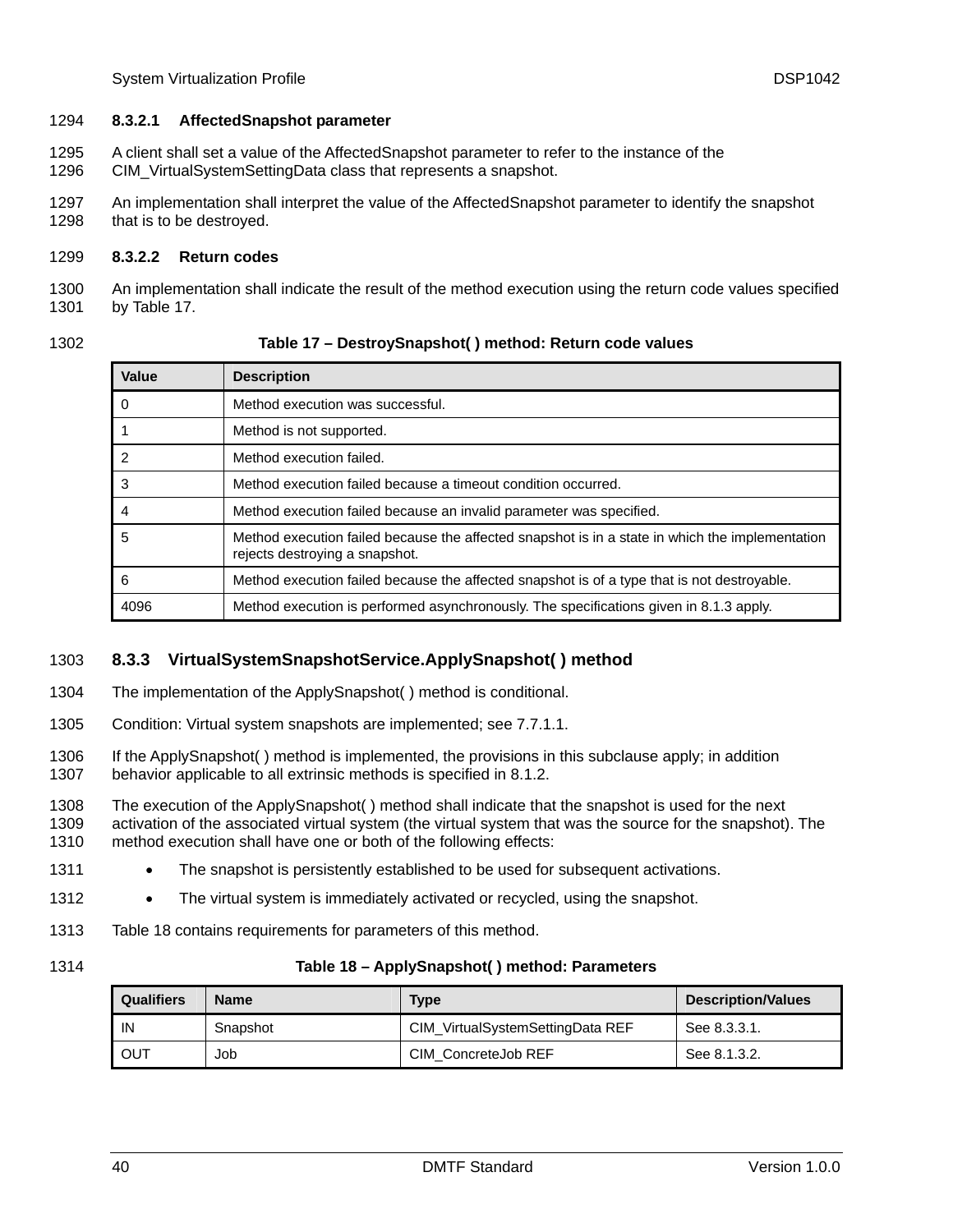#### 8.3.2.1 AffectedSnapshot parameter

A client shall set a value of the AffectedSnapshot parameter to refer to the instance of the CIM_VirtualSystemSettingData class that represents a snapshot.

An implementation shall interpret the value of the AffectedSnapshot parameter to identify the snapshot that is to be destroyed.

#### 8.3.2.2 Return codes

An implementation shall indicate the result of the method execution using the return code values specified by Table 17.

**Table 17 – DestroySnapshot( ) method: Return code values**

| Value | Description |
|---|---|
| 0 | Method execution was successful. |
| 1 | Method is not supported. |
| 2 | Method execution failed. |
| 3 | Method execution failed because a timeout condition occurred. |
| 4 | Method execution failed because an invalid parameter was specified. |
| 5 | Method execution failed because the affected snapshot is in a state in which the implementation rejects destroying a snapshot. |
| 6 | Method execution failed because the affected snapshot is of a type that is not destroyable. |
| 4096 | Method execution is performed asynchronously. The specifications given in 8.1.3 apply. |

### 8.3.3 VirtualSystemSnapshotService.ApplySnapshot( ) method

The implementation of the ApplySnapshot( ) method is conditional.

Condition: Virtual system snapshots are implemented; see 7.7.1.1.

If the ApplySnapshot( ) method is implemented, the provisions in this subclause apply; in addition behavior applicable to all extrinsic methods is specified in 8.1.2.

The execution of the ApplySnapshot( ) method shall indicate that the snapshot is used for the next activation of the associated virtual system (the virtual system that was the source for the snapshot). The method execution shall have one or both of the following effects:

- The snapshot is persistently established to be used for subsequent activations.
- The virtual system is immediately activated or recycled, using the snapshot.

Table 18 contains requirements for parameters of this method.

**Table 18 – ApplySnapshot( ) method: Parameters**

| Qualifiers | Name | Type | Description/Values |
|---|---|---|---|
| IN | Snapshot | CIM_VirtualSystemSettingData REF | See 8.3.3.1. |
| OUT | Job | CIM_ConcreteJob REF | See 8.1.3.2. |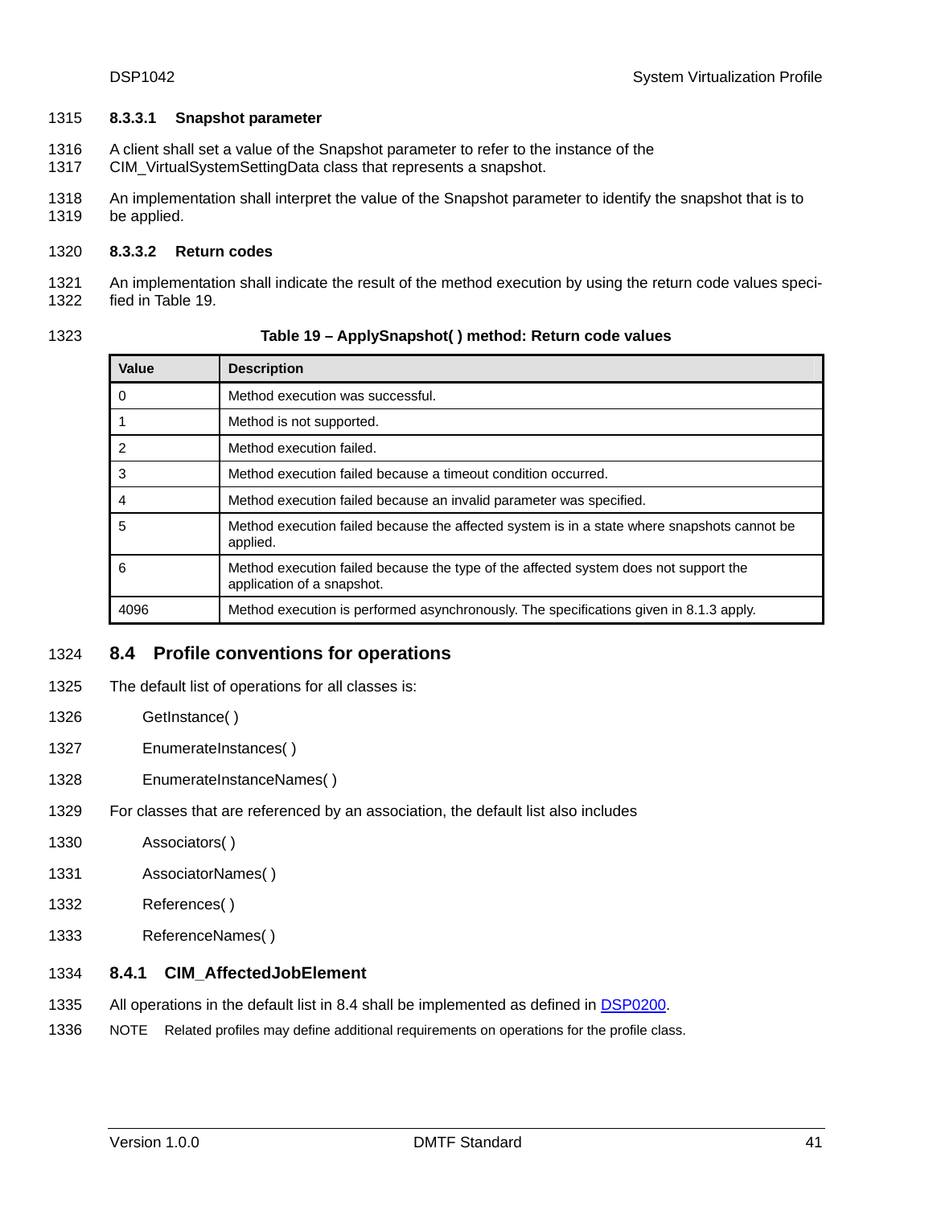#### 8.3.3.1 Snapshot parameter

A client shall set a value of the Snapshot parameter to refer to the instance of the CIM_VirtualSystemSettingData class that represents a snapshot.

An implementation shall interpret the value of the Snapshot parameter to identify the snapshot that is to be applied.

#### 8.3.3.2 Return codes

An implementation shall indicate the result of the method execution by using the return code values specified in Table 19.

**Table 19 – ApplySnapshot( ) method: Return code values**

| Value | Description |
|---|---|
| 0 | Method execution was successful. |
| 1 | Method is not supported. |
| 2 | Method execution failed. |
| 3 | Method execution failed because a timeout condition occurred. |
| 4 | Method execution failed because an invalid parameter was specified. |
| 5 | Method execution failed because the affected system is in a state where snapshots cannot be applied. |
| 6 | Method execution failed because the type of the affected system does not support the application of a snapshot. |
| 4096 | Method execution is performed asynchronously. The specifications given in 8.1.3 apply. |

## 8.4 Profile conventions for operations

The default list of operations for all classes is:

GetInstance( )

EnumerateInstances( )

EnumerateInstanceNames( )

For classes that are referenced by an association, the default list also includes

Associators( )

AssociatorNames( )

References( )

ReferenceNames( )

### 8.4.1 CIM_AffectedJobElement

All operations in the default list in 8.4 shall be implemented as defined in DSP0200.

NOTE Related profiles may define additional requirements on operations for the profile class.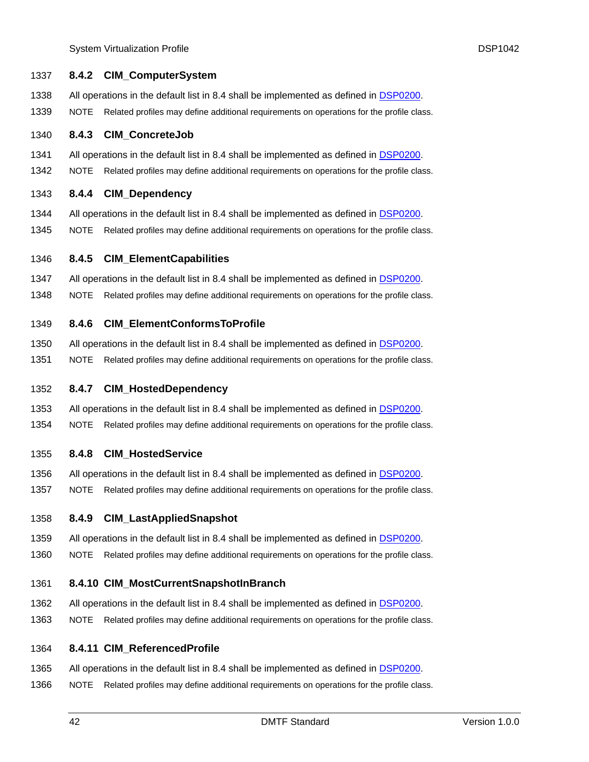### 8.4.2 CIM_ComputerSystem

All operations in the default list in 8.4 shall be implemented as defined in DSP0200.

NOTE Related profiles may define additional requirements on operations for the profile class.

### 8.4.3 CIM_ConcreteJob

All operations in the default list in 8.4 shall be implemented as defined in DSP0200.

NOTE Related profiles may define additional requirements on operations for the profile class.

### 8.4.4 CIM_Dependency

All operations in the default list in 8.4 shall be implemented as defined in DSP0200.

NOTE Related profiles may define additional requirements on operations for the profile class.

### 8.4.5 CIM_ElementCapabilities

All operations in the default list in 8.4 shall be implemented as defined in DSP0200.

NOTE Related profiles may define additional requirements on operations for the profile class.

### 8.4.6 CIM_ElementConformsToProfile

All operations in the default list in 8.4 shall be implemented as defined in DSP0200.

NOTE Related profiles may define additional requirements on operations for the profile class.

### 8.4.7 CIM_HostedDependency

All operations in the default list in 8.4 shall be implemented as defined in DSP0200.

NOTE Related profiles may define additional requirements on operations for the profile class.

### 8.4.8 CIM_HostedService

All operations in the default list in 8.4 shall be implemented as defined in DSP0200.

NOTE Related profiles may define additional requirements on operations for the profile class.

### 8.4.9 CIM_LastAppliedSnapshot

All operations in the default list in 8.4 shall be implemented as defined in DSP0200.

NOTE Related profiles may define additional requirements on operations for the profile class.

### 8.4.10 CIM_MostCurrentSnapshotInBranch

All operations in the default list in 8.4 shall be implemented as defined in DSP0200.

NOTE Related profiles may define additional requirements on operations for the profile class.

### 8.4.11 CIM_ReferencedProfile

All operations in the default list in 8.4 shall be implemented as defined in DSP0200.

NOTE Related profiles may define additional requirements on operations for the profile class.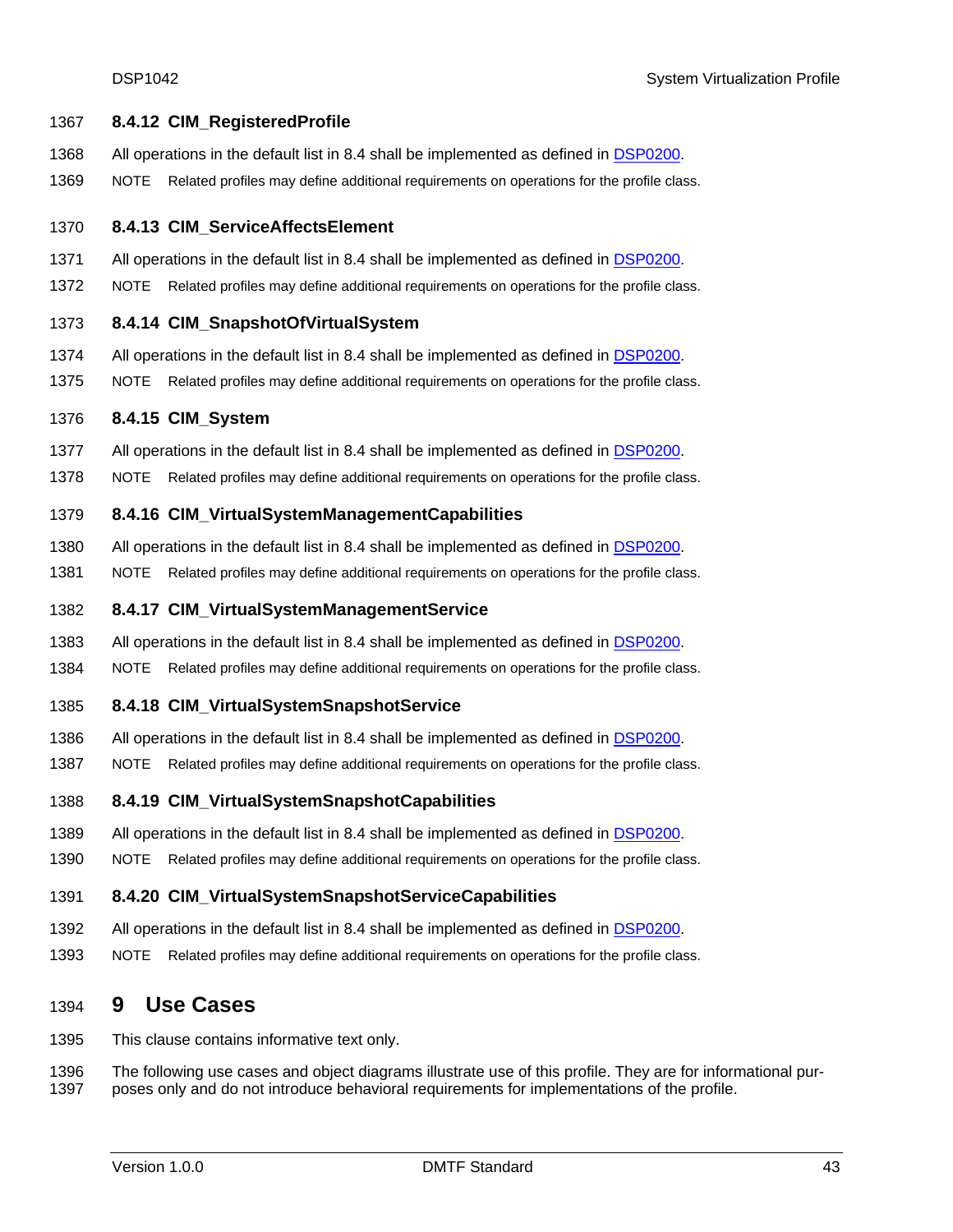### 8.4.12 CIM_RegisteredProfile

All operations in the default list in 8.4 shall be implemented as defined in DSP0200.

NOTE Related profiles may define additional requirements on operations for the profile class.

### 8.4.13 CIM_ServiceAffectsElement

All operations in the default list in 8.4 shall be implemented as defined in DSP0200.

NOTE Related profiles may define additional requirements on operations for the profile class.

### 8.4.14 CIM_SnapshotOfVirtualSystem

All operations in the default list in 8.4 shall be implemented as defined in DSP0200.

NOTE Related profiles may define additional requirements on operations for the profile class.

### 8.4.15 CIM_System

All operations in the default list in 8.4 shall be implemented as defined in DSP0200.

NOTE Related profiles may define additional requirements on operations for the profile class.

### 8.4.16 CIM_VirtualSystemManagementCapabilities

All operations in the default list in 8.4 shall be implemented as defined in DSP0200.

NOTE Related profiles may define additional requirements on operations for the profile class.

### 8.4.17 CIM_VirtualSystemManagementService

All operations in the default list in 8.4 shall be implemented as defined in DSP0200.

NOTE Related profiles may define additional requirements on operations for the profile class.

### 8.4.18 CIM_VirtualSystemSnapshotService

All operations in the default list in 8.4 shall be implemented as defined in DSP0200.

NOTE Related profiles may define additional requirements on operations for the profile class.

### 8.4.19 CIM_VirtualSystemSnapshotCapabilities

All operations in the default list in 8.4 shall be implemented as defined in DSP0200.

NOTE Related profiles may define additional requirements on operations for the profile class.

### 8.4.20 CIM_VirtualSystemSnapshotServiceCapabilities

All operations in the default list in 8.4 shall be implemented as defined in DSP0200.

NOTE Related profiles may define additional requirements on operations for the profile class.

# 9 Use Cases

This clause contains informative text only.

The following use cases and object diagrams illustrate use of this profile. They are for informational purposes only and do not introduce behavioral requirements for implementations of the profile.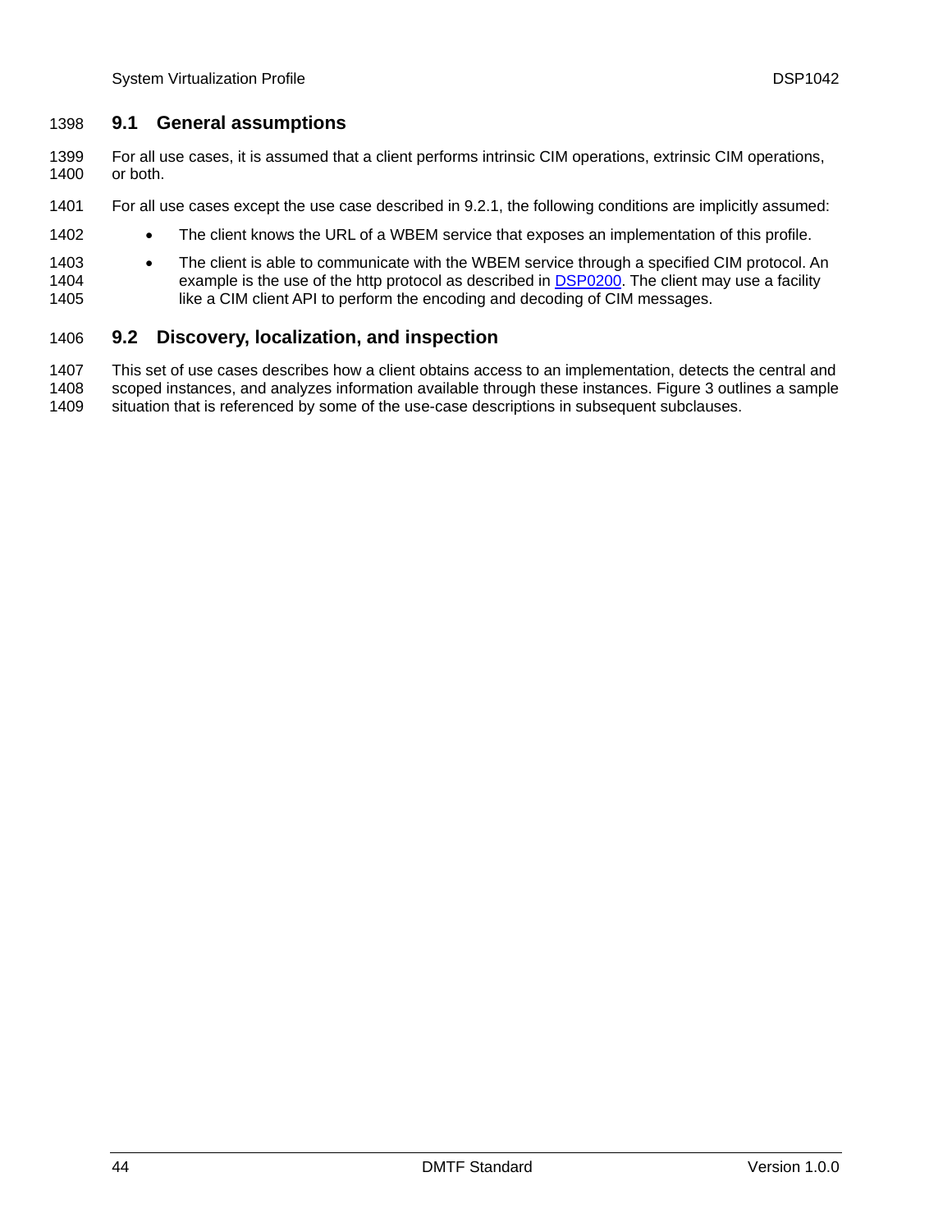## 9.1 General assumptions

For all use cases, it is assumed that a client performs intrinsic CIM operations, extrinsic CIM operations, or both.

For all use cases except the use case described in 9.2.1, the following conditions are implicitly assumed:

- The client knows the URL of a WBEM service that exposes an implementation of this profile.
- The client is able to communicate with the WBEM service through a specified CIM protocol. An example is the use of the http protocol as described in DSP0200. The client may use a facility like a CIM client API to perform the encoding and decoding of CIM messages.

## 9.2 Discovery, localization, and inspection

This set of use cases describes how a client obtains access to an implementation, detects the central and scoped instances, and analyzes information available through these instances. Figure 3 outlines a sample situation that is referenced by some of the use-case descriptions in subsequent subclauses.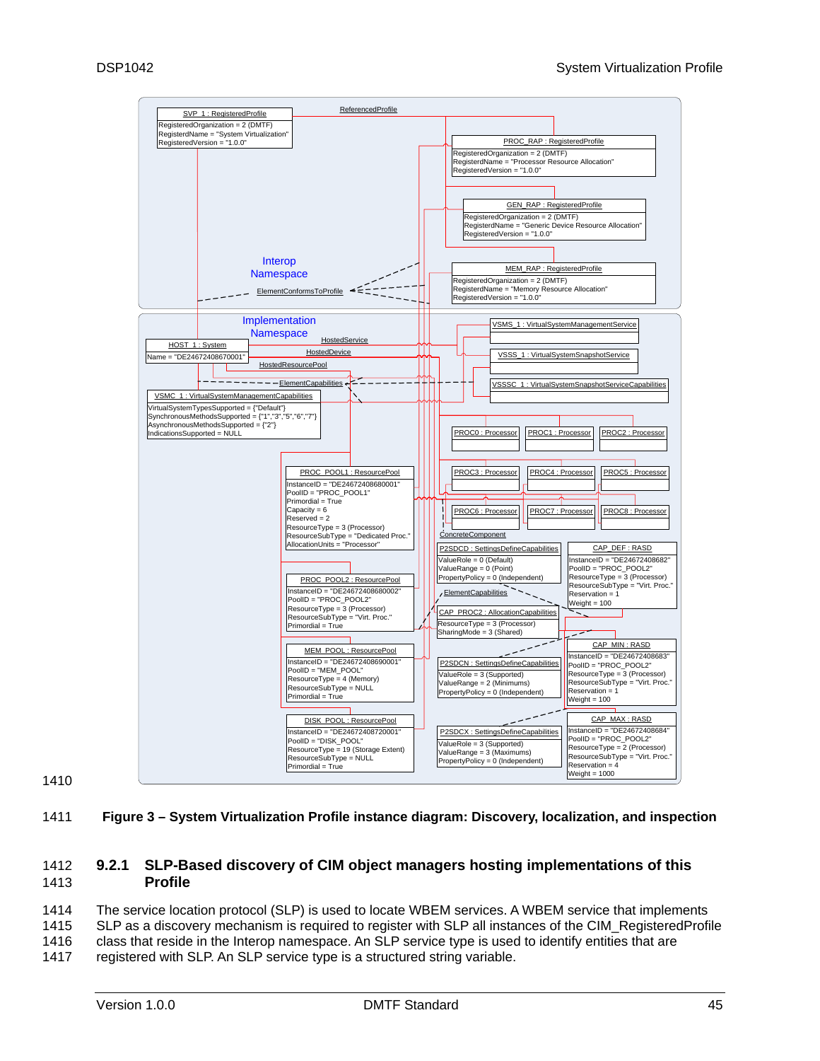Figure 3 – System Virtualization Profile instance diagram: Discovery, localization, and inspection

### 9.2.1 SLP-Based discovery of CIM object managers hosting implementations of this Profile

The service location protocol (SLP) is used to locate WBEM services. A WBEM service that implements SLP as a discovery mechanism is required to register with SLP all instances of the CIM_RegisteredProfile class that reside in the Interop namespace. An SLP service type is used to identify entities that are registered with SLP. An SLP service type is a structured string variable.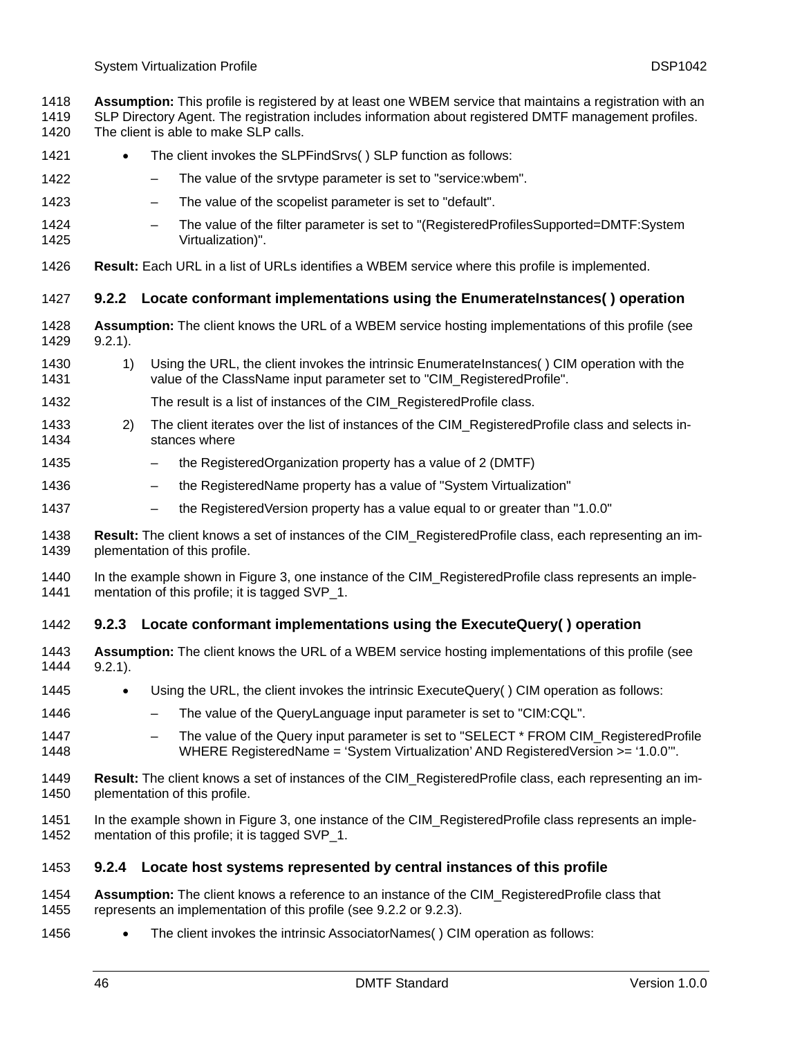**Assumption:** This profile is registered by at least one WBEM service that maintains a registration with an SLP Directory Agent. The registration includes information about registered DMTF management profiles. The client is able to make SLP calls.

- The client invokes the SLPFindSrvs( ) SLP function as follows:
  - The value of the srvtype parameter is set to "service:wbem".
  - The value of the scopelist parameter is set to "default".
  - The value of the filter parameter is set to "(RegisteredProfilesSupported=DMTF:System Virtualization)".

**Result:** Each URL in a list of URLs identifies a WBEM service where this profile is implemented.

### 9.2.2 Locate conformant implementations using the EnumerateInstances( ) operation

**Assumption:** The client knows the URL of a WBEM service hosting implementations of this profile (see 9.2.1).

1) Using the URL, the client invokes the intrinsic EnumerateInstances( ) CIM operation with the value of the ClassName input parameter set to "CIM_RegisteredProfile".

   The result is a list of instances of the CIM_RegisteredProfile class.

2) The client iterates over the list of instances of the CIM_RegisteredProfile class and selects instances where
   - the RegisteredOrganization property has a value of 2 (DMTF)
   - the RegisteredName property has a value of "System Virtualization"
   - the RegisteredVersion property has a value equal to or greater than "1.0.0"

**Result:** The client knows a set of instances of the CIM_RegisteredProfile class, each representing an implementation of this profile.

In the example shown in Figure 3, one instance of the CIM_RegisteredProfile class represents an implementation of this profile; it is tagged SVP_1.

### 9.2.3 Locate conformant implementations using the ExecuteQuery( ) operation

**Assumption:** The client knows the URL of a WBEM service hosting implementations of this profile (see 9.2.1).

- Using the URL, the client invokes the intrinsic ExecuteQuery( ) CIM operation as follows:
  - The value of the QueryLanguage input parameter is set to "CIM:CQL".
  - The value of the Query input parameter is set to "SELECT * FROM CIM_RegisteredProfile WHERE RegisteredName = 'System Virtualization' AND RegisteredVersion >= '1.0.0'".

**Result:** The client knows a set of instances of the CIM_RegisteredProfile class, each representing an implementation of this profile.

In the example shown in Figure 3, one instance of the CIM_RegisteredProfile class represents an implementation of this profile; it is tagged SVP_1.

### 9.2.4 Locate host systems represented by central instances of this profile

**Assumption:** The client knows a reference to an instance of the CIM_RegisteredProfile class that represents an implementation of this profile (see 9.2.2 or 9.2.3).

- The client invokes the intrinsic AssociatorNames( ) CIM operation as follows: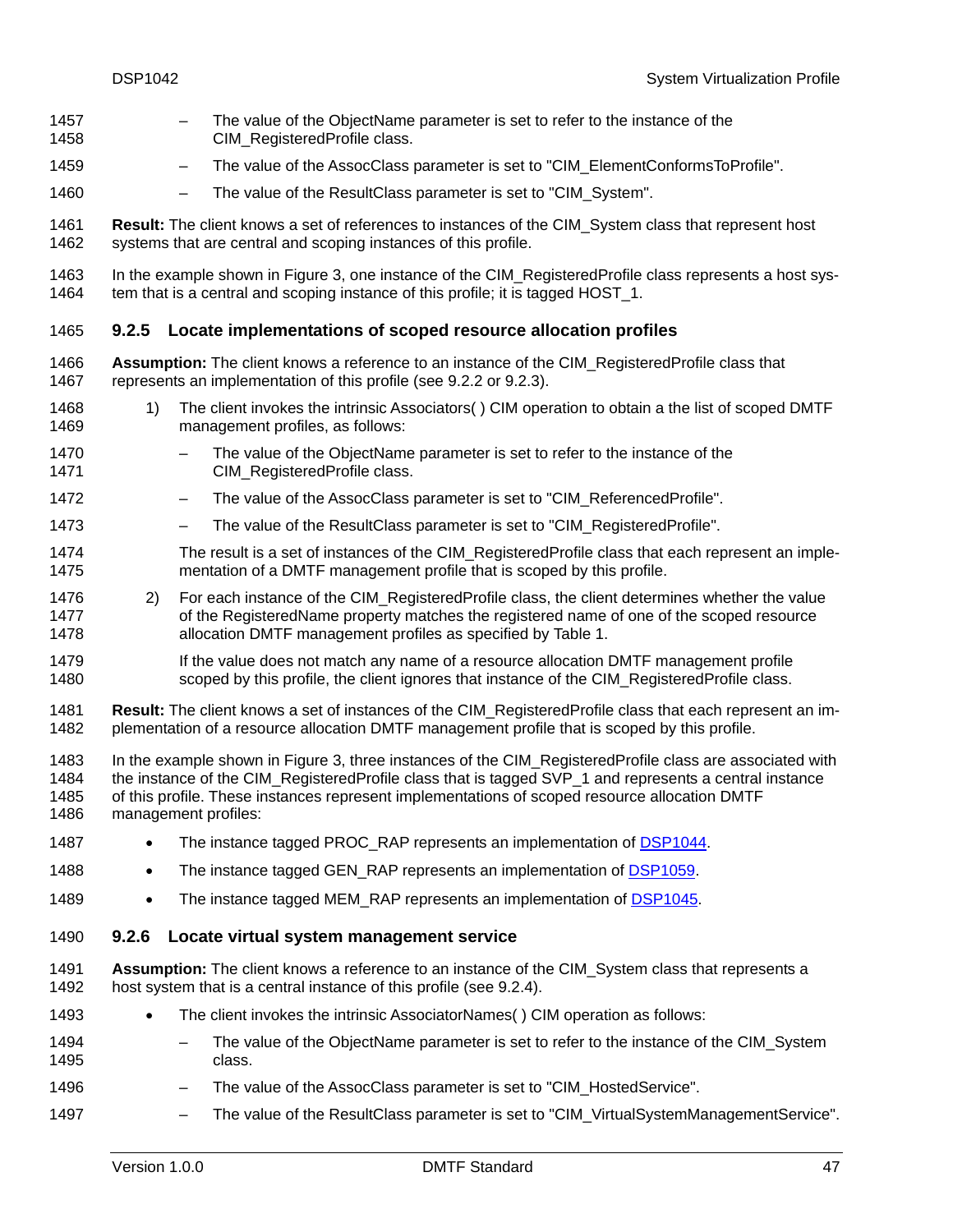- The value of the ObjectName parameter is set to refer to the instance of the CIM_RegisteredProfile class.
   - The value of the AssocClass parameter is set to "CIM_ElementConformsToProfile".
   - The value of the ResultClass parameter is set to "CIM_System".

**Result:** The client knows a set of references to instances of the CIM_System class that represent host systems that are central and scoping instances of this profile.

In the example shown in Figure 3, one instance of the CIM_RegisteredProfile class represents a host system that is a central and scoping instance of this profile; it is tagged HOST_1.

### 9.2.5 Locate implementations of scoped resource allocation profiles

**Assumption:** The client knows a reference to an instance of the CIM_RegisteredProfile class that represents an implementation of this profile (see 9.2.2 or 9.2.3).

1) The client invokes the intrinsic Associators( ) CIM operation to obtain a the list of scoped DMTF management profiles, as follows:
   - The value of the ObjectName parameter is set to refer to the instance of the CIM_RegisteredProfile class.
   - The value of the AssocClass parameter is set to "CIM_ReferencedProfile".
   - The value of the ResultClass parameter is set to "CIM_RegisteredProfile".

   The result is a set of instances of the CIM_RegisteredProfile class that each represent an implementation of a DMTF management profile that is scoped by this profile.

2) For each instance of the CIM_RegisteredProfile class, the client determines whether the value of the RegisteredName property matches the registered name of one of the scoped resource allocation DMTF management profiles as specified by Table 1.

   If the value does not match any name of a resource allocation DMTF management profile scoped by this profile, the client ignores that instance of the CIM_RegisteredProfile class.

**Result:** The client knows a set of instances of the CIM_RegisteredProfile class that each represent an implementation of a resource allocation DMTF management profile that is scoped by this profile.

In the example shown in Figure 3, three instances of the CIM_RegisteredProfile class are associated with the instance of the CIM_RegisteredProfile class that is tagged SVP_1 and represents a central instance of this profile. These instances represent implementations of scoped resource allocation DMTF management profiles:

- The instance tagged PROC_RAP represents an implementation of DSP1044.
- The instance tagged GEN_RAP represents an implementation of DSP1059.
- The instance tagged MEM_RAP represents an implementation of DSP1045.

### 9.2.6 Locate virtual system management service

**Assumption:** The client knows a reference to an instance of the CIM_System class that represents a host system that is a central instance of this profile (see 9.2.4).

- The client invokes the intrinsic AssociatorNames( ) CIM operation as follows:
  - The value of the ObjectName parameter is set to refer to the instance of the CIM_System class.
  - The value of the AssocClass parameter is set to "CIM_HostedService".
  - The value of the ResultClass parameter is set to "CIM_VirtualSystemManagementService".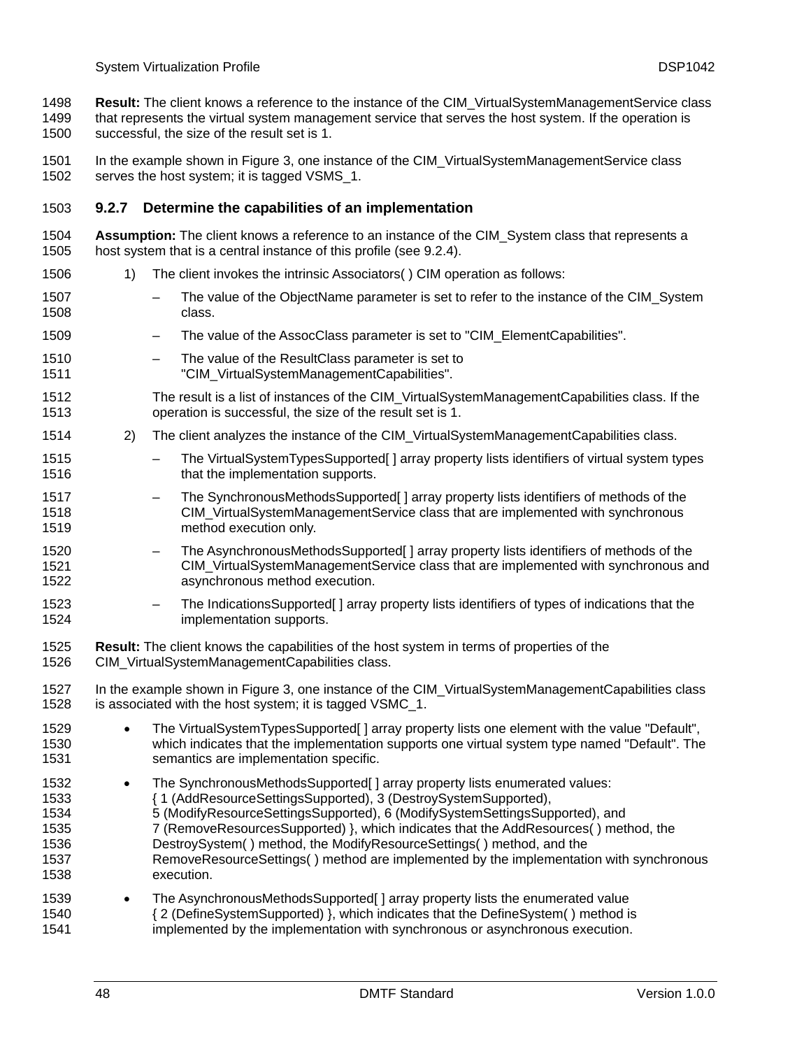**Result:** The client knows a reference to the instance of the CIM_VirtualSystemManagementService class that represents the virtual system management service that serves the host system. If the operation is successful, the size of the result set is 1.

In the example shown in Figure 3, one instance of the CIM_VirtualSystemManagementService class serves the host system; it is tagged VSMS_1.

### 9.2.7 Determine the capabilities of an implementation

**Assumption:** The client knows a reference to an instance of the CIM_System class that represents a host system that is a central instance of this profile (see 9.2.4).

1) The client invokes the intrinsic Associators( ) CIM operation as follows:
   - The value of the ObjectName parameter is set to refer to the instance of the CIM_System class.
   - The value of the AssocClass parameter is set to "CIM_ElementCapabilities".
   - The value of the ResultClass parameter is set to "CIM_VirtualSystemManagementCapabilities".

   The result is a list of instances of the CIM_VirtualSystemManagementCapabilities class. If the operation is successful, the size of the result set is 1.

2) The client analyzes the instance of the CIM_VirtualSystemManagementCapabilities class.
   - The VirtualSystemTypesSupported[ ] array property lists identifiers of virtual system types that the implementation supports.
   - The SynchronousMethodsSupported[ ] array property lists identifiers of methods of the CIM_VirtualSystemManagementService class that are implemented with synchronous method execution only.
   - The AsynchronousMethodsSupported[ ] array property lists identifiers of methods of the CIM_VirtualSystemManagementService class that are implemented with synchronous and asynchronous method execution.
   - The IndicationsSupported[ ] array property lists identifiers of types of indications that the implementation supports.

**Result:** The client knows the capabilities of the host system in terms of properties of the CIM_VirtualSystemManagementCapabilities class.

In the example shown in Figure 3, one instance of the CIM_VirtualSystemManagementCapabilities class is associated with the host system; it is tagged VSMC_1.

- The VirtualSystemTypesSupported[ ] array property lists one element with the value "Default", which indicates that the implementation supports one virtual system type named "Default". The semantics are implementation specific.
- The SynchronousMethodsSupported[ ] array property lists enumerated values: { 1 (AddResourceSettingsSupported), 3 (DestroySystemSupported), 5 (ModifyResourceSettingsSupported), 6 (ModifySystemSettingsSupported), and 7 (RemoveResourcesSupported) }, which indicates that the AddResources( ) method, the DestroySystem( ) method, the ModifyResourceSettings( ) method, and the RemoveResourceSettings( ) method are implemented by the implementation with synchronous execution.
- The AsynchronousMethodsSupported[ ] array property lists the enumerated value { 2 (DefineSystemSupported) }, which indicates that the DefineSystem( ) method is implemented by the implementation with synchronous or asynchronous execution.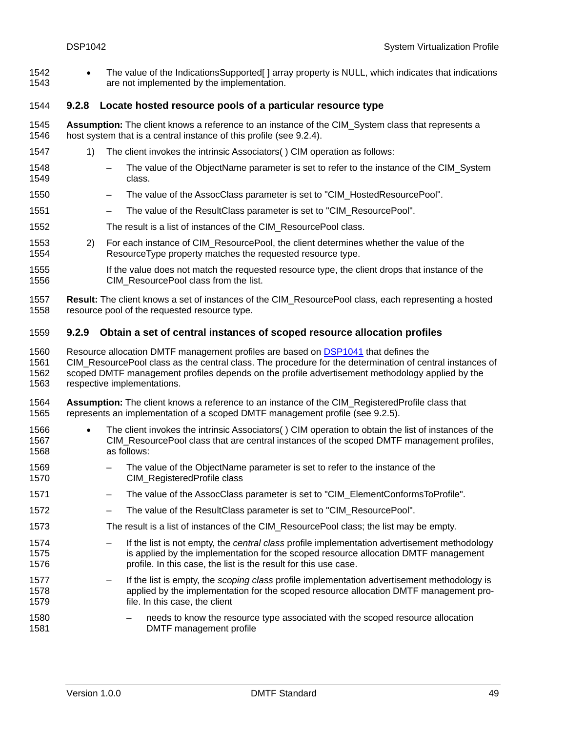- The value of the IndicationsSupported[ ] array property is NULL, which indicates that indications are not implemented by the implementation.

### 9.2.8 Locate hosted resource pools of a particular resource type

**Assumption:** The client knows a reference to an instance of the CIM_System class that represents a host system that is a central instance of this profile (see 9.2.4).

1) The client invokes the intrinsic Associators( ) CIM operation as follows:
   - The value of the ObjectName parameter is set to refer to the instance of the CIM_System class.
   - The value of the AssocClass parameter is set to "CIM_HostedResourcePool".
   - The value of the ResultClass parameter is set to "CIM_ResourcePool".

   The result is a list of instances of the CIM_ResourcePool class.

2) For each instance of CIM_ResourcePool, the client determines whether the value of the ResourceType property matches the requested resource type.

   If the value does not match the requested resource type, the client drops that instance of the CIM_ResourcePool class from the list.

**Result:** The client knows a set of instances of the CIM_ResourcePool class, each representing a hosted resource pool of the requested resource type.

### 9.2.9 Obtain a set of central instances of scoped resource allocation profiles

Resource allocation DMTF management profiles are based on DSP1041 that defines the CIM_ResourcePool class as the central class. The procedure for the determination of central instances of scoped DMTF management profiles depends on the profile advertisement methodology applied by the respective implementations.

**Assumption:** The client knows a reference to an instance of the CIM_RegisteredProfile class that represents an implementation of a scoped DMTF management profile (see 9.2.5).

- The client invokes the intrinsic Associators( ) CIM operation to obtain the list of instances of the CIM_ResourcePool class that are central instances of the scoped DMTF management profiles, as follows:
  - The value of the ObjectName parameter is set to refer to the instance of the CIM_RegisteredProfile class
  - The value of the AssocClass parameter is set to "CIM_ElementConformsToProfile".
  - The value of the ResultClass parameter is set to "CIM_ResourcePool".

  The result is a list of instances of the CIM_ResourcePool class; the list may be empty.

  - If the list is not empty, the *central class* profile implementation advertisement methodology is applied by the implementation for the scoped resource allocation DMTF management profile. In this case, the list is the result for this use case.
  - If the list is empty, the *scoping class* profile implementation advertisement methodology is applied by the implementation for the scoped resource allocation DMTF management profile. In this case, the client
    - needs to know the resource type associated with the scoped resource allocation DMTF management profile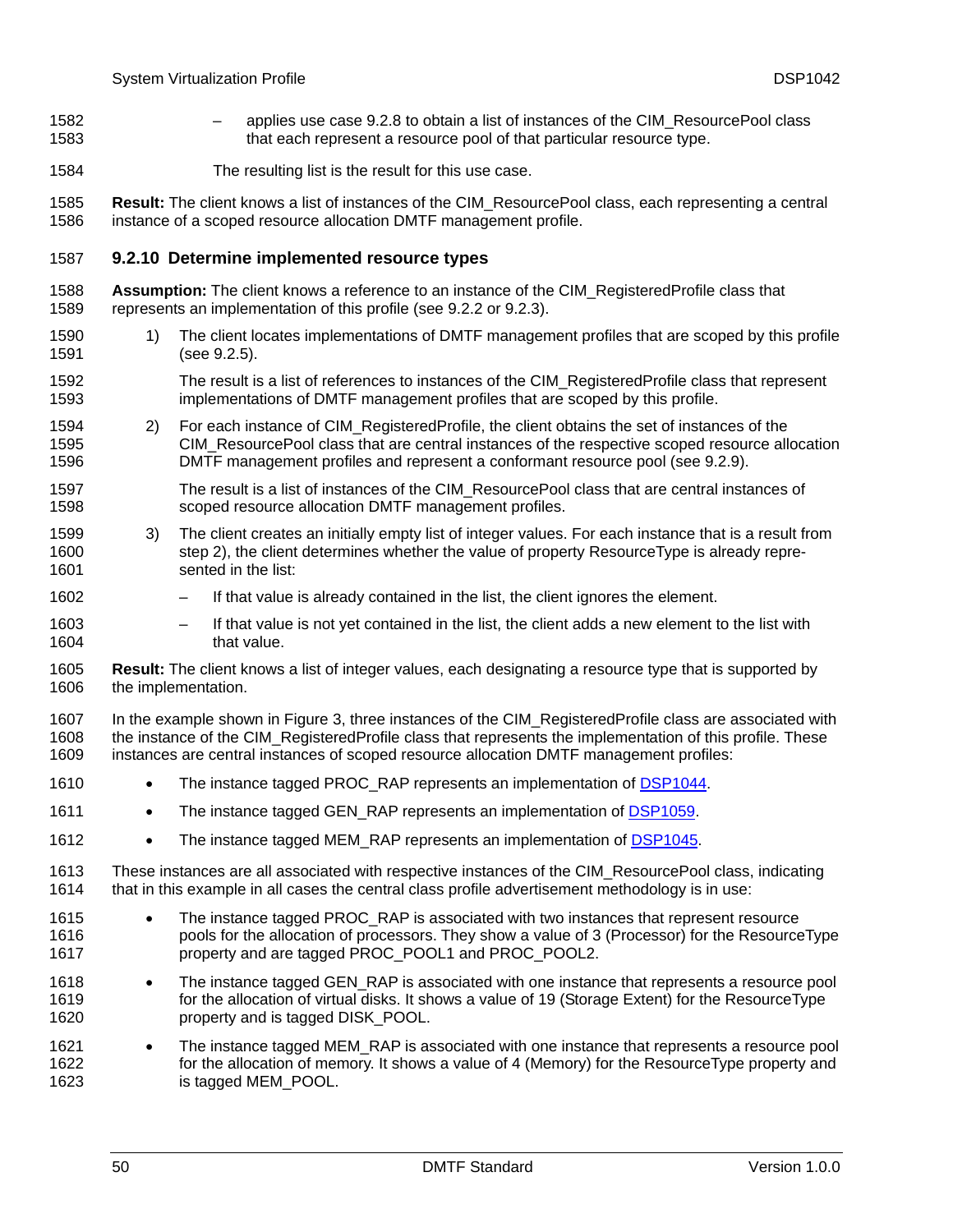– applies use case 9.2.8 to obtain a list of instances of the CIM_ResourcePool class that each represent a resource pool of that particular resource type.

The resulting list is the result for this use case.

**Result:** The client knows a list of instances of the CIM_ResourcePool class, each representing a central instance of a scoped resource allocation DMTF management profile.

### 9.2.10 Determine implemented resource types

**Assumption:** The client knows a reference to an instance of the CIM_RegisteredProfile class that represents an implementation of this profile (see 9.2.2 or 9.2.3).

1) The client locates implementations of DMTF management profiles that are scoped by this profile (see 9.2.5).

   The result is a list of references to instances of the CIM_RegisteredProfile class that represent implementations of DMTF management profiles that are scoped by this profile.

2) For each instance of CIM_RegisteredProfile, the client obtains the set of instances of the CIM_ResourcePool class that are central instances of the respective scoped resource allocation DMTF management profiles and represent a conformant resource pool (see 9.2.9).

   The result is a list of instances of the CIM_ResourcePool class that are central instances of scoped resource allocation DMTF management profiles.

3) The client creates an initially empty list of integer values. For each instance that is a result from step 2), the client determines whether the value of property ResourceType is already represented in the list:

   – If that value is already contained in the list, the client ignores the element.

   – If that value is not yet contained in the list, the client adds a new element to the list with that value.

**Result:** The client knows a list of integer values, each designating a resource type that is supported by the implementation.

In the example shown in Figure 3, three instances of the CIM_RegisteredProfile class are associated with the instance of the CIM_RegisteredProfile class that represents the implementation of this profile. These instances are central instances of scoped resource allocation DMTF management profiles:

- The instance tagged PROC_RAP represents an implementation of DSP1044.
- The instance tagged GEN_RAP represents an implementation of DSP1059.
- The instance tagged MEM_RAP represents an implementation of DSP1045.

These instances are all associated with respective instances of the CIM_ResourcePool class, indicating that in this example in all cases the central class profile advertisement methodology is in use:

- The instance tagged PROC_RAP is associated with two instances that represent resource pools for the allocation of processors. They show a value of 3 (Processor) for the ResourceType property and are tagged PROC_POOL1 and PROC_POOL2.
- The instance tagged GEN_RAP is associated with one instance that represents a resource pool for the allocation of virtual disks. It shows a value of 19 (Storage Extent) for the ResourceType property and is tagged DISK_POOL.
- The instance tagged MEM_RAP is associated with one instance that represents a resource pool for the allocation of memory. It shows a value of 4 (Memory) for the ResourceType property and is tagged MEM_POOL.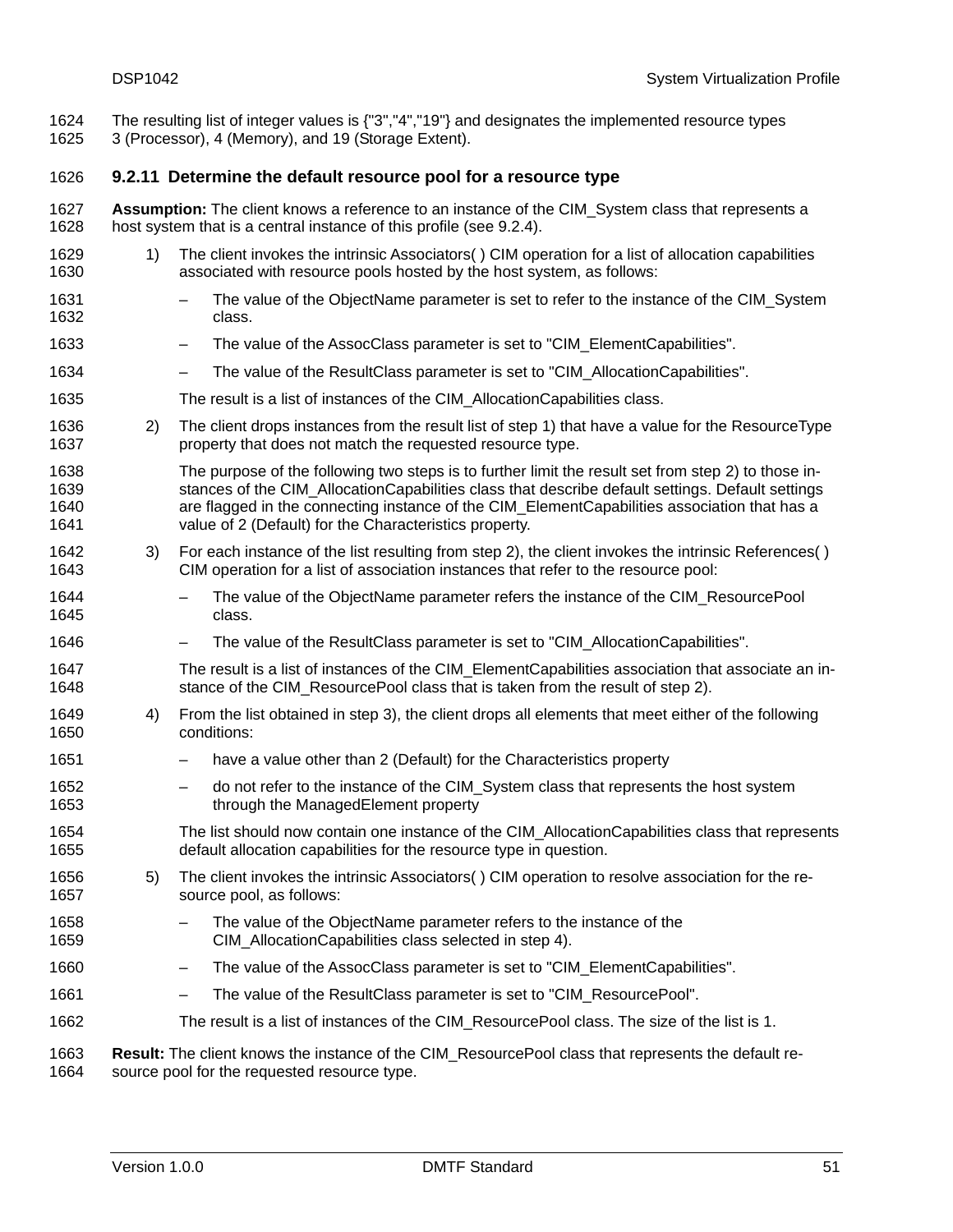The resulting list of integer values is {"3","4","19"} and designates the implemented resource types 3 (Processor), 4 (Memory), and 19 (Storage Extent).

### 9.2.11 Determine the default resource pool for a resource type

**Assumption:** The client knows a reference to an instance of the CIM_System class that represents a host system that is a central instance of this profile (see 9.2.4).

1) The client invokes the intrinsic Associators( ) CIM operation for a list of allocation capabilities associated with resource pools hosted by the host system, as follows:

   – The value of the ObjectName parameter is set to refer to the instance of the CIM_System class.

   – The value of the AssocClass parameter is set to "CIM_ElementCapabilities".

   – The value of the ResultClass parameter is set to "CIM_AllocationCapabilities".

   The result is a list of instances of the CIM_AllocationCapabilities class.

2) The client drops instances from the result list of step 1) that have a value for the ResourceType property that does not match the requested resource type.

   The purpose of the following two steps is to further limit the result set from step 2) to those instances of the CIM_AllocationCapabilities class that describe default settings. Default settings are flagged in the connecting instance of the CIM_ElementCapabilities association that has a value of 2 (Default) for the Characteristics property.

3) For each instance of the list resulting from step 2), the client invokes the intrinsic References( ) CIM operation for a list of association instances that refer to the resource pool:

   – The value of the ObjectName parameter refers the instance of the CIM_ResourcePool class.

   – The value of the ResultClass parameter is set to "CIM_AllocationCapabilities".

   The result is a list of instances of the CIM_ElementCapabilities association that associate an instance of the CIM_ResourcePool class that is taken from the result of step 2).

4) From the list obtained in step 3), the client drops all elements that meet either of the following conditions:

   – have a value other than 2 (Default) for the Characteristics property

   – do not refer to the instance of the CIM_System class that represents the host system through the ManagedElement property

   The list should now contain one instance of the CIM_AllocationCapabilities class that represents default allocation capabilities for the resource type in question.

5) The client invokes the intrinsic Associators( ) CIM operation to resolve association for the resource pool, as follows:

   – The value of the ObjectName parameter refers to the instance of the CIM_AllocationCapabilities class selected in step 4).

   – The value of the AssocClass parameter is set to "CIM_ElementCapabilities".

   – The value of the ResultClass parameter is set to "CIM_ResourcePool".

   The result is a list of instances of the CIM_ResourcePool class. The size of the list is 1.

**Result:** The client knows the instance of the CIM_ResourcePool class that represents the default resource pool for the requested resource type.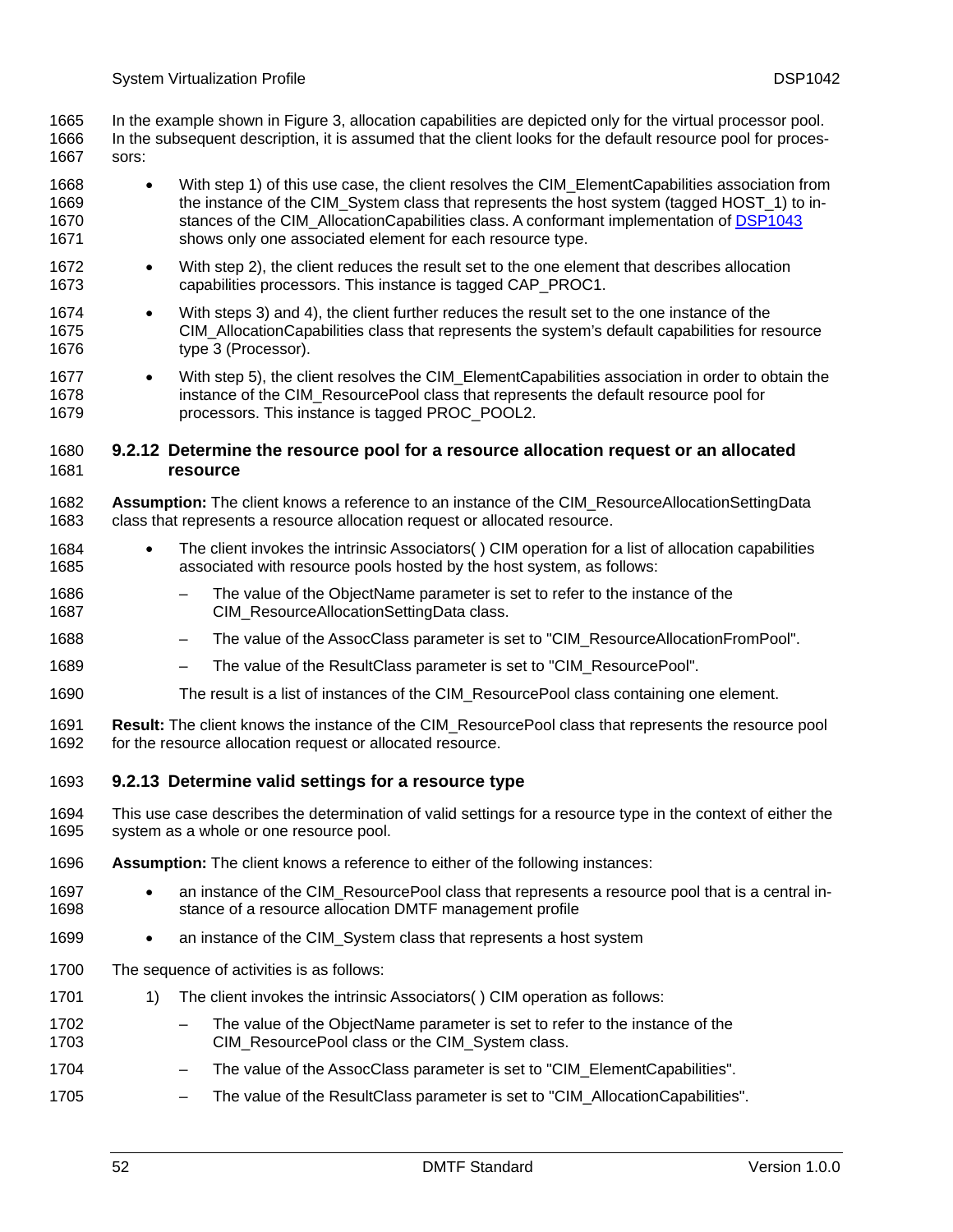In the example shown in Figure 3, allocation capabilities are depicted only for the virtual processor pool. In the subsequent description, it is assumed that the client looks for the default resource pool for processors:

- With step 1) of this use case, the client resolves the CIM_ElementCapabilities association from the instance of the CIM_System class that represents the host system (tagged HOST_1) to instances of the CIM_AllocationCapabilities class. A conformant implementation of DSP1043 shows only one associated element for each resource type.
- With step 2), the client reduces the result set to the one element that describes allocation capabilities processors. This instance is tagged CAP_PROC1.
- With steps 3) and 4), the client further reduces the result set to the one instance of the CIM_AllocationCapabilities class that represents the system's default capabilities for resource type 3 (Processor).
- With step 5), the client resolves the CIM_ElementCapabilities association in order to obtain the instance of the CIM_ResourcePool class that represents the default resource pool for processors. This instance is tagged PROC_POOL2.

### 9.2.12 Determine the resource pool for a resource allocation request or an allocated resource

**Assumption:** The client knows a reference to an instance of the CIM_ResourceAllocationSettingData class that represents a resource allocation request or allocated resource.

- The client invokes the intrinsic Associators( ) CIM operation for a list of allocation capabilities associated with resource pools hosted by the host system, as follows:
  - The value of the ObjectName parameter is set to refer to the instance of the CIM_ResourceAllocationSettingData class.
  - The value of the AssocClass parameter is set to "CIM_ResourceAllocationFromPool".
  - The value of the ResultClass parameter is set to "CIM_ResourcePool".

  The result is a list of instances of the CIM_ResourcePool class containing one element.

**Result:** The client knows the instance of the CIM_ResourcePool class that represents the resource pool for the resource allocation request or allocated resource.

### 9.2.13 Determine valid settings for a resource type

This use case describes the determination of valid settings for a resource type in the context of either the system as a whole or one resource pool.

**Assumption:** The client knows a reference to either of the following instances:

- an instance of the CIM_ResourcePool class that represents a resource pool that is a central instance of a resource allocation DMTF management profile
- an instance of the CIM_System class that represents a host system

The sequence of activities is as follows:

1) The client invokes the intrinsic Associators( ) CIM operation as follows:
   - The value of the ObjectName parameter is set to refer to the instance of the CIM_ResourcePool class or the CIM_System class.
   - The value of the AssocClass parameter is set to "CIM_ElementCapabilities".
   - The value of the ResultClass parameter is set to "CIM_AllocationCapabilities".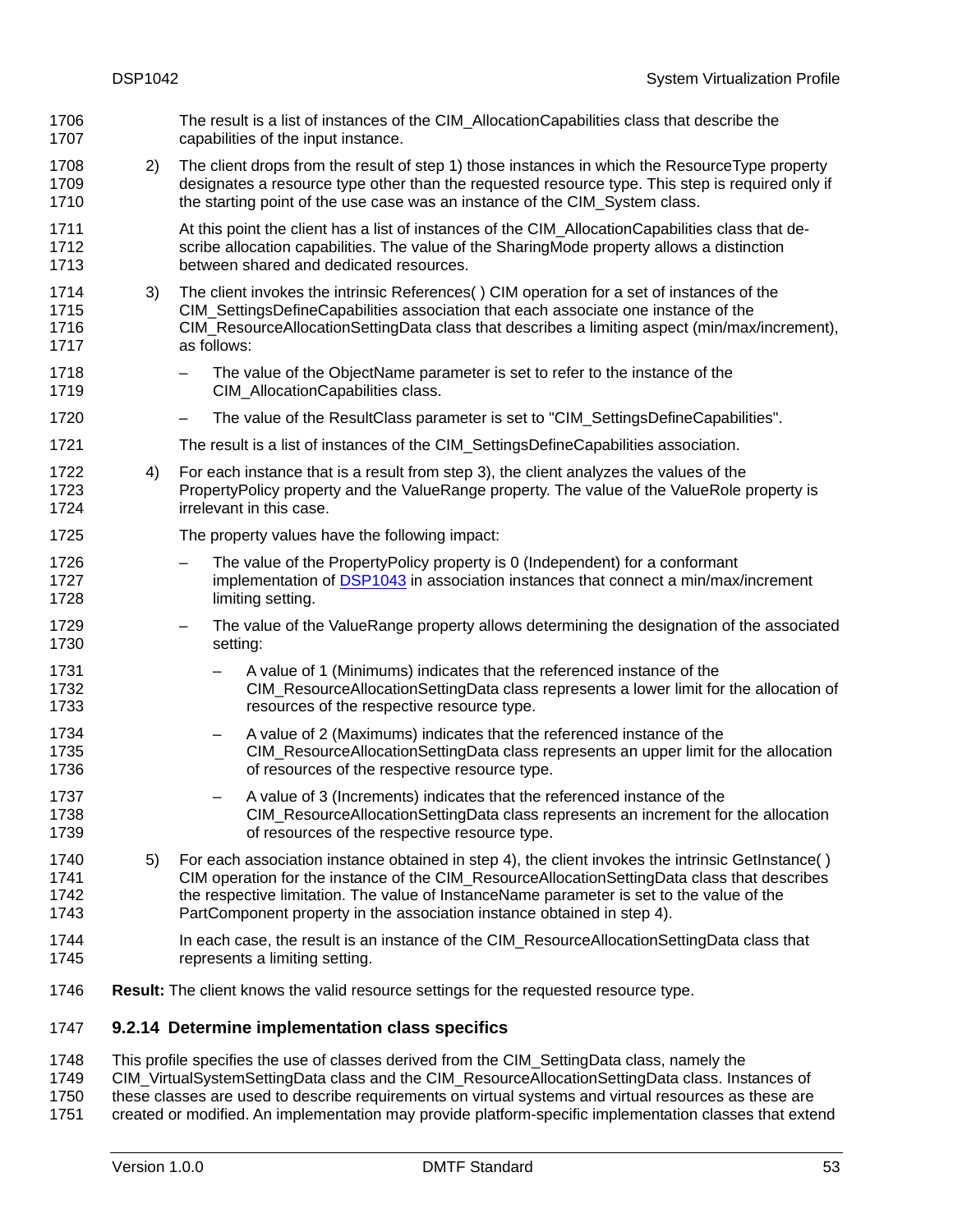The result is a list of instances of the CIM_AllocationCapabilities class that describe the capabilities of the input instance.

2) The client drops from the result of step 1) those instances in which the ResourceType property designates a resource type other than the requested resource type. This step is required only if the starting point of the use case was an instance of the CIM_System class.

   At this point the client has a list of instances of the CIM_AllocationCapabilities class that describe allocation capabilities. The value of the SharingMode property allows a distinction between shared and dedicated resources.

3) The client invokes the intrinsic References( ) CIM operation for a set of instances of the CIM_SettingsDefineCapabilities association that each associate one instance of the CIM_ResourceAllocationSettingData class that describes a limiting aspect (min/max/increment), as follows:

   – The value of the ObjectName parameter is set to refer to the instance of the CIM_AllocationCapabilities class.

   – The value of the ResultClass parameter is set to "CIM_SettingsDefineCapabilities".

   The result is a list of instances of the CIM_SettingsDefineCapabilities association.

4) For each instance that is a result from step 3), the client analyzes the values of the PropertyPolicy property and the ValueRange property. The value of the ValueRole property is irrelevant in this case.

   The property values have the following impact:

   – The value of the PropertyPolicy property is 0 (Independent) for a conformant implementation of DSP1043 in association instances that connect a min/max/increment limiting setting.

   – The value of the ValueRange property allows determining the designation of the associated setting:

     – A value of 1 (Minimums) indicates that the referenced instance of the CIM_ResourceAllocationSettingData class represents a lower limit for the allocation of resources of the respective resource type.

     – A value of 2 (Maximums) indicates that the referenced instance of the CIM_ResourceAllocationSettingData class represents an upper limit for the allocation of resources of the respective resource type.

     – A value of 3 (Increments) indicates that the referenced instance of the CIM_ResourceAllocationSettingData class represents an increment for the allocation of resources of the respective resource type.

5) For each association instance obtained in step 4), the client invokes the intrinsic GetInstance( ) CIM operation for the instance of the CIM_ResourceAllocationSettingData class that describes the respective limitation. The value of InstanceName parameter is set to the value of the PartComponent property in the association instance obtained in step 4).

   In each case, the result is an instance of the CIM_ResourceAllocationSettingData class that represents a limiting setting.

**Result:** The client knows the valid resource settings for the requested resource type.

### 9.2.14 Determine implementation class specifics

This profile specifies the use of classes derived from the CIM_SettingData class, namely the CIM_VirtualSystemSettingData class and the CIM_ResourceAllocationSettingData class. Instances of these classes are used to describe requirements on virtual systems and virtual resources as these are created or modified. An implementation may provide platform-specific implementation classes that extend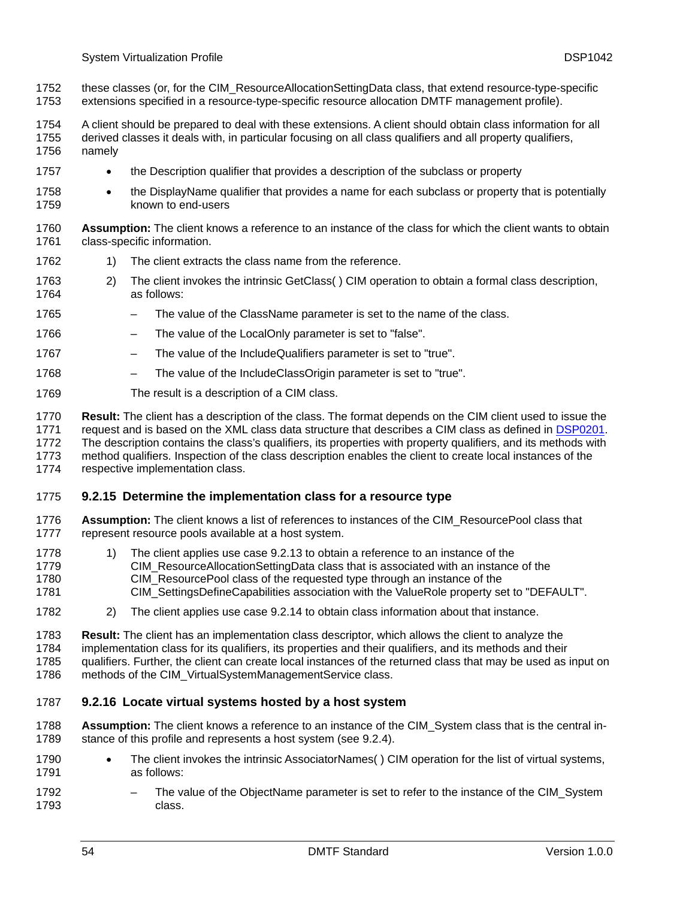these classes (or, for the CIM_ResourceAllocationSettingData class, that extend resource-type-specific extensions specified in a resource-type-specific resource allocation DMTF management profile).

A client should be prepared to deal with these extensions. A client should obtain class information for all derived classes it deals with, in particular focusing on all class qualifiers and all property qualifiers, namely

- the Description qualifier that provides a description of the subclass or property
- the DisplayName qualifier that provides a name for each subclass or property that is potentially known to end-users

**Assumption:** The client knows a reference to an instance of the class for which the client wants to obtain class-specific information.

1) The client extracts the class name from the reference.
2) The client invokes the intrinsic GetClass( ) CIM operation to obtain a formal class description, as follows:
   - The value of the ClassName parameter is set to the name of the class.
   - The value of the LocalOnly parameter is set to "false".
   - The value of the IncludeQualifiers parameter is set to "true".
   - The value of the IncludeClassOrigin parameter is set to "true".

   The result is a description of a CIM class.

**Result:** The client has a description of the class. The format depends on the CIM client used to issue the request and is based on the XML class data structure that describes a CIM class as defined in DSP0201. The description contains the class's qualifiers, its properties with property qualifiers, and its methods with method qualifiers. Inspection of the class description enables the client to create local instances of the respective implementation class.

### 9.2.15 Determine the implementation class for a resource type

**Assumption:** The client knows a list of references to instances of the CIM_ResourcePool class that represent resource pools available at a host system.

1) The client applies use case 9.2.13 to obtain a reference to an instance of the CIM_ResourceAllocationSettingData class that is associated with an instance of the CIM_ResourcePool class of the requested type through an instance of the CIM_SettingsDefineCapabilities association with the ValueRole property set to "DEFAULT".
2) The client applies use case 9.2.14 to obtain class information about that instance.

**Result:** The client has an implementation class descriptor, which allows the client to analyze the implementation class for its qualifiers, its properties and their qualifiers, and its methods and their qualifiers. Further, the client can create local instances of the returned class that may be used as input on methods of the CIM_VirtualSystemManagementService class.

### 9.2.16 Locate virtual systems hosted by a host system

**Assumption:** The client knows a reference to an instance of the CIM_System class that is the central instance of this profile and represents a host system (see 9.2.4).

- The client invokes the intrinsic AssociatorNames( ) CIM operation for the list of virtual systems, as follows:
  - The value of the ObjectName parameter is set to refer to the instance of the CIM_System class.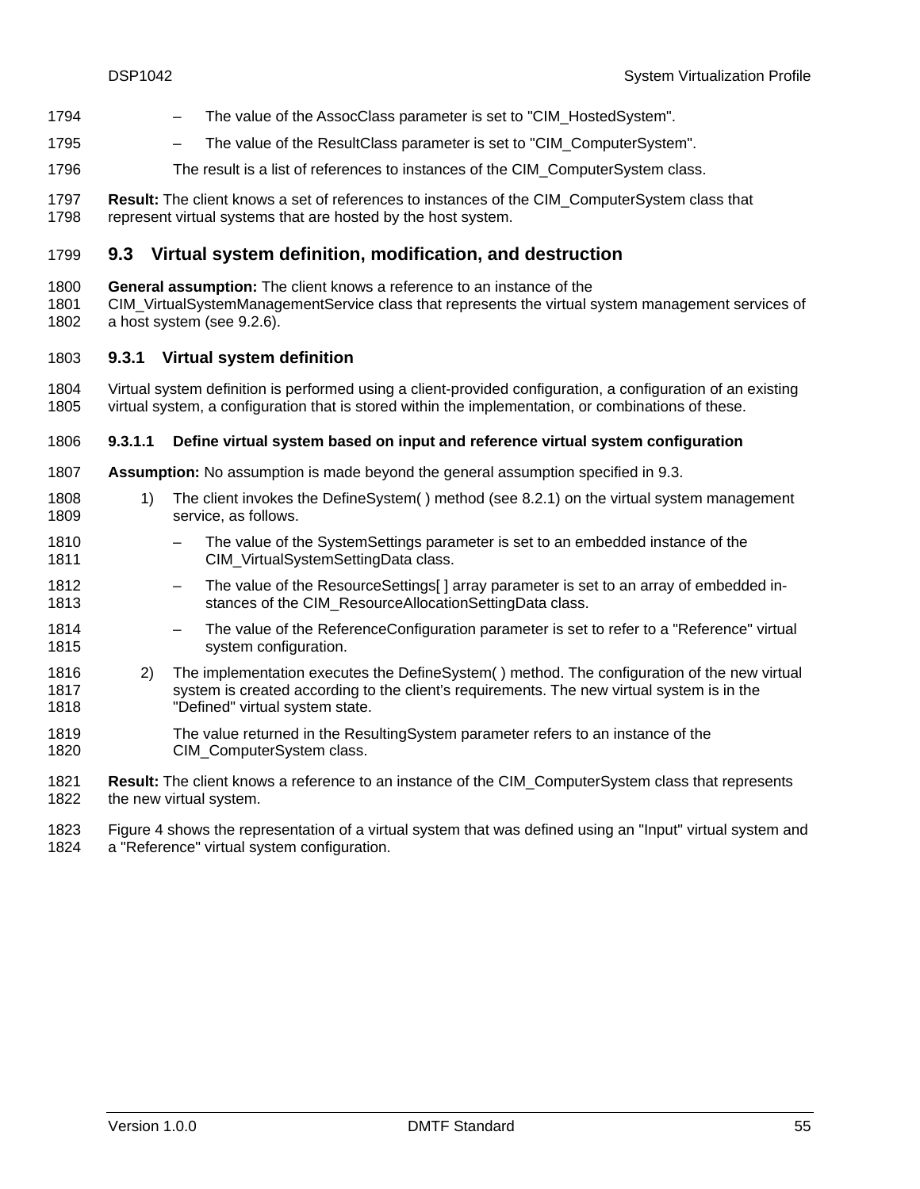- The value of the AssocClass parameter is set to "CIM_HostedSystem".
- The value of the ResultClass parameter is set to "CIM_ComputerSystem".

The result is a list of references to instances of the CIM_ComputerSystem class.

**Result:** The client knows a set of references to instances of the CIM_ComputerSystem class that represent virtual systems that are hosted by the host system.

## 9.3 Virtual system definition, modification, and destruction

**General assumption:** The client knows a reference to an instance of the CIM_VirtualSystemManagementService class that represents the virtual system management services of a host system (see 9.2.6).

### 9.3.1 Virtual system definition

Virtual system definition is performed using a client-provided configuration, a configuration of an existing virtual system, a configuration that is stored within the implementation, or combinations of these.

#### 9.3.1.1 Define virtual system based on input and reference virtual system configuration

**Assumption:** No assumption is made beyond the general assumption specified in 9.3.

1) The client invokes the DefineSystem( ) method (see 8.2.1) on the virtual system management service, as follows.
   - The value of the SystemSettings parameter is set to an embedded instance of the CIM_VirtualSystemSettingData class.
   - The value of the ResourceSettings[ ] array parameter is set to an array of embedded instances of the CIM_ResourceAllocationSettingData class.
   - The value of the ReferenceConfiguration parameter is set to refer to a "Reference" virtual system configuration.
2) The implementation executes the DefineSystem( ) method. The configuration of the new virtual system is created according to the client's requirements. The new virtual system is in the "Defined" virtual system state.

   The value returned in the ResultingSystem parameter refers to an instance of the CIM_ComputerSystem class.

**Result:** The client knows a reference to an instance of the CIM_ComputerSystem class that represents the new virtual system.

Figure 4 shows the representation of a virtual system that was defined using an "Input" virtual system and a "Reference" virtual system configuration.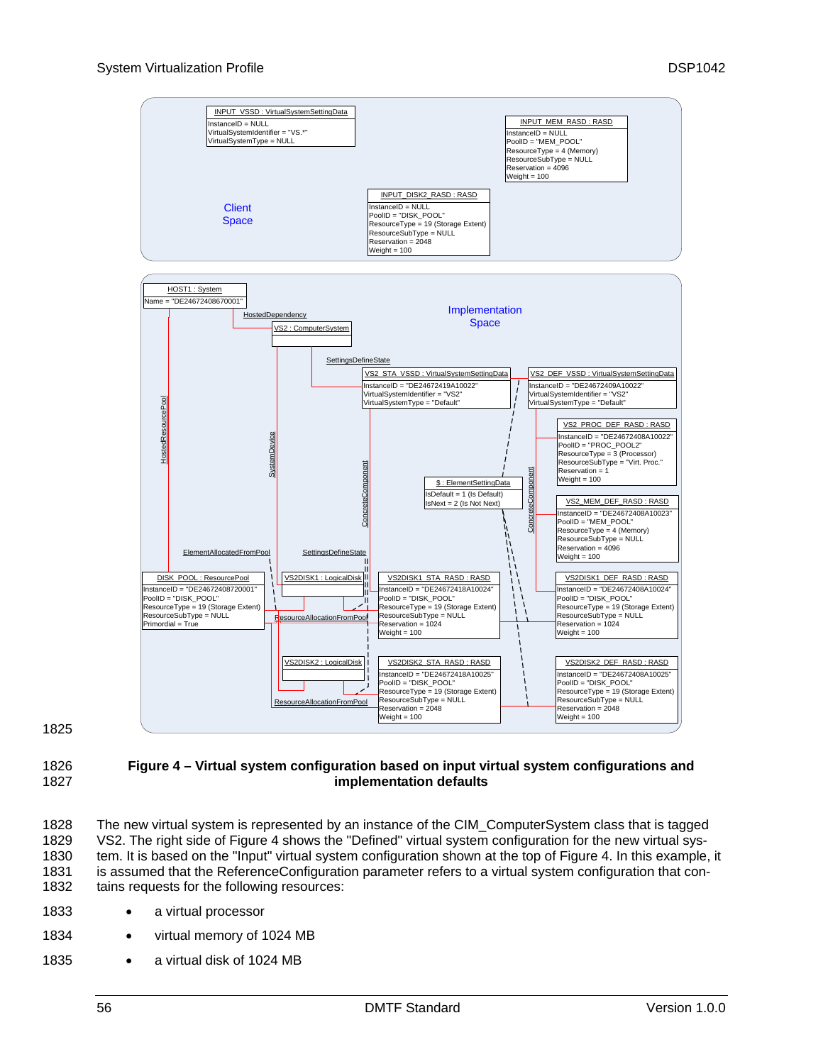**Figure 4 – Virtual system configuration based on input virtual system configurations and implementation defaults**

The new virtual system is represented by an instance of the CIM_ComputerSystem class that is tagged VS2. The right side of Figure 4 shows the "Defined" virtual system configuration for the new virtual system. It is based on the "Input" virtual system configuration shown at the top of Figure 4. In this example, it is assumed that the ReferenceConfiguration parameter refers to a virtual system configuration that contains requests for the following resources:

- a virtual processor
- virtual memory of 1024 MB
- a virtual disk of 1024 MB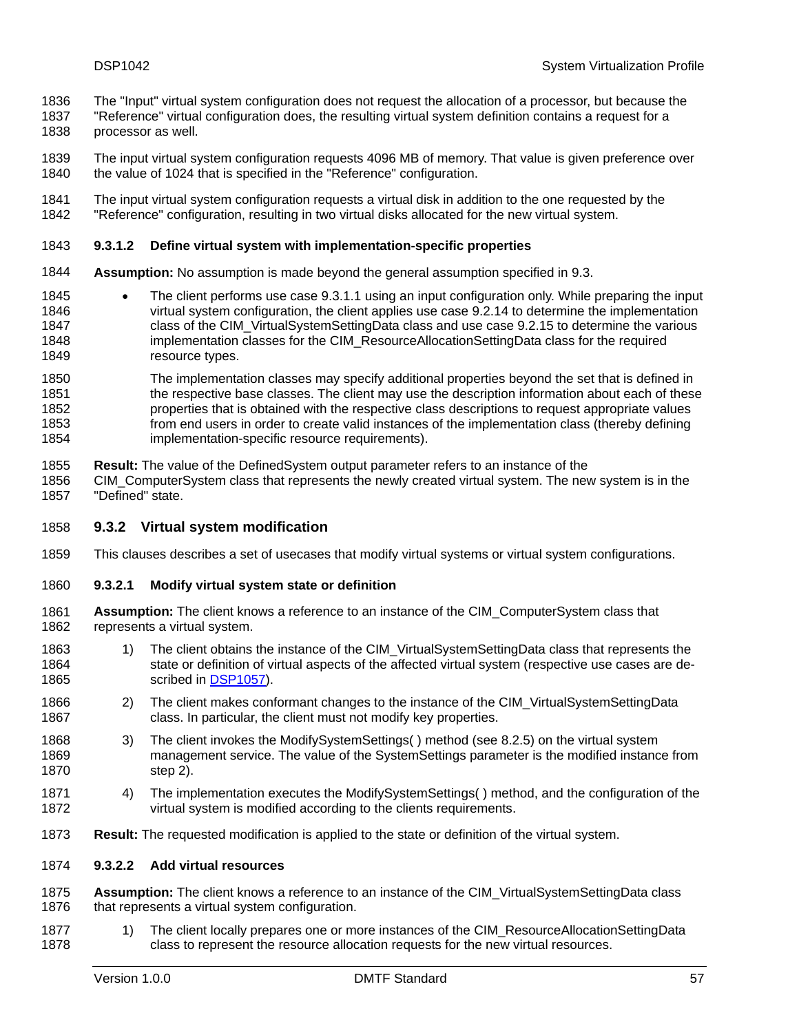The "Input" virtual system configuration does not request the allocation of a processor, but because the "Reference" virtual configuration does, the resulting virtual system definition contains a request for a processor as well.

The input virtual system configuration requests 4096 MB of memory. That value is given preference over the value of 1024 that is specified in the "Reference" configuration.

The input virtual system configuration requests a virtual disk in addition to the one requested by the "Reference" configuration, resulting in two virtual disks allocated for the new virtual system.

#### 9.3.1.2 Define virtual system with implementation-specific properties

**Assumption:** No assumption is made beyond the general assumption specified in 9.3.

- The client performs use case 9.3.1.1 using an input configuration only. While preparing the input virtual system configuration, the client applies use case 9.2.14 to determine the implementation class of the CIM_VirtualSystemSettingData class and use case 9.2.15 to determine the various implementation classes for the CIM_ResourceAllocationSettingData class for the required resource types.

  The implementation classes may specify additional properties beyond the set that is defined in the respective base classes. The client may use the description information about each of these properties that is obtained with the respective class descriptions to request appropriate values from end users in order to create valid instances of the implementation class (thereby defining implementation-specific resource requirements).

**Result:** The value of the DefinedSystem output parameter refers to an instance of the CIM_ComputerSystem class that represents the newly created virtual system. The new system is in the "Defined" state.

### 9.3.2 Virtual system modification

This clauses describes a set of usecases that modify virtual systems or virtual system configurations.

#### 9.3.2.1 Modify virtual system state or definition

**Assumption:** The client knows a reference to an instance of the CIM_ComputerSystem class that represents a virtual system.

1) The client obtains the instance of the CIM_VirtualSystemSettingData class that represents the state or definition of virtual aspects of the affected virtual system (respective use cases are described in DSP1057).
2) The client makes conformant changes to the instance of the CIM_VirtualSystemSettingData class. In particular, the client must not modify key properties.
3) The client invokes the ModifySystemSettings( ) method (see 8.2.5) on the virtual system management service. The value of the SystemSettings parameter is the modified instance from step 2).
4) The implementation executes the ModifySystemSettings( ) method, and the configuration of the virtual system is modified according to the clients requirements.

**Result:** The requested modification is applied to the state or definition of the virtual system.

#### 9.3.2.2 Add virtual resources

**Assumption:** The client knows a reference to an instance of the CIM_VirtualSystemSettingData class that represents a virtual system configuration.

1) The client locally prepares one or more instances of the CIM_ResourceAllocationSettingData class to represent the resource allocation requests for the new virtual resources.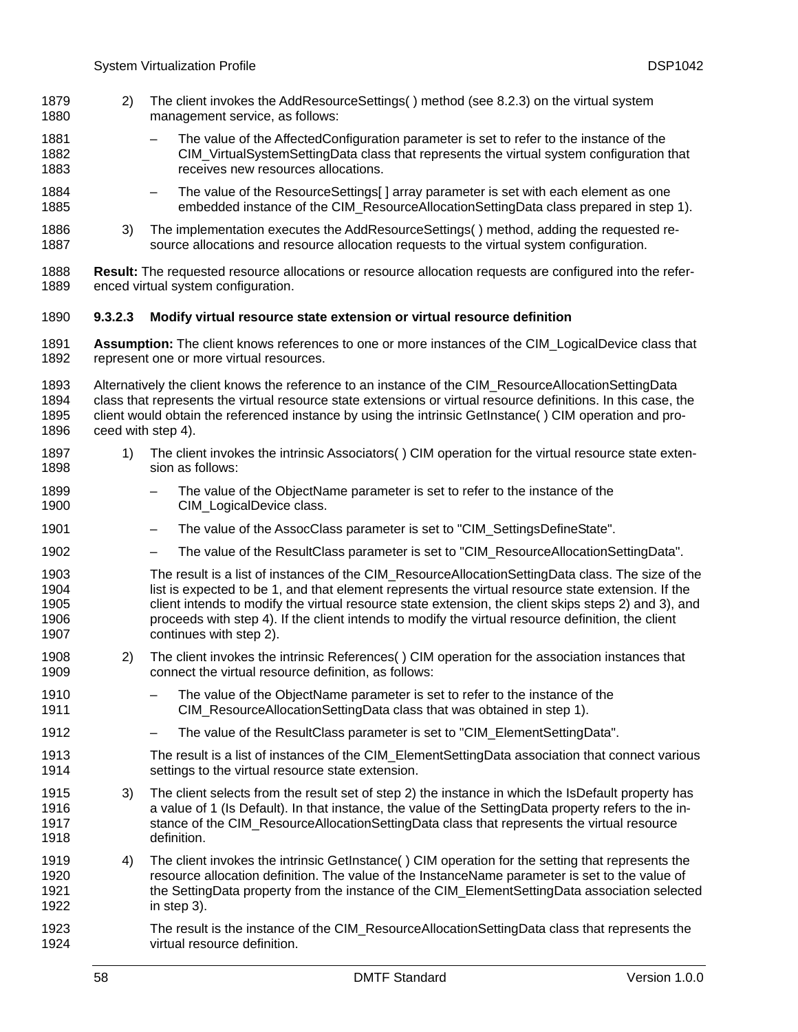2) The client invokes the AddResourceSettings( ) method (see 8.2.3) on the virtual system management service, as follows:

   – The value of the AffectedConfiguration parameter is set to refer to the instance of the CIM_VirtualSystemSettingData class that represents the virtual system configuration that receives new resources allocations.

   – The value of the ResourceSettings[ ] array parameter is set with each element as one embedded instance of the CIM_ResourceAllocationSettingData class prepared in step 1).

3) The implementation executes the AddResourceSettings( ) method, adding the requested resource allocations and resource allocation requests to the virtual system configuration.

**Result:** The requested resource allocations or resource allocation requests are configured into the referenced virtual system configuration.

#### 9.3.2.3 Modify virtual resource state extension or virtual resource definition

**Assumption:** The client knows references to one or more instances of the CIM_LogicalDevice class that represent one or more virtual resources.

Alternatively the client knows the reference to an instance of the CIM_ResourceAllocationSettingData class that represents the virtual resource state extensions or virtual resource definitions. In this case, the client would obtain the referenced instance by using the intrinsic GetInstance( ) CIM operation and proceed with step 4).

1) The client invokes the intrinsic Associators( ) CIM operation for the virtual resource state extension as follows:

   – The value of the ObjectName parameter is set to refer to the instance of the CIM_LogicalDevice class.

   – The value of the AssocClass parameter is set to "CIM_SettingsDefineState".

   – The value of the ResultClass parameter is set to "CIM_ResourceAllocationSettingData".

   The result is a list of instances of the CIM_ResourceAllocationSettingData class. The size of the list is expected to be 1, and that element represents the virtual resource state extension. If the client intends to modify the virtual resource state extension, the client skips steps 2) and 3), and proceeds with step 4). If the client intends to modify the virtual resource definition, the client continues with step 2).

2) The client invokes the intrinsic References( ) CIM operation for the association instances that connect the virtual resource definition, as follows:

   – The value of the ObjectName parameter is set to refer to the instance of the CIM_ResourceAllocationSettingData class that was obtained in step 1).

   – The value of the ResultClass parameter is set to "CIM_ElementSettingData".

   The result is a list of instances of the CIM_ElementSettingData association that connect various settings to the virtual resource state extension.

3) The client selects from the result set of step 2) the instance in which the IsDefault property has a value of 1 (Is Default). In that instance, the value of the SettingData property refers to the instance of the CIM_ResourceAllocationSettingData class that represents the virtual resource definition.

4) The client invokes the intrinsic GetInstance( ) CIM operation for the setting that represents the resource allocation definition. The value of the InstanceName parameter is set to the value of the SettingData property from the instance of the CIM_ElementSettingData association selected in step 3).

   The result is the instance of the CIM_ResourceAllocationSettingData class that represents the virtual resource definition.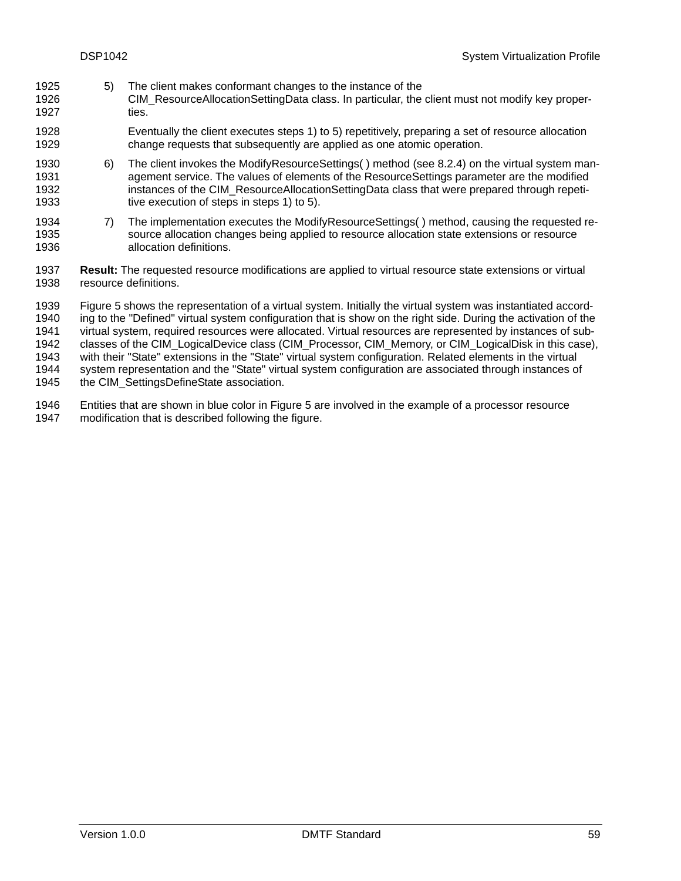5) The client makes conformant changes to the instance of the CIM_ResourceAllocationSettingData class. In particular, the client must not modify key properties.

   Eventually the client executes steps 1) to 5) repetitively, preparing a set of resource allocation change requests that subsequently are applied as one atomic operation.

6) The client invokes the ModifyResourceSettings( ) method (see 8.2.4) on the virtual system management service. The values of elements of the ResourceSettings parameter are the modified instances of the CIM_ResourceAllocationSettingData class that were prepared through repetitive execution of steps in steps 1) to 5).

7) The implementation executes the ModifyResourceSettings( ) method, causing the requested resource allocation changes being applied to resource allocation state extensions or resource allocation definitions.

**Result:** The requested resource modifications are applied to virtual resource state extensions or virtual resource definitions.

Figure 5 shows the representation of a virtual system. Initially the virtual system was instantiated according to the "Defined" virtual system configuration that is show on the right side. During the activation of the virtual system, required resources were allocated. Virtual resources are represented by instances of subclasses of the CIM_LogicalDevice class (CIM_Processor, CIM_Memory, or CIM_LogicalDisk in this case), with their "State" extensions in the "State" virtual system configuration. Related elements in the virtual system representation and the "State" virtual system configuration are associated through instances of the CIM_SettingsDefineState association.

Entities that are shown in blue color in Figure 5 are involved in the example of a processor resource modification that is described following the figure.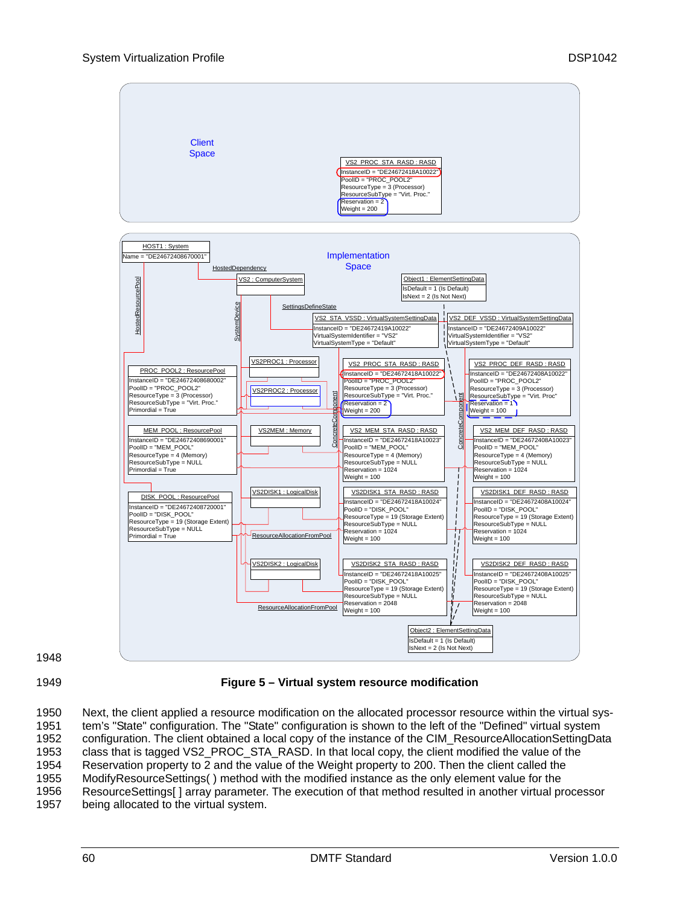**Figure 5 – Virtual system resource modification**

Next, the client applied a resource modification on the allocated processor resource within the virtual system's "State" configuration. The "State" configuration is shown to the left of the "Defined" virtual system configuration. The client obtained a local copy of the instance of the CIM_ResourceAllocationSettingData class that is tagged VS2_PROC_STA_RASD. In that local copy, the client modified the value of the Reservation property to 2 and the value of the Weight property to 200. Then the client called the ModifyResourceSettings( ) method with the modified instance as the only element value for the ResourceSettings[ ] array parameter. The execution of that method resulted in another virtual processor being allocated to the virtual system.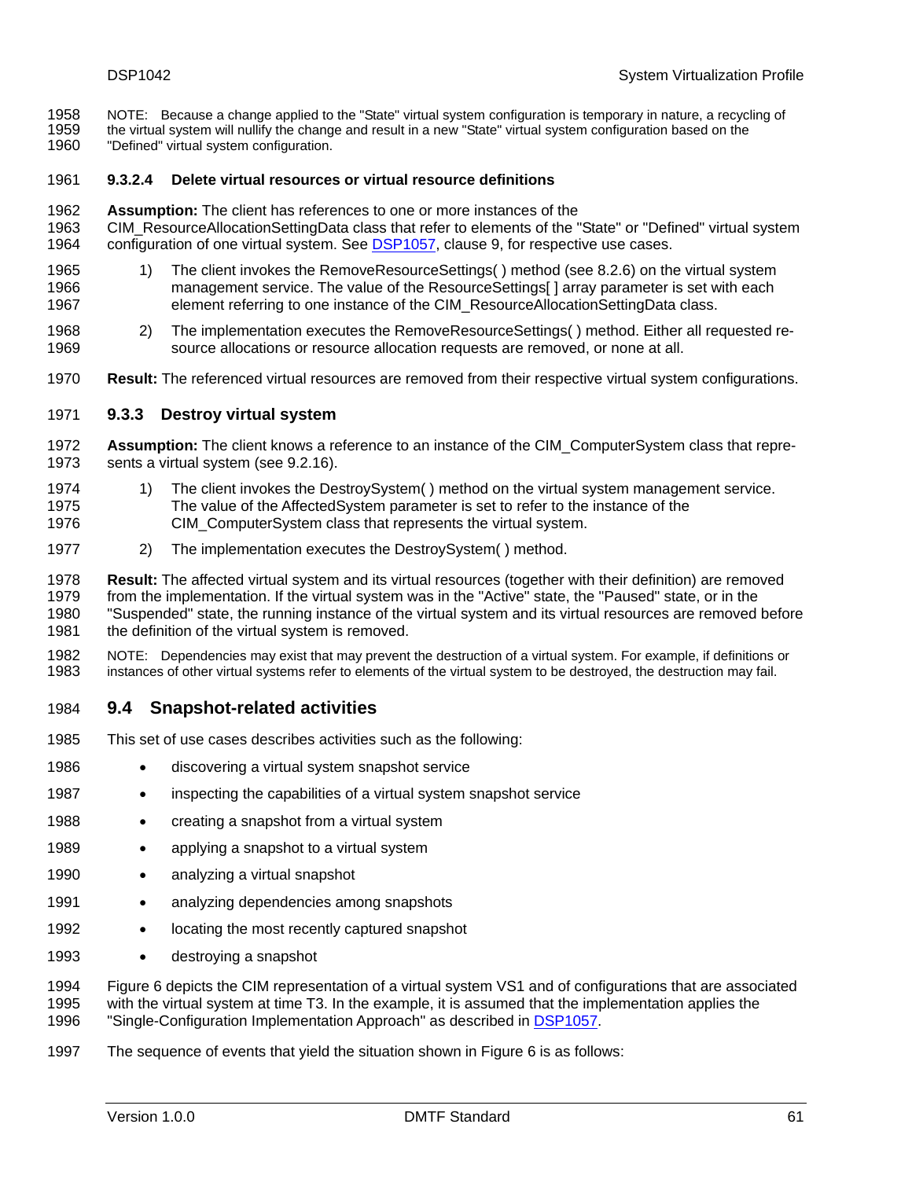NOTE: Because a change applied to the "State" virtual system configuration is temporary in nature, a recycling of the virtual system will nullify the change and result in a new "State" virtual system configuration based on the "Defined" virtual system configuration.

#### 9.3.2.4 Delete virtual resources or virtual resource definitions

**Assumption:** The client has references to one or more instances of the CIM_ResourceAllocationSettingData class that refer to elements of the "State" or "Defined" virtual system configuration of one virtual system. See DSP1057, clause 9, for respective use cases.

1) The client invokes the RemoveResourceSettings( ) method (see 8.2.6) on the virtual system management service. The value of the ResourceSettings[ ] array parameter is set with each element referring to one instance of the CIM_ResourceAllocationSettingData class.

2) The implementation executes the RemoveResourceSettings( ) method. Either all requested resource allocations or resource allocation requests are removed, or none at all.

**Result:** The referenced virtual resources are removed from their respective virtual system configurations.

### 9.3.3 Destroy virtual system

**Assumption:** The client knows a reference to an instance of the CIM_ComputerSystem class that represents a virtual system (see 9.2.16).

1) The client invokes the DestroySystem( ) method on the virtual system management service. The value of the AffectedSystem parameter is set to refer to the instance of the CIM_ComputerSystem class that represents the virtual system.

2) The implementation executes the DestroySystem( ) method.

**Result:** The affected virtual system and its virtual resources (together with their definition) are removed from the implementation. If the virtual system was in the "Active" state, the "Paused" state, or in the "Suspended" state, the running instance of the virtual system and its virtual resources are removed before the definition of the virtual system is removed.

NOTE: Dependencies may exist that may prevent the destruction of a virtual system. For example, if definitions or instances of other virtual systems refer to elements of the virtual system to be destroyed, the destruction may fail.

## 9.4 Snapshot-related activities

This set of use cases describes activities such as the following:

- discovering a virtual system snapshot service
- inspecting the capabilities of a virtual system snapshot service
- creating a snapshot from a virtual system
- applying a snapshot to a virtual system
- analyzing a virtual snapshot
- analyzing dependencies among snapshots
- locating the most recently captured snapshot
- destroying a snapshot

Figure 6 depicts the CIM representation of a virtual system VS1 and of configurations that are associated with the virtual system at time T3. In the example, it is assumed that the implementation applies the "Single-Configuration Implementation Approach" as described in DSP1057.

The sequence of events that yield the situation shown in Figure 6 is as follows: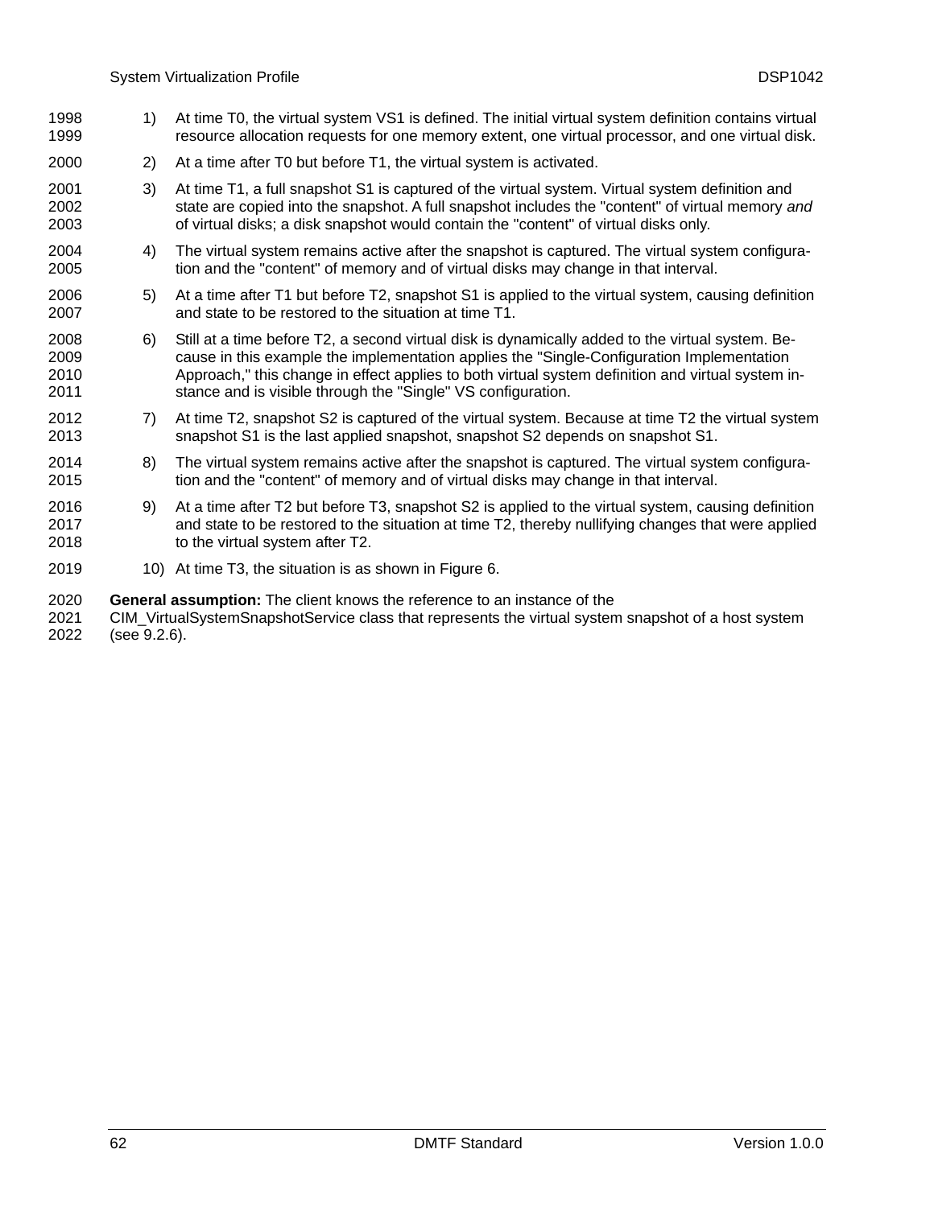1) At time T0, the virtual system VS1 is defined. The initial virtual system definition contains virtual resource allocation requests for one memory extent, one virtual processor, and one virtual disk.
2) At a time after T0 but before T1, the virtual system is activated.
3) At time T1, a full snapshot S1 is captured of the virtual system. Virtual system definition and state are copied into the snapshot. A full snapshot includes the "content" of virtual memory *and* of virtual disks; a disk snapshot would contain the "content" of virtual disks only.
4) The virtual system remains active after the snapshot is captured. The virtual system configuration and the "content" of memory and of virtual disks may change in that interval.
5) At a time after T1 but before T2, snapshot S1 is applied to the virtual system, causing definition and state to be restored to the situation at time T1.
6) Still at a time before T2, a second virtual disk is dynamically added to the virtual system. Because in this example the implementation applies the "Single-Configuration Implementation Approach," this change in effect applies to both virtual system definition and virtual system instance and is visible through the "Single" VS configuration.
7) At time T2, snapshot S2 is captured of the virtual system. Because at time T2 the virtual system snapshot S1 is the last applied snapshot, snapshot S2 depends on snapshot S1.
8) The virtual system remains active after the snapshot is captured. The virtual system configuration and the "content" of memory and of virtual disks may change in that interval.
9) At a time after T2 but before T3, snapshot S2 is applied to the virtual system, causing definition and state to be restored to the situation at time T2, thereby nullifying changes that were applied to the virtual system after T2.
10) At time T3, the situation is as shown in Figure 6.

**General assumption:** The client knows the reference to an instance of the CIM_VirtualSystemSnapshotService class that represents the virtual system snapshot of a host system (see 9.2.6).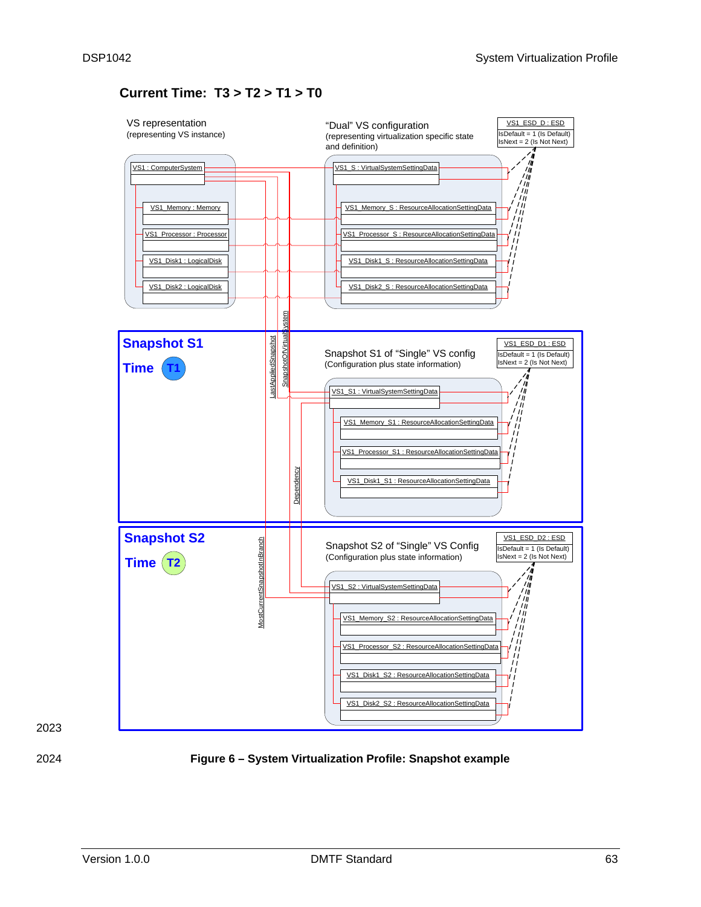**Current Time: T3 > T2 > T1 > T0**

VS representation
(representing VS instance)

"Dual" VS configuration
(representing virtualization specific state and definition)

VS1_ESD_D : ESD
IsDefault = 1 (Is Default)
IsNext = 2 (Is Not Next)

VS1 : ComputerSystem

VS1_Memory : Memory

VS1_Processor : Processor

VS1_Disk1 : LogicalDisk

VS1_Disk2 : LogicalDisk

VS1_S : VirtualSystemSettingData

VS1_Memory_S : ResourceAllocationSettingData

VS1_Processor_S : ResourceAllocationSettingData

VS1_Disk1_S : ResourceAllocationSettingData

VS1_Disk2_S : ResourceAllocationSettingData

**Snapshot S1**

**Time T1**

Snapshot S1 of "Single" VS config
(Configuration plus state information)

VS1_ESD_D1 : ESD
IsDefault = 1 (Is Default)
IsNext = 2 (Is Not Next)

LastAppliedSnapshot

SnapshotOfVirtualSystem

VS1_S1 : VirtualSystemSettingData

VS1_Memory_S1 : ResourceAllocationSettingData

VS1_Processor_S1 : ResourceAllocationSettingData

VS1_Disk1_S1 : ResourceAllocationSettingData

Dependency

**Snapshot S2**

**Time T2**

Snapshot S2 of "Single" VS Config
(Configuration plus state information)

VS1_ESD_D2 : ESD
IsDefault = 1 (Is Default)
IsNext = 2 (Is Not Next)

MostCurrentSnapshotInBranch

VS1_S2 : VirtualSystemSettingData

VS1_Memory_S2 : ResourceAllocationSettingData

VS1_Processor_S2 : ResourceAllocationSettingData

VS1_Disk1_S2 : ResourceAllocationSettingData

VS1_Disk2_S2 : ResourceAllocationSettingData

2023

2024 **Figure 6 – System Virtualization Profile: Snapshot example**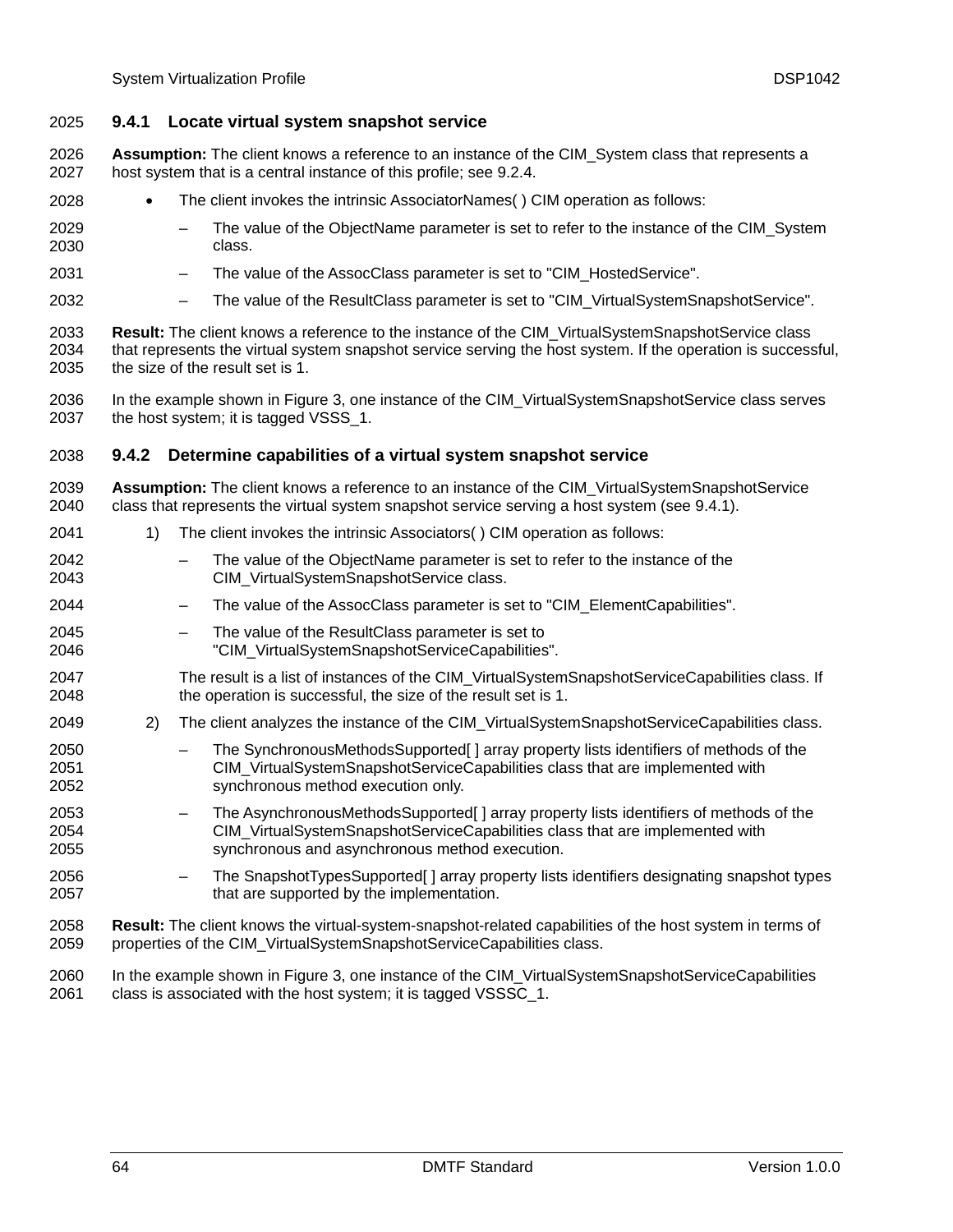### 9.4.1 Locate virtual system snapshot service

**Assumption:** The client knows a reference to an instance of the CIM_System class that represents a host system that is a central instance of this profile; see 9.2.4.

- The client invokes the intrinsic AssociatorNames( ) CIM operation as follows:
  - – The value of the ObjectName parameter is set to refer to the instance of the CIM_System class.
  - – The value of the AssocClass parameter is set to "CIM_HostedService".
  - – The value of the ResultClass parameter is set to "CIM_VirtualSystemSnapshotService".

**Result:** The client knows a reference to the instance of the CIM_VirtualSystemSnapshotService class that represents the virtual system snapshot service serving the host system. If the operation is successful, the size of the result set is 1.

In the example shown in Figure 3, one instance of the CIM_VirtualSystemSnapshotService class serves the host system; it is tagged VSSS_1.

### 9.4.2 Determine capabilities of a virtual system snapshot service

**Assumption:** The client knows a reference to an instance of the CIM_VirtualSystemSnapshotService class that represents the virtual system snapshot service serving a host system (see 9.4.1).

1) The client invokes the intrinsic Associators( ) CIM operation as follows:
   - – The value of the ObjectName parameter is set to refer to the instance of the CIM_VirtualSystemSnapshotService class.
   - – The value of the AssocClass parameter is set to "CIM_ElementCapabilities".
   - – The value of the ResultClass parameter is set to "CIM_VirtualSystemSnapshotServiceCapabilities".

   The result is a list of instances of the CIM_VirtualSystemSnapshotServiceCapabilities class. If the operation is successful, the size of the result set is 1.

2) The client analyzes the instance of the CIM_VirtualSystemSnapshotServiceCapabilities class.
   - – The SynchronousMethodsSupported[ ] array property lists identifiers of methods of the CIM_VirtualSystemSnapshotServiceCapabilities class that are implemented with synchronous method execution only.
   - – The AsynchronousMethodsSupported[ ] array property lists identifiers of methods of the CIM_VirtualSystemSnapshotServiceCapabilities class that are implemented with synchronous and asynchronous method execution.
   - – The SnapshotTypesSupported[ ] array property lists identifiers designating snapshot types that are supported by the implementation.

**Result:** The client knows the virtual-system-snapshot-related capabilities of the host system in terms of properties of the CIM_VirtualSystemSnapshotServiceCapabilities class.

In the example shown in Figure 3, one instance of the CIM_VirtualSystemSnapshotServiceCapabilities class is associated with the host system; it is tagged VSSSC_1.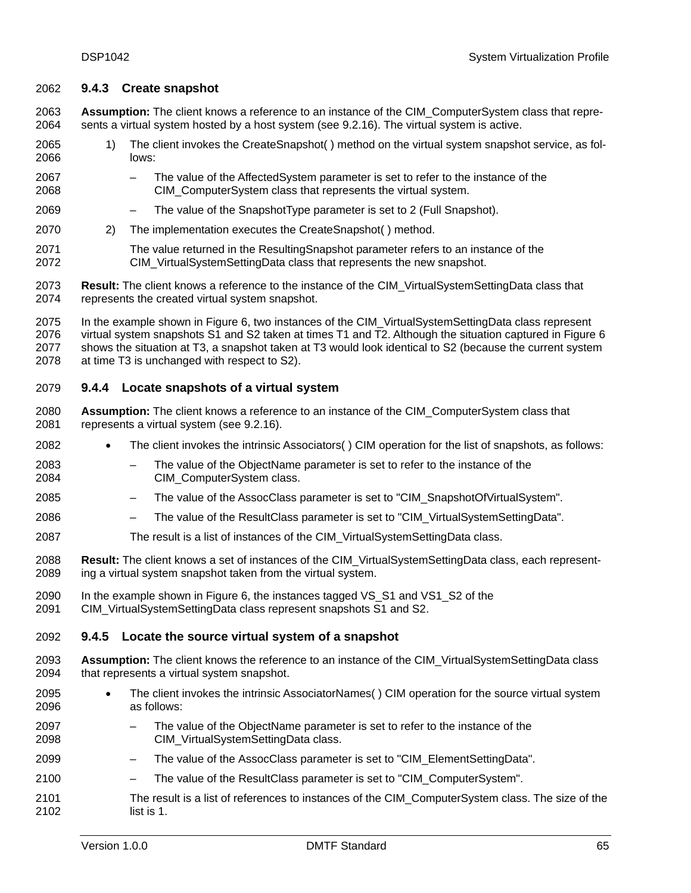### 9.4.3 Create snapshot

**Assumption:** The client knows a reference to an instance of the CIM_ComputerSystem class that represents a virtual system hosted by a host system (see 9.2.16). The virtual system is active.

1) The client invokes the CreateSnapshot( ) method on the virtual system snapshot service, as follows:
   - The value of the AffectedSystem parameter is set to refer to the instance of the CIM_ComputerSystem class that represents the virtual system.
   - The value of the SnapshotType parameter is set to 2 (Full Snapshot).
2) The implementation executes the CreateSnapshot( ) method.

   The value returned in the ResultingSnapshot parameter refers to an instance of the CIM_VirtualSystemSettingData class that represents the new snapshot.

**Result:** The client knows a reference to the instance of the CIM_VirtualSystemSettingData class that represents the created virtual system snapshot.

In the example shown in Figure 6, two instances of the CIM_VirtualSystemSettingData class represent virtual system snapshots S1 and S2 taken at times T1 and T2. Although the situation captured in Figure 6 shows the situation at T3, a snapshot taken at T3 would look identical to S2 (because the current system at time T3 is unchanged with respect to S2).

### 9.4.4 Locate snapshots of a virtual system

**Assumption:** The client knows a reference to an instance of the CIM_ComputerSystem class that represents a virtual system (see 9.2.16).

- The client invokes the intrinsic Associators( ) CIM operation for the list of snapshots, as follows:
  - The value of the ObjectName parameter is set to refer to the instance of the CIM_ComputerSystem class.
  - The value of the AssocClass parameter is set to "CIM_SnapshotOfVirtualSystem".
  - The value of the ResultClass parameter is set to "CIM_VirtualSystemSettingData".

  The result is a list of instances of the CIM_VirtualSystemSettingData class.

**Result:** The client knows a set of instances of the CIM_VirtualSystemSettingData class, each representing a virtual system snapshot taken from the virtual system.

In the example shown in Figure 6, the instances tagged VS_S1 and VS1_S2 of the CIM_VirtualSystemSettingData class represent snapshots S1 and S2.

### 9.4.5 Locate the source virtual system of a snapshot

**Assumption:** The client knows the reference to an instance of the CIM_VirtualSystemSettingData class that represents a virtual system snapshot.

- The client invokes the intrinsic AssociatorNames( ) CIM operation for the source virtual system as follows:
  - The value of the ObjectName parameter is set to refer to the instance of the CIM_VirtualSystemSettingData class.
  - The value of the AssocClass parameter is set to "CIM_ElementSettingData".
  - The value of the ResultClass parameter is set to "CIM_ComputerSystem".

  The result is a list of references to instances of the CIM_ComputerSystem class. The size of the list is 1.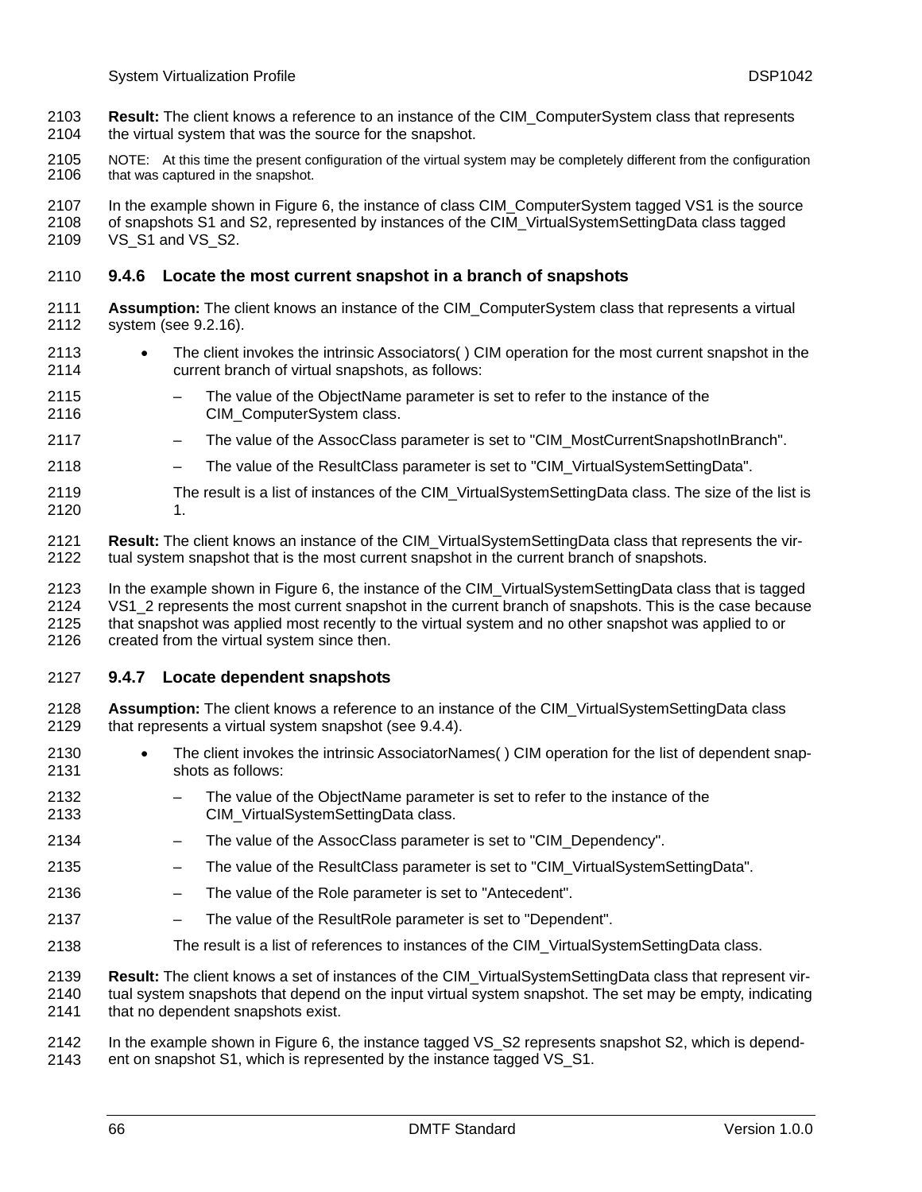**Result:** The client knows a reference to an instance of the CIM_ComputerSystem class that represents the virtual system that was the source for the snapshot.

NOTE: At this time the present configuration of the virtual system may be completely different from the configuration that was captured in the snapshot.

In the example shown in Figure 6, the instance of class CIM_ComputerSystem tagged VS1 is the source of snapshots S1 and S2, represented by instances of the CIM_VirtualSystemSettingData class tagged VS_S1 and VS_S2.

### 9.4.6 Locate the most current snapshot in a branch of snapshots

**Assumption:** The client knows an instance of the CIM_ComputerSystem class that represents a virtual system (see 9.2.16).

- The client invokes the intrinsic Associators( ) CIM operation for the most current snapshot in the current branch of virtual snapshots, as follows:
  - The value of the ObjectName parameter is set to refer to the instance of the CIM_ComputerSystem class.
  - The value of the AssocClass parameter is set to "CIM_MostCurrentSnapshotInBranch".
  - The value of the ResultClass parameter is set to "CIM_VirtualSystemSettingData".

  The result is a list of instances of the CIM_VirtualSystemSettingData class. The size of the list is 1.

**Result:** The client knows an instance of the CIM_VirtualSystemSettingData class that represents the virtual system snapshot that is the most current snapshot in the current branch of snapshots.

In the example shown in Figure 6, the instance of the CIM_VirtualSystemSettingData class that is tagged VS1_2 represents the most current snapshot in the current branch of snapshots. This is the case because that snapshot was applied most recently to the virtual system and no other snapshot was applied to or created from the virtual system since then.

### 9.4.7 Locate dependent snapshots

**Assumption:** The client knows a reference to an instance of the CIM_VirtualSystemSettingData class that represents a virtual system snapshot (see 9.4.4).

- The client invokes the intrinsic AssociatorNames( ) CIM operation for the list of dependent snapshots as follows:
  - The value of the ObjectName parameter is set to refer to the instance of the CIM_VirtualSystemSettingData class.
  - The value of the AssocClass parameter is set to "CIM_Dependency".
  - The value of the ResultClass parameter is set to "CIM_VirtualSystemSettingData".
  - The value of the Role parameter is set to "Antecedent".
  - The value of the ResultRole parameter is set to "Dependent".

  The result is a list of references to instances of the CIM_VirtualSystemSettingData class.

**Result:** The client knows a set of instances of the CIM_VirtualSystemSettingData class that represent virtual system snapshots that depend on the input virtual system snapshot. The set may be empty, indicating that no dependent snapshots exist.

In the example shown in Figure 6, the instance tagged VS_S2 represents snapshot S2, which is dependent on snapshot S1, which is represented by the instance tagged VS_S1.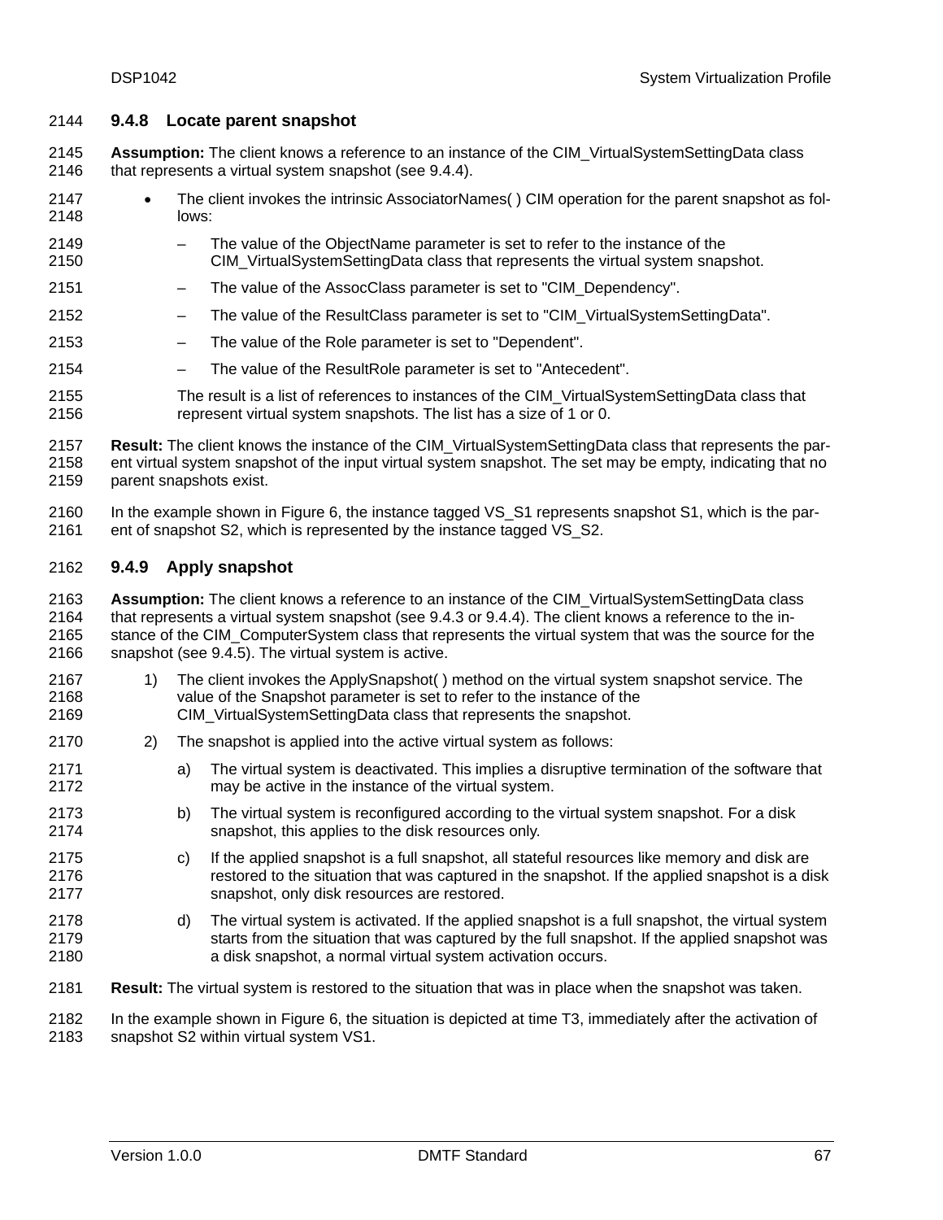### 9.4.8 Locate parent snapshot

**Assumption:** The client knows a reference to an instance of the CIM_VirtualSystemSettingData class that represents a virtual system snapshot (see 9.4.4).

- The client invokes the intrinsic AssociatorNames( ) CIM operation for the parent snapshot as follows:
  - The value of the ObjectName parameter is set to refer to the instance of the CIM_VirtualSystemSettingData class that represents the virtual system snapshot.
  - The value of the AssocClass parameter is set to "CIM_Dependency".
  - The value of the ResultClass parameter is set to "CIM_VirtualSystemSettingData".
  - The value of the Role parameter is set to "Dependent".
  - The value of the ResultRole parameter is set to "Antecedent".

  The result is a list of references to instances of the CIM_VirtualSystemSettingData class that represent virtual system snapshots. The list has a size of 1 or 0.

**Result:** The client knows the instance of the CIM_VirtualSystemSettingData class that represents the parent virtual system snapshot of the input virtual system snapshot. The set may be empty, indicating that no parent snapshots exist.

In the example shown in Figure 6, the instance tagged VS_S1 represents snapshot S1, which is the parent of snapshot S2, which is represented by the instance tagged VS_S2.

### 9.4.9 Apply snapshot

**Assumption:** The client knows a reference to an instance of the CIM_VirtualSystemSettingData class that represents a virtual system snapshot (see 9.4.3 or 9.4.4). The client knows a reference to the instance of the CIM_ComputerSystem class that represents the virtual system that was the source for the snapshot (see 9.4.5). The virtual system is active.

1) The client invokes the ApplySnapshot( ) method on the virtual system snapshot service. The value of the Snapshot parameter is set to refer to the instance of the CIM_VirtualSystemSettingData class that represents the snapshot.
2) The snapshot is applied into the active virtual system as follows:
   a) The virtual system is deactivated. This implies a disruptive termination of the software that may be active in the instance of the virtual system.
   b) The virtual system is reconfigured according to the virtual system snapshot. For a disk snapshot, this applies to the disk resources only.
   c) If the applied snapshot is a full snapshot, all stateful resources like memory and disk are restored to the situation that was captured in the snapshot. If the applied snapshot is a disk snapshot, only disk resources are restored.
   d) The virtual system is activated. If the applied snapshot is a full snapshot, the virtual system starts from the situation that was captured by the full snapshot. If the applied snapshot was a disk snapshot, a normal virtual system activation occurs.

**Result:** The virtual system is restored to the situation that was in place when the snapshot was taken.

In the example shown in Figure 6, the situation is depicted at time T3, immediately after the activation of snapshot S2 within virtual system VS1.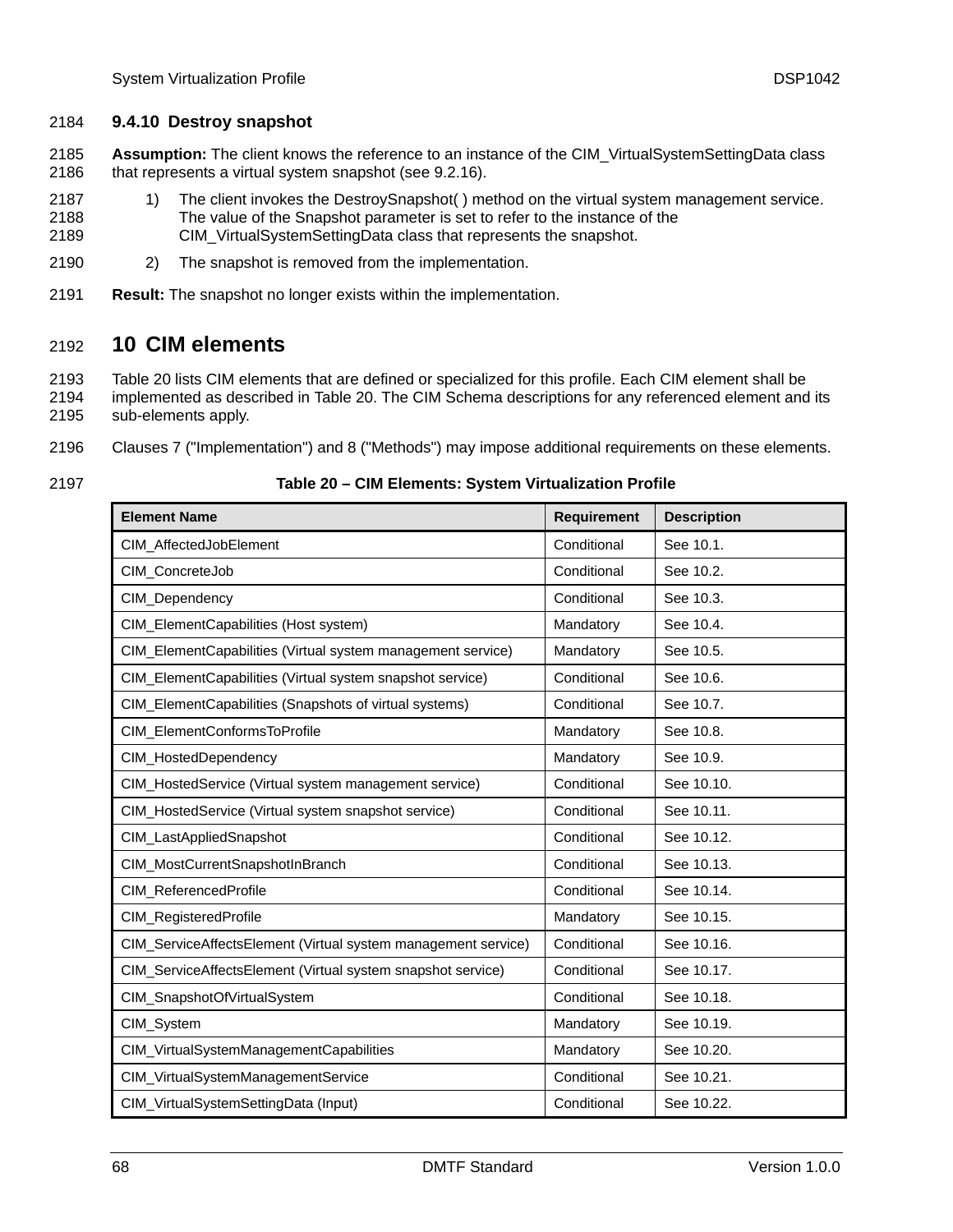### 9.4.10 Destroy snapshot

**Assumption:** The client knows the reference to an instance of the CIM_VirtualSystemSettingData class that represents a virtual system snapshot (see 9.2.16).

1) The client invokes the DestroySnapshot( ) method on the virtual system management service. The value of the Snapshot parameter is set to refer to the instance of the CIM_VirtualSystemSettingData class that represents the snapshot.
2) The snapshot is removed from the implementation.

**Result:** The snapshot no longer exists within the implementation.

# 10 CIM elements

Table 20 lists CIM elements that are defined or specialized for this profile. Each CIM element shall be implemented as described in Table 20. The CIM Schema descriptions for any referenced element and its sub-elements apply.

Clauses 7 ("Implementation") and 8 ("Methods") may impose additional requirements on these elements.

**Table 20 – CIM Elements: System Virtualization Profile**

| Element Name | Requirement | Description |
| --- | --- | --- |
| CIM_AffectedJobElement | Conditional | See 10.1. |
| CIM_ConcreteJob | Conditional | See 10.2. |
| CIM_Dependency | Conditional | See 10.3. |
| CIM_ElementCapabilities (Host system) | Mandatory | See 10.4. |
| CIM_ElementCapabilities (Virtual system management service) | Mandatory | See 10.5. |
| CIM_ElementCapabilities (Virtual system snapshot service) | Conditional | See 10.6. |
| CIM_ElementCapabilities (Snapshots of virtual systems) | Conditional | See 10.7. |
| CIM_ElementConformsToProfile | Mandatory | See 10.8. |
| CIM_HostedDependency | Mandatory | See 10.9. |
| CIM_HostedService (Virtual system management service) | Conditional | See 10.10. |
| CIM_HostedService (Virtual system snapshot service) | Conditional | See 10.11. |
| CIM_LastAppliedSnapshot | Conditional | See 10.12. |
| CIM_MostCurrentSnapshotInBranch | Conditional | See 10.13. |
| CIM_ReferencedProfile | Conditional | See 10.14. |
| CIM_RegisteredProfile | Mandatory | See 10.15. |
| CIM_ServiceAffectsElement (Virtual system management service) | Conditional | See 10.16. |
| CIM_ServiceAffectsElement (Virtual system snapshot service) | Conditional | See 10.17. |
| CIM_SnapshotOfVirtualSystem | Conditional | See 10.18. |
| CIM_System | Mandatory | See 10.19. |
| CIM_VirtualSystemManagementCapabilities | Mandatory | See 10.20. |
| CIM_VirtualSystemManagementService | Conditional | See 10.21. |
| CIM_VirtualSystemSettingData (Input) | Conditional | See 10.22. |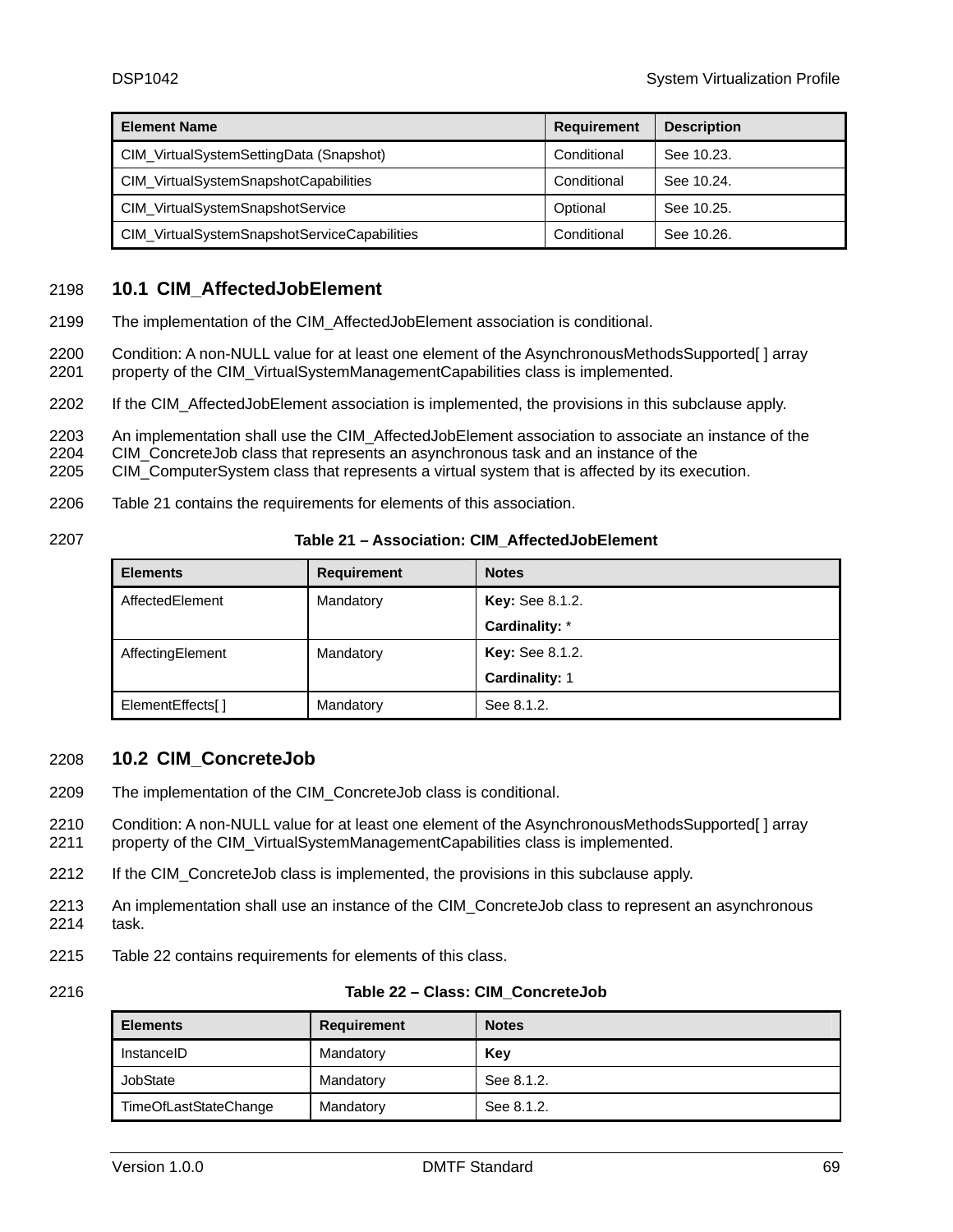| Element Name | Requirement | Description |
|---|---|---|
| CIM_VirtualSystemSettingData (Snapshot) | Conditional | See 10.23. |
| CIM_VirtualSystemSnapshotCapabilities | Conditional | See 10.24. |
| CIM_VirtualSystemSnapshotService | Optional | See 10.25. |
| CIM_VirtualSystemSnapshotServiceCapabilities | Conditional | See 10.26. |

## 10.1 CIM_AffectedJobElement

The implementation of the CIM_AffectedJobElement association is conditional.

Condition: A non-NULL value for at least one element of the AsynchronousMethodsSupported[ ] array property of the CIM_VirtualSystemManagementCapabilities class is implemented.

If the CIM_AffectedJobElement association is implemented, the provisions in this subclause apply.

An implementation shall use the CIM_AffectedJobElement association to associate an instance of the CIM_ConcreteJob class that represents an asynchronous task and an instance of the CIM_ComputerSystem class that represents a virtual system that is affected by its execution.

Table 21 contains the requirements for elements of this association.

**Table 21 – Association: CIM_AffectedJobElement**

| Elements | Requirement | Notes |
|---|---|---|
| AffectedElement | Mandatory | **Key:** See 8.1.2.<br>**Cardinality:** * |
| AffectingElement | Mandatory | **Key:** See 8.1.2.<br>**Cardinality:** 1 |
| ElementEffects[ ] | Mandatory | See 8.1.2. |

## 10.2 CIM_ConcreteJob

The implementation of the CIM_ConcreteJob class is conditional.

Condition: A non-NULL value for at least one element of the AsynchronousMethodsSupported[ ] array property of the CIM_VirtualSystemManagementCapabilities class is implemented.

If the CIM_ConcreteJob class is implemented, the provisions in this subclause apply.

An implementation shall use an instance of the CIM_ConcreteJob class to represent an asynchronous task.

Table 22 contains requirements for elements of this class.

**Table 22 – Class: CIM_ConcreteJob**

| Elements | Requirement | Notes |
|---|---|---|
| InstanceID | Mandatory | **Key** |
| JobState | Mandatory | See 8.1.2. |
| TimeOfLastStateChange | Mandatory | See 8.1.2. |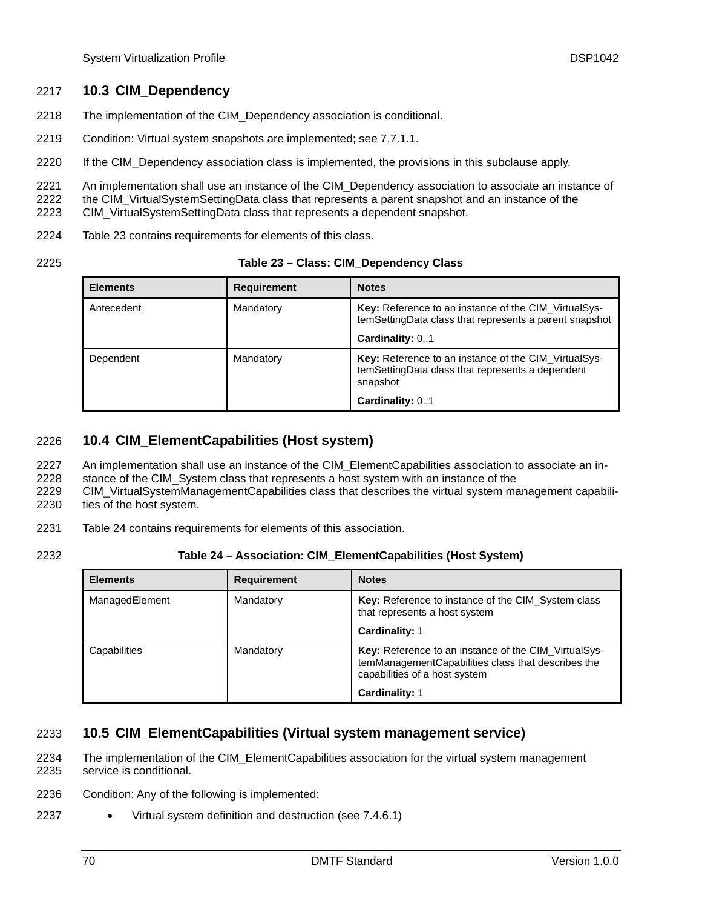## 10.3 CIM_Dependency

The implementation of the CIM_Dependency association is conditional.

Condition: Virtual system snapshots are implemented; see 7.7.1.1.

If the CIM_Dependency association class is implemented, the provisions in this subclause apply.

An implementation shall use an instance of the CIM_Dependency association to associate an instance of the CIM_VirtualSystemSettingData class that represents a parent snapshot and an instance of the CIM_VirtualSystemSettingData class that represents a dependent snapshot.

Table 23 contains requirements for elements of this class.

**Table 23 – Class: CIM_Dependency Class**

| Elements | Requirement | Notes |
|---|---|---|
| Antecedent | Mandatory | **Key:** Reference to an instance of the CIM_VirtualSystemSettingData class that represents a parent snapshot<br>**Cardinality:** 0..1 |
| Dependent | Mandatory | **Key:** Reference to an instance of the CIM_VirtualSystemSettingData class that represents a dependent snapshot<br>**Cardinality:** 0..1 |

## 10.4 CIM_ElementCapabilities (Host system)

An implementation shall use an instance of the CIM_ElementCapabilities association to associate an instance of the CIM_System class that represents a host system with an instance of the CIM_VirtualSystemManagementCapabilities class that describes the virtual system management capabilities of the host system.

Table 24 contains requirements for elements of this association.

**Table 24 – Association: CIM_ElementCapabilities (Host System)**

| Elements | Requirement | Notes |
|---|---|---|
| ManagedElement | Mandatory | **Key:** Reference to instance of the CIM_System class that represents a host system<br>**Cardinality:** 1 |
| Capabilities | Mandatory | **Key:** Reference to an instance of the CIM_VirtualSystemManagementCapabilities class that describes the capabilities of a host system<br>**Cardinality:** 1 |

## 10.5 CIM_ElementCapabilities (Virtual system management service)

The implementation of the CIM_ElementCapabilities association for the virtual system management service is conditional.

Condition: Any of the following is implemented:

- Virtual system definition and destruction (see 7.4.6.1)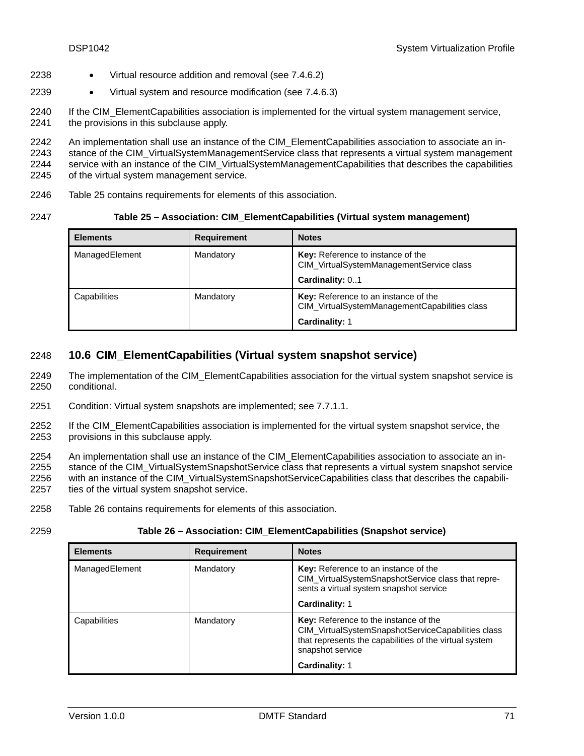- Virtual resource addition and removal (see 7.4.6.2)
- Virtual system and resource modification (see 7.4.6.3)

If the CIM_ElementCapabilities association is implemented for the virtual system management service, the provisions in this subclause apply.

An implementation shall use an instance of the CIM_ElementCapabilities association to associate an instance of the CIM_VirtualSystemManagementService class that represents a virtual system management service with an instance of the CIM_VirtualSystemManagementCapabilities that describes the capabilities of the virtual system management service.

Table 25 contains requirements for elements of this association.

**Table 25 – Association: CIM_ElementCapabilities (Virtual system management)**

| Elements | Requirement | Notes |
|---|---|---|
| ManagedElement | Mandatory | **Key:** Reference to instance of the CIM_VirtualSystemManagementService class<br>**Cardinality:** 0..1 |
| Capabilities | Mandatory | **Key:** Reference to an instance of the CIM_VirtualSystemManagementCapabilities class<br>**Cardinality:** 1 |

## 10.6 CIM_ElementCapabilities (Virtual system snapshot service)

The implementation of the CIM_ElementCapabilities association for the virtual system snapshot service is conditional.

Condition: Virtual system snapshots are implemented; see 7.7.1.1.

If the CIM_ElementCapabilities association is implemented for the virtual system snapshot service, the provisions in this subclause apply.

An implementation shall use an instance of the CIM_ElementCapabilities association to associate an instance of the CIM_VirtualSystemSnapshotService class that represents a virtual system snapshot service with an instance of the CIM_VirtualSystemSnapshotServiceCapabilities class that describes the capabilities of the virtual system snapshot service.

Table 26 contains requirements for elements of this association.

**Table 26 – Association: CIM_ElementCapabilities (Snapshot service)**

| Elements | Requirement | Notes |
|---|---|---|
| ManagedElement | Mandatory | **Key:** Reference to an instance of the CIM_VirtualSystemSnapshotService class that represents a virtual system snapshot service<br>**Cardinality:** 1 |
| Capabilities | Mandatory | **Key:** Reference to the instance of the CIM_VirtualSystemSnapshotServiceCapabilities class that represents the capabilities of the virtual system snapshot service<br>**Cardinality:** 1 |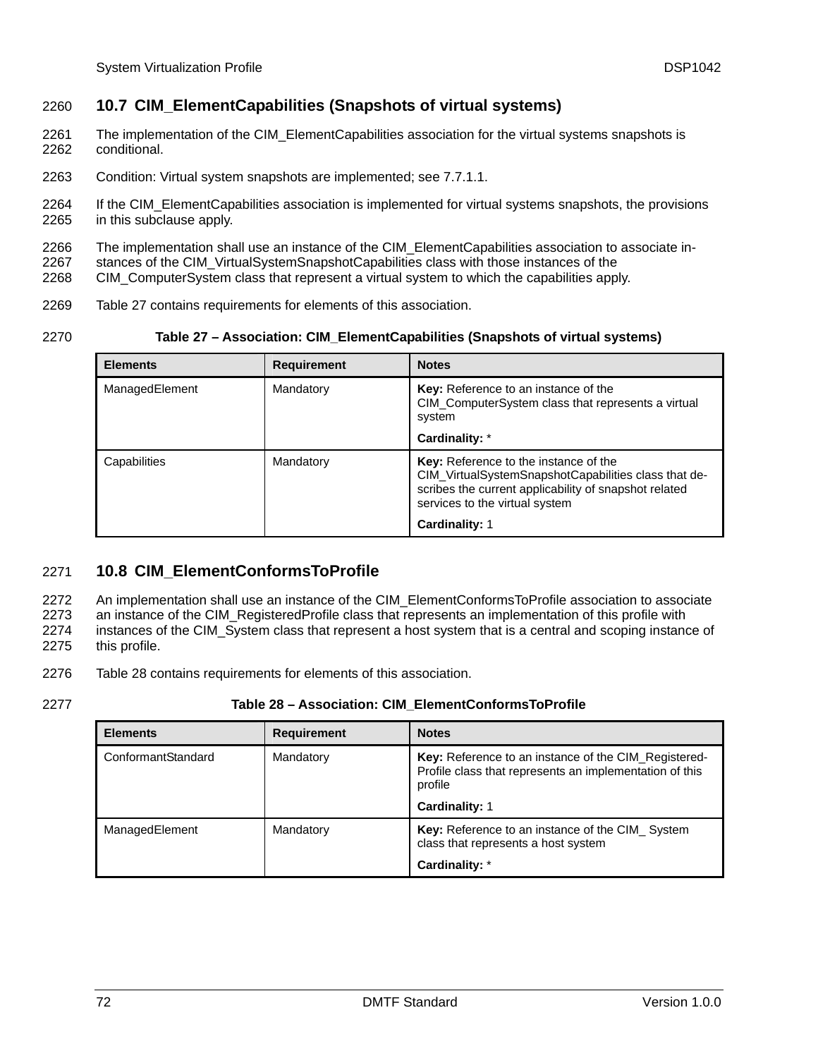## 10.7 CIM_ElementCapabilities (Snapshots of virtual systems)

The implementation of the CIM_ElementCapabilities association for the virtual systems snapshots is conditional.

Condition: Virtual system snapshots are implemented; see 7.7.1.1.

If the CIM_ElementCapabilities association is implemented for virtual systems snapshots, the provisions in this subclause apply.

The implementation shall use an instance of the CIM_ElementCapabilities association to associate instances of the CIM_VirtualSystemSnapshotCapabilities class with those instances of the CIM_ComputerSystem class that represent a virtual system to which the capabilities apply.

Table 27 contains requirements for elements of this association.

**Table 27 – Association: CIM_ElementCapabilities (Snapshots of virtual systems)**

| Elements | Requirement | Notes |
|---|---|---|
| ManagedElement | Mandatory | **Key:** Reference to an instance of the CIM_ComputerSystem class that represents a virtual system<br>**Cardinality:** * |
| Capabilities | Mandatory | **Key:** Reference to the instance of the CIM_VirtualSystemSnapshotCapabilities class that describes the current applicability of snapshot related services to the virtual system<br>**Cardinality:** 1 |

## 10.8 CIM_ElementConformsToProfile

An implementation shall use an instance of the CIM_ElementConformsToProfile association to associate an instance of the CIM_RegisteredProfile class that represents an implementation of this profile with instances of the CIM_System class that represent a host system that is a central and scoping instance of this profile.

Table 28 contains requirements for elements of this association.

**Table 28 – Association: CIM_ElementConformsToProfile**

| Elements | Requirement | Notes |
|---|---|---|
| ConformantStandard | Mandatory | **Key:** Reference to an instance of the CIM_RegisteredProfile class that represents an implementation of this profile<br>**Cardinality:** 1 |
| ManagedElement | Mandatory | **Key:** Reference to an instance of the CIM_ System class that represents a host system<br>**Cardinality:** * |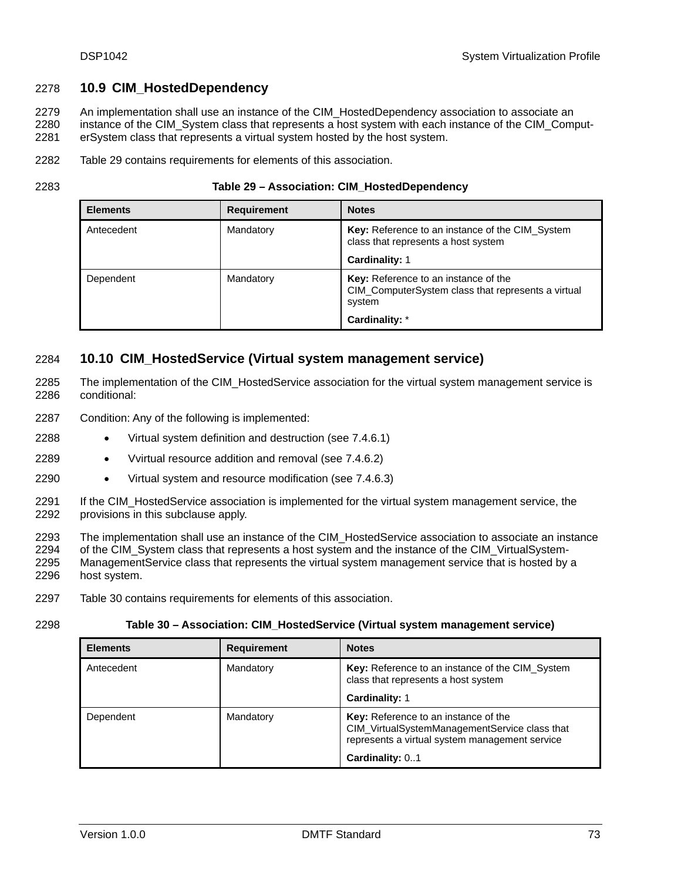## 10.9 CIM_HostedDependency

An implementation shall use an instance of the CIM_HostedDependency association to associate an instance of the CIM_System class that represents a host system with each instance of the CIM_ComputerSystem class that represents a virtual system hosted by the host system.

Table 29 contains requirements for elements of this association.

**Table 29 – Association: CIM_HostedDependency**

| Elements | Requirement | Notes |
|---|---|---|
| Antecedent | Mandatory | **Key:** Reference to an instance of the CIM_System class that represents a host system<br><br>**Cardinality:** 1 |
| Dependent | Mandatory | **Key:** Reference to an instance of the CIM_ComputerSystem class that represents a virtual system<br><br>**Cardinality:** * |

## 10.10 CIM_HostedService (Virtual system management service)

The implementation of the CIM_HostedService association for the virtual system management service is conditional:

Condition: Any of the following is implemented:

- Virtual system definition and destruction (see 7.4.6.1)
- Vvirtual resource addition and removal (see 7.4.6.2)
- Virtual system and resource modification (see 7.4.6.3)

If the CIM_HostedService association is implemented for the virtual system management service, the provisions in this subclause apply.

The implementation shall use an instance of the CIM_HostedService association to associate an instance of the CIM_System class that represents a host system and the instance of the CIM_VirtualSystemManagementService class that represents the virtual system management service that is hosted by a host system.

Table 30 contains requirements for elements of this association.

**Table 30 – Association: CIM_HostedService (Virtual system management service)**

| Elements | Requirement | Notes |
|---|---|---|
| Antecedent | Mandatory | **Key:** Reference to an instance of the CIM_System class that represents a host system<br><br>**Cardinality:** 1 |
| Dependent | Mandatory | **Key:** Reference to an instance of the CIM_VirtualSystemManagementService class that represents a virtual system management service<br><br>**Cardinality:** 0..1 |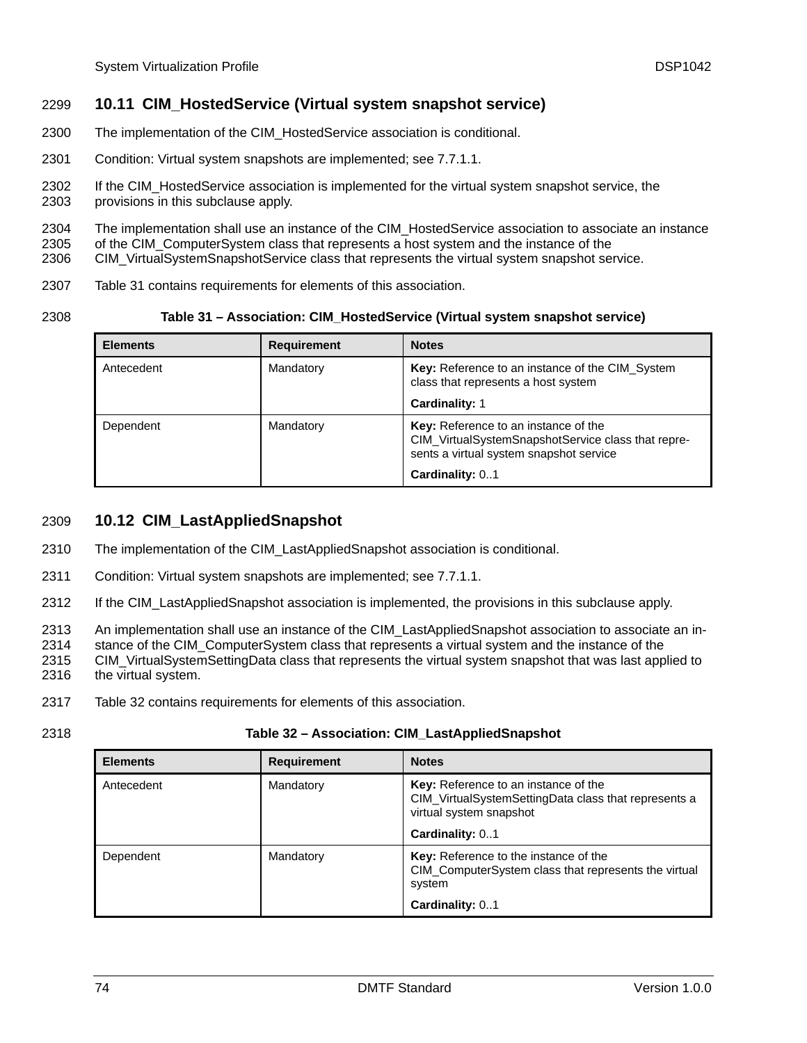## 10.11 CIM_HostedService (Virtual system snapshot service)

The implementation of the CIM_HostedService association is conditional.

Condition: Virtual system snapshots are implemented; see 7.7.1.1.

If the CIM_HostedService association is implemented for the virtual system snapshot service, the provisions in this subclause apply.

The implementation shall use an instance of the CIM_HostedService association to associate an instance of the CIM_ComputerSystem class that represents a host system and the instance of the CIM_VirtualSystemSnapshotService class that represents the virtual system snapshot service.

Table 31 contains requirements for elements of this association.

**Table 31 – Association: CIM_HostedService (Virtual system snapshot service)**

| Elements | Requirement | Notes |
|---|---|---|
| Antecedent | Mandatory | **Key:** Reference to an instance of the CIM_System class that represents a host system<br><br>**Cardinality:** 1 |
| Dependent | Mandatory | **Key:** Reference to an instance of the CIM_VirtualSystemSnapshotService class that represents a virtual system snapshot service<br><br>**Cardinality:** 0..1 |

## 10.12 CIM_LastAppliedSnapshot

The implementation of the CIM_LastAppliedSnapshot association is conditional.

Condition: Virtual system snapshots are implemented; see 7.7.1.1.

If the CIM_LastAppliedSnapshot association is implemented, the provisions in this subclause apply.

An implementation shall use an instance of the CIM_LastAppliedSnapshot association to associate an instance of the CIM_ComputerSystem class that represents a virtual system and the instance of the CIM_VirtualSystemSettingData class that represents the virtual system snapshot that was last applied to the virtual system.

Table 32 contains requirements for elements of this association.

**Table 32 – Association: CIM_LastAppliedSnapshot**

| Elements | Requirement | Notes |
|---|---|---|
| Antecedent | Mandatory | **Key:** Reference to an instance of the CIM_VirtualSystemSettingData class that represents a virtual system snapshot<br><br>**Cardinality:** 0..1 |
| Dependent | Mandatory | **Key:** Reference to the instance of the CIM_ComputerSystem class that represents the virtual system<br><br>**Cardinality:** 0..1 |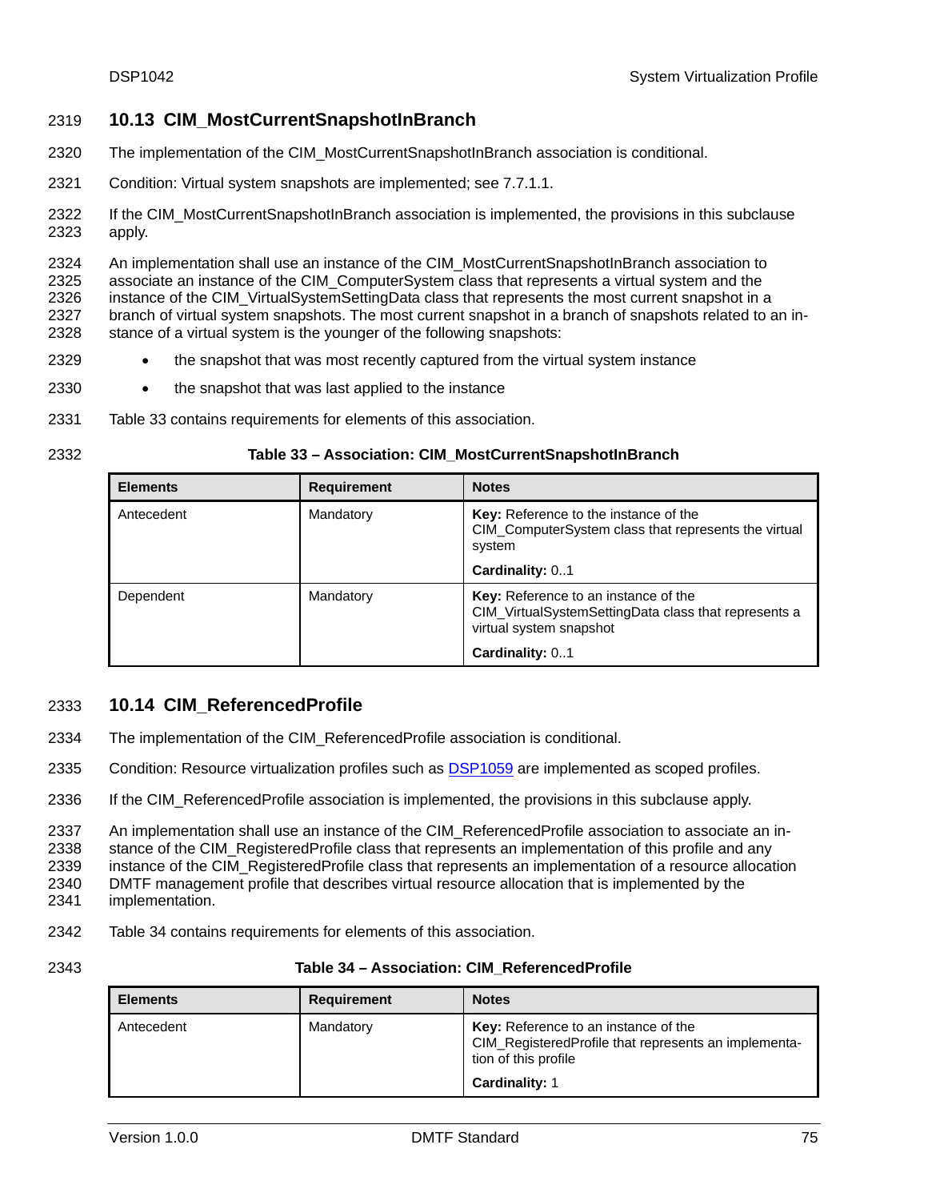## 10.13 CIM_MostCurrentSnapshotInBranch

The implementation of the CIM_MostCurrentSnapshotInBranch association is conditional.

Condition: Virtual system snapshots are implemented; see 7.7.1.1.

If the CIM_MostCurrentSnapshotInBranch association is implemented, the provisions in this subclause apply.

An implementation shall use an instance of the CIM_MostCurrentSnapshotInBranch association to associate an instance of the CIM_ComputerSystem class that represents a virtual system and the instance of the CIM_VirtualSystemSettingData class that represents the most current snapshot in a branch of virtual system snapshots. The most current snapshot in a branch of snapshots related to an instance of a virtual system is the younger of the following snapshots:

- the snapshot that was most recently captured from the virtual system instance
- the snapshot that was last applied to the instance

Table 33 contains requirements for elements of this association.

**Table 33 – Association: CIM_MostCurrentSnapshotInBranch**

| Elements | Requirement | Notes |
|---|---|---|
| Antecedent | Mandatory | **Key:** Reference to the instance of the CIM_ComputerSystem class that represents the virtual system<br><br>**Cardinality:** 0..1 |
| Dependent | Mandatory | **Key:** Reference to an instance of the CIM_VirtualSystemSettingData class that represents a virtual system snapshot<br><br>**Cardinality:** 0..1 |

## 10.14 CIM_ReferencedProfile

The implementation of the CIM_ReferencedProfile association is conditional.

Condition: Resource virtualization profiles such as DSP1059 are implemented as scoped profiles.

If the CIM_ReferencedProfile association is implemented, the provisions in this subclause apply.

An implementation shall use an instance of the CIM_ReferencedProfile association to associate an instance of the CIM_RegisteredProfile class that represents an implementation of this profile and any instance of the CIM_RegisteredProfile class that represents an implementation of a resource allocation DMTF management profile that describes virtual resource allocation that is implemented by the implementation.

Table 34 contains requirements for elements of this association.

**Table 34 – Association: CIM_ReferencedProfile**

| Elements | Requirement | Notes |
|---|---|---|
| Antecedent | Mandatory | **Key:** Reference to an instance of the CIM_RegisteredProfile that represents an implementation of this profile<br><br>**Cardinality:** 1 |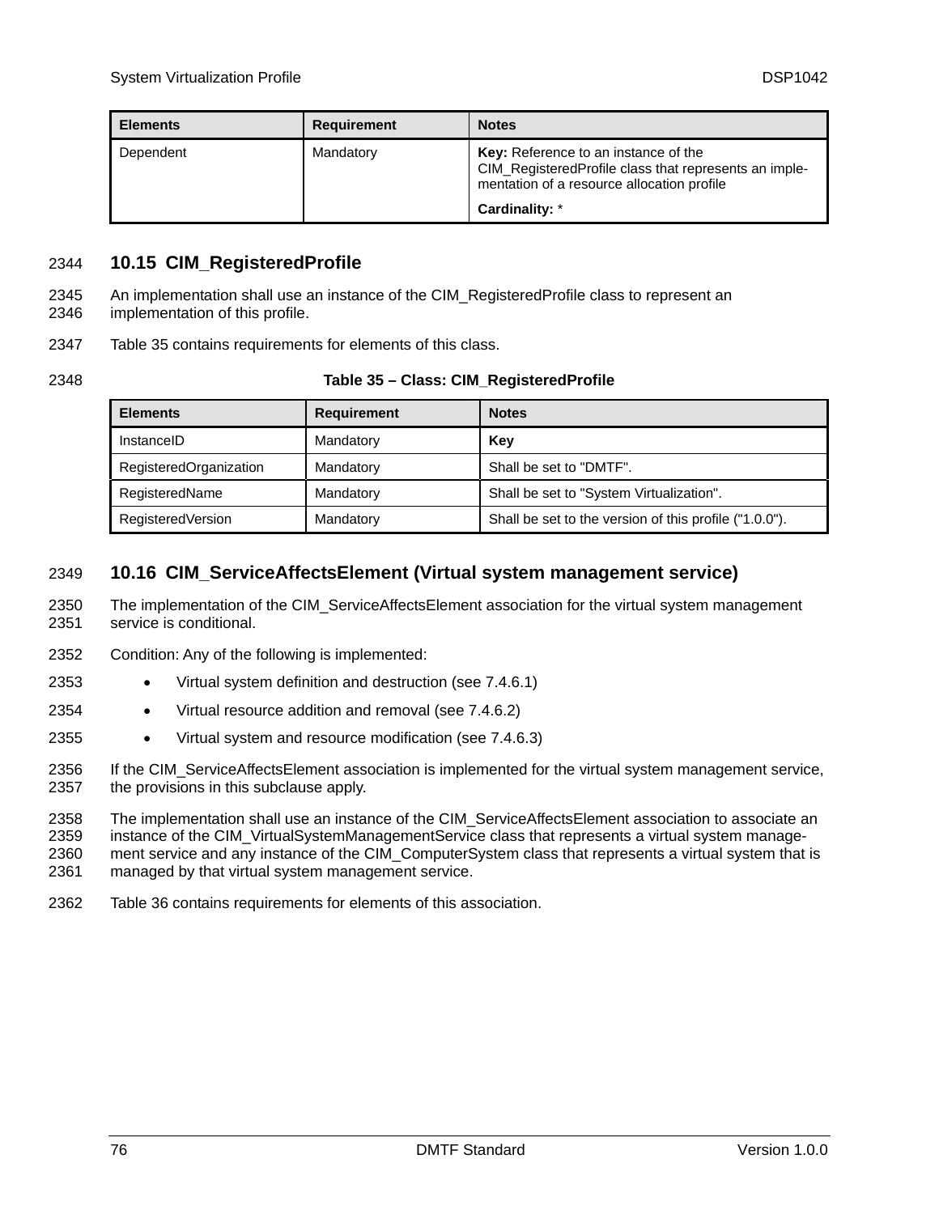| Elements | Requirement | Notes |
|---|---|---|
| Dependent | Mandatory | **Key:** Reference to an instance of the CIM_RegisteredProfile class that represents an implementation of a resource allocation profile<br>**Cardinality:** * |

## 10.15 CIM_RegisteredProfile

An implementation shall use an instance of the CIM_RegisteredProfile class to represent an implementation of this profile.

Table 35 contains requirements for elements of this class.

**Table 35 – Class: CIM_RegisteredProfile**

| Elements | Requirement | Notes |
|---|---|---|
| InstanceID | Mandatory | **Key** |
| RegisteredOrganization | Mandatory | Shall be set to "DMTF". |
| RegisteredName | Mandatory | Shall be set to "System Virtualization". |
| RegisteredVersion | Mandatory | Shall be set to the version of this profile ("1.0.0"). |

## 10.16 CIM_ServiceAffectsElement (Virtual system management service)

The implementation of the CIM_ServiceAffectsElement association for the virtual system management service is conditional.

Condition: Any of the following is implemented:

- Virtual system definition and destruction (see 7.4.6.1)
- Virtual resource addition and removal (see 7.4.6.2)
- Virtual system and resource modification (see 7.4.6.3)

If the CIM_ServiceAffectsElement association is implemented for the virtual system management service, the provisions in this subclause apply.

The implementation shall use an instance of the CIM_ServiceAffectsElement association to associate an instance of the CIM_VirtualSystemManagementService class that represents a virtual system management service and any instance of the CIM_ComputerSystem class that represents a virtual system that is managed by that virtual system management service.

Table 36 contains requirements for elements of this association.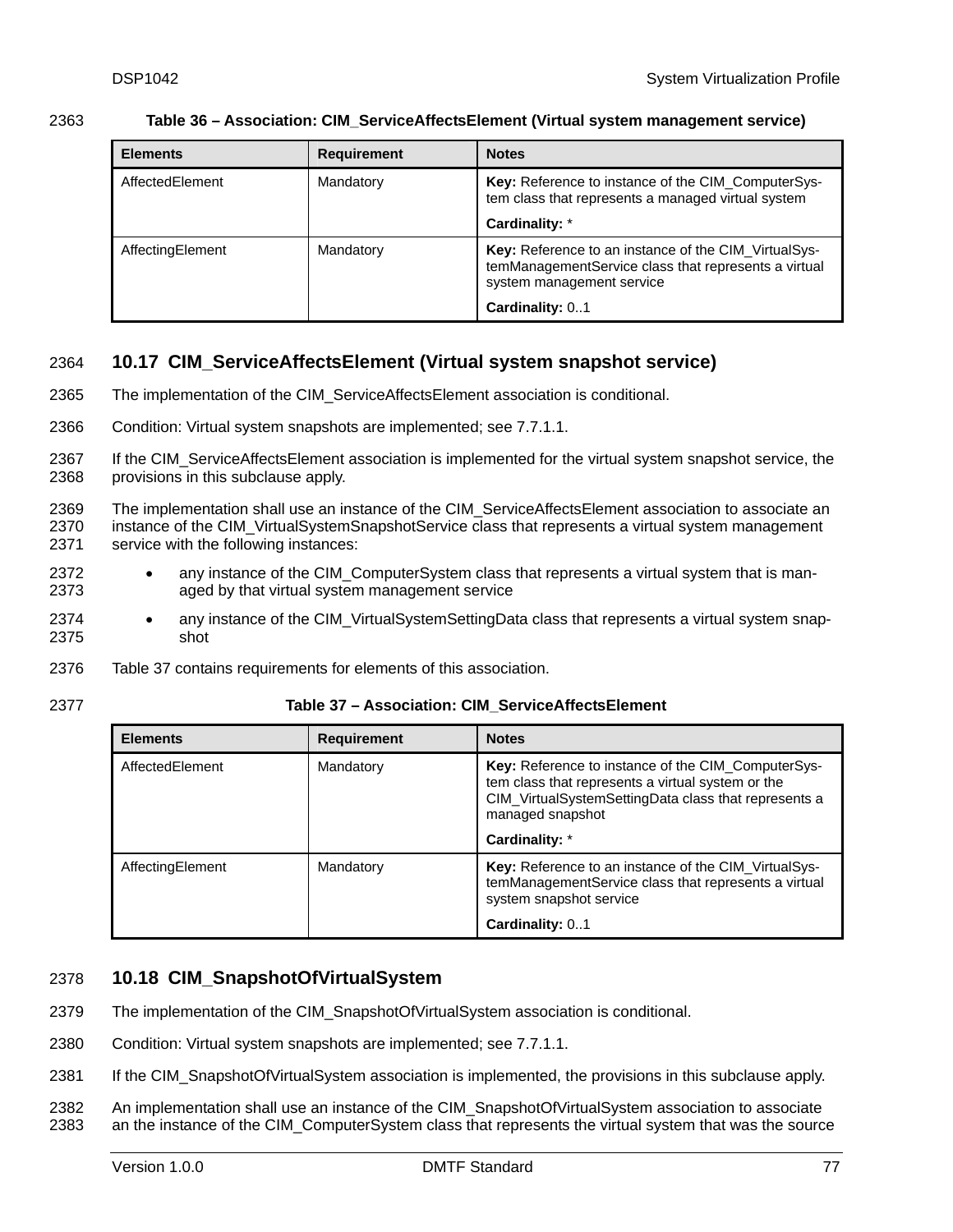Table 36 – Association: CIM_ServiceAffectsElement (Virtual system management service)

| Elements | Requirement | Notes |
|---|---|---|
| AffectedElement | Mandatory | **Key:** Reference to instance of the CIM_ComputerSystem class that represents a managed virtual system<br><br>**Cardinality:** * |
| AffectingElement | Mandatory | **Key:** Reference to an instance of the CIM_VirtualSystemManagementService class that represents a virtual system management service<br><br>**Cardinality:** 0..1 |

## 10.17 CIM_ServiceAffectsElement (Virtual system snapshot service)

The implementation of the CIM_ServiceAffectsElement association is conditional.

Condition: Virtual system snapshots are implemented; see 7.7.1.1.

If the CIM_ServiceAffectsElement association is implemented for the virtual system snapshot service, the provisions in this subclause apply.

The implementation shall use an instance of the CIM_ServiceAffectsElement association to associate an instance of the CIM_VirtualSystemSnapshotService class that represents a virtual system management service with the following instances:

- any instance of the CIM_ComputerSystem class that represents a virtual system that is managed by that virtual system management service
- any instance of the CIM_VirtualSystemSettingData class that represents a virtual system snapshot

Table 37 contains requirements for elements of this association.

Table 37 – Association: CIM_ServiceAffectsElement

| Elements | Requirement | Notes |
|---|---|---|
| AffectedElement | Mandatory | **Key:** Reference to instance of the CIM_ComputerSystem class that represents a virtual system or the CIM_VirtualSystemSettingData class that represents a managed snapshot<br><br>**Cardinality:** * |
| AffectingElement | Mandatory | **Key:** Reference to an instance of the CIM_VirtualSystemManagementService class that represents a virtual system snapshot service<br><br>**Cardinality:** 0..1 |

## 10.18 CIM_SnapshotOfVirtualSystem

The implementation of the CIM_SnapshotOfVirtualSystem association is conditional.

Condition: Virtual system snapshots are implemented; see 7.7.1.1.

If the CIM_SnapshotOfVirtualSystem association is implemented, the provisions in this subclause apply.

An implementation shall use an instance of the CIM_SnapshotOfVirtualSystem association to associate an the instance of the CIM_ComputerSystem class that represents the virtual system that was the source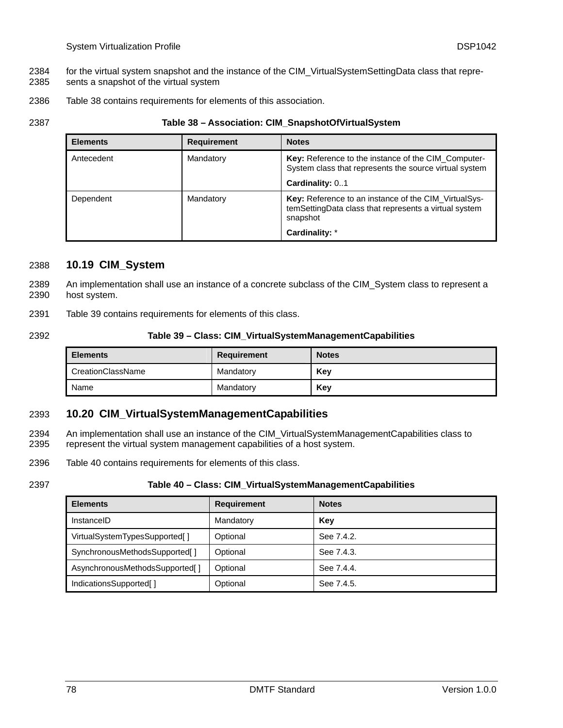for the virtual system snapshot and the instance of the CIM_VirtualSystemSettingData class that represents a snapshot of the virtual system

Table 38 contains requirements for elements of this association.

**Table 38 – Association: CIM_SnapshotOfVirtualSystem**

| Elements | Requirement | Notes |
|---|---|---|
| Antecedent | Mandatory | **Key:** Reference to the instance of the CIM_ComputerSystem class that represents the source virtual system<br>**Cardinality:** 0..1 |
| Dependent | Mandatory | **Key:** Reference to an instance of the CIM_VirtualSystemSettingData class that represents a virtual system snapshot<br>**Cardinality:** * |

## 10.19 CIM_System

An implementation shall use an instance of a concrete subclass of the CIM_System class to represent a host system.

Table 39 contains requirements for elements of this class.

**Table 39 – Class: CIM_VirtualSystemManagementCapabilities**

| Elements | Requirement | Notes |
|---|---|---|
| CreationClassName | Mandatory | **Key** |
| Name | Mandatory | **Key** |

## 10.20 CIM_VirtualSystemManagementCapabilities

An implementation shall use an instance of the CIM_VirtualSystemManagementCapabilities class to represent the virtual system management capabilities of a host system.

Table 40 contains requirements for elements of this class.

**Table 40 – Class: CIM_VirtualSystemManagementCapabilities**

| Elements | Requirement | Notes |
|---|---|---|
| InstanceID | Mandatory | **Key** |
| VirtualSystemTypesSupported[ ] | Optional | See 7.4.2. |
| SynchronousMethodsSupported[ ] | Optional | See 7.4.3. |
| AsynchronousMethodsSupported[ ] | Optional | See 7.4.4. |
| IndicationsSupported[ ] | Optional | See 7.4.5. |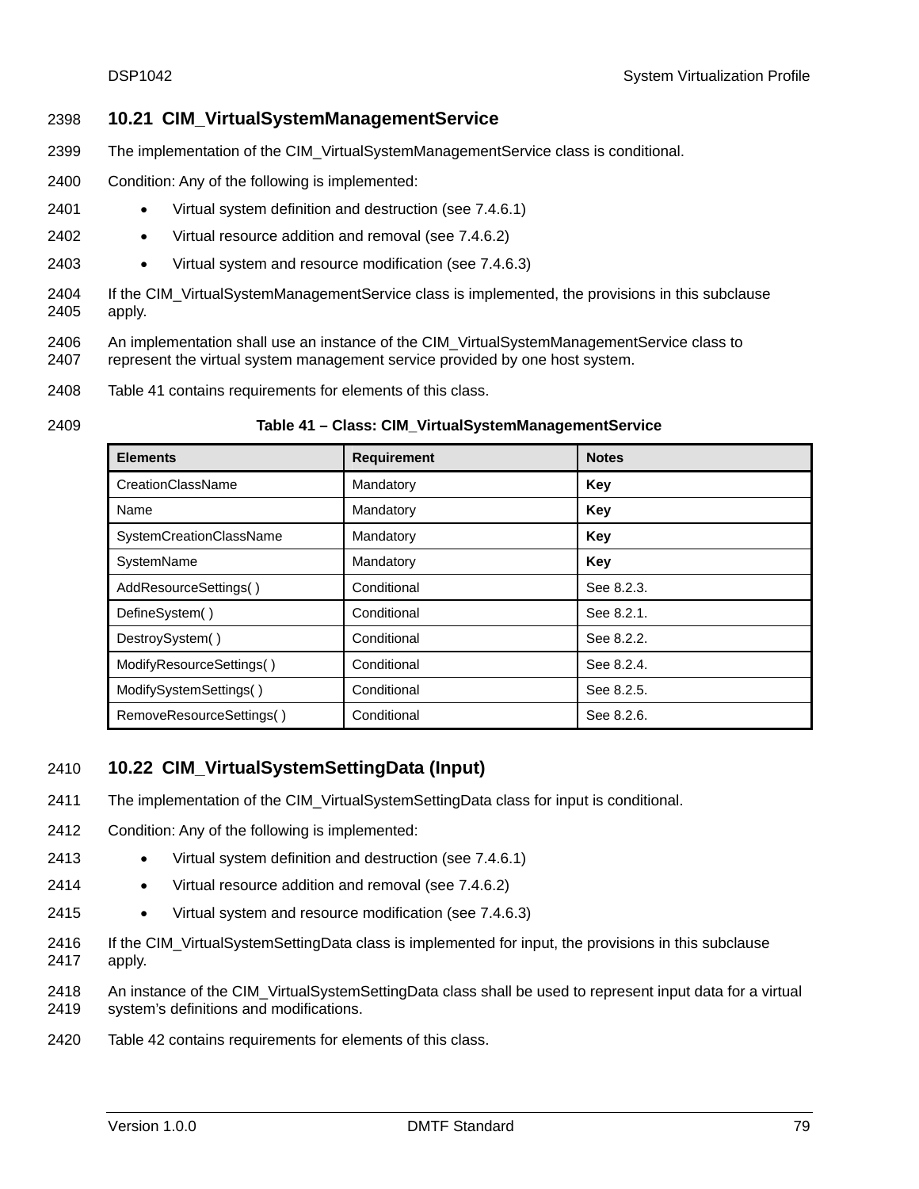## 10.21 CIM_VirtualSystemManagementService

The implementation of the CIM_VirtualSystemManagementService class is conditional.

Condition: Any of the following is implemented:

- Virtual system definition and destruction (see 7.4.6.1)
- Virtual resource addition and removal (see 7.4.6.2)
- Virtual system and resource modification (see 7.4.6.3)

If the CIM_VirtualSystemManagementService class is implemented, the provisions in this subclause apply.

An implementation shall use an instance of the CIM_VirtualSystemManagementService class to represent the virtual system management service provided by one host system.

Table 41 contains requirements for elements of this class.

**Table 41 – Class: CIM_VirtualSystemManagementService**

| Elements | Requirement | Notes |
|---|---|---|
| CreationClassName | Mandatory | **Key** |
| Name | Mandatory | **Key** |
| SystemCreationClassName | Mandatory | **Key** |
| SystemName | Mandatory | **Key** |
| AddResourceSettings( ) | Conditional | See 8.2.3. |
| DefineSystem( ) | Conditional | See 8.2.1. |
| DestroySystem( ) | Conditional | See 8.2.2. |
| ModifyResourceSettings( ) | Conditional | See 8.2.4. |
| ModifySystemSettings( ) | Conditional | See 8.2.5. |
| RemoveResourceSettings( ) | Conditional | See 8.2.6. |

## 10.22 CIM_VirtualSystemSettingData (Input)

The implementation of the CIM_VirtualSystemSettingData class for input is conditional.

Condition: Any of the following is implemented:

- Virtual system definition and destruction (see 7.4.6.1)
- Virtual resource addition and removal (see 7.4.6.2)
- Virtual system and resource modification (see 7.4.6.3)

If the CIM_VirtualSystemSettingData class is implemented for input, the provisions in this subclause apply.

An instance of the CIM_VirtualSystemSettingData class shall be used to represent input data for a virtual system's definitions and modifications.

Table 42 contains requirements for elements of this class.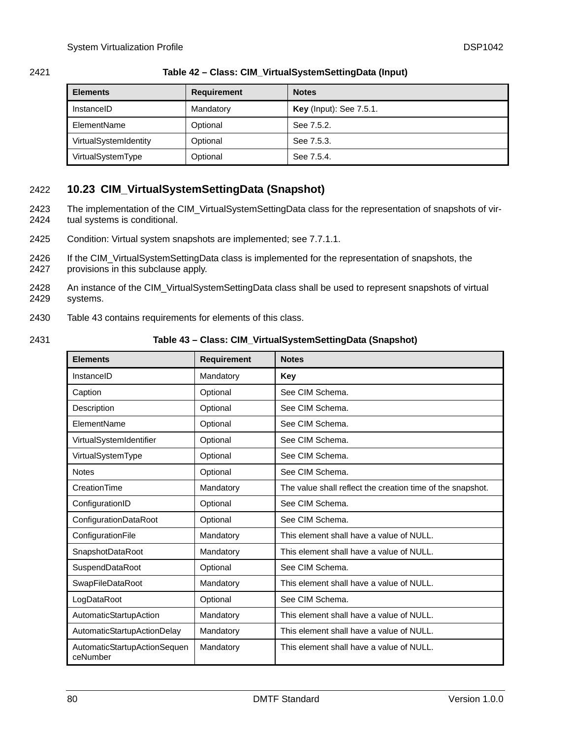**Table 42 – Class: CIM_VirtualSystemSettingData (Input)**

| Elements | Requirement | Notes |
| --- | --- | --- |
| InstanceID | Mandatory | **Key** (Input): See 7.5.1. |
| ElementName | Optional | See 7.5.2. |
| VirtualSystemIdentity | Optional | See 7.5.3. |
| VirtualSystemType | Optional | See 7.5.4. |

## 10.23 CIM_VirtualSystemSettingData (Snapshot)

The implementation of the CIM_VirtualSystemSettingData class for the representation of snapshots of virtual systems is conditional.

Condition: Virtual system snapshots are implemented; see 7.7.1.1.

If the CIM_VirtualSystemSettingData class is implemented for the representation of snapshots, the provisions in this subclause apply.

An instance of the CIM_VirtualSystemSettingData class shall be used to represent snapshots of virtual systems.

Table 43 contains requirements for elements of this class.

**Table 43 – Class: CIM_VirtualSystemSettingData (Snapshot)**

| Elements | Requirement | Notes |
| --- | --- | --- |
| InstanceID | Mandatory | **Key** |
| Caption | Optional | See CIM Schema. |
| Description | Optional | See CIM Schema. |
| ElementName | Optional | See CIM Schema. |
| VirtualSystemIdentifier | Optional | See CIM Schema. |
| VirtualSystemType | Optional | See CIM Schema. |
| Notes | Optional | See CIM Schema. |
| CreationTime | Mandatory | The value shall reflect the creation time of the snapshot. |
| ConfigurationID | Optional | See CIM Schema. |
| ConfigurationDataRoot | Optional | See CIM Schema. |
| ConfigurationFile | Mandatory | This element shall have a value of NULL. |
| SnapshotDataRoot | Mandatory | This element shall have a value of NULL. |
| SuspendDataRoot | Optional | See CIM Schema. |
| SwapFileDataRoot | Mandatory | This element shall have a value of NULL. |
| LogDataRoot | Optional | See CIM Schema. |
| AutomaticStartupAction | Mandatory | This element shall have a value of NULL. |
| AutomaticStartupActionDelay | Mandatory | This element shall have a value of NULL. |
| AutomaticStartupActionSequenceNumber | Mandatory | This element shall have a value of NULL. |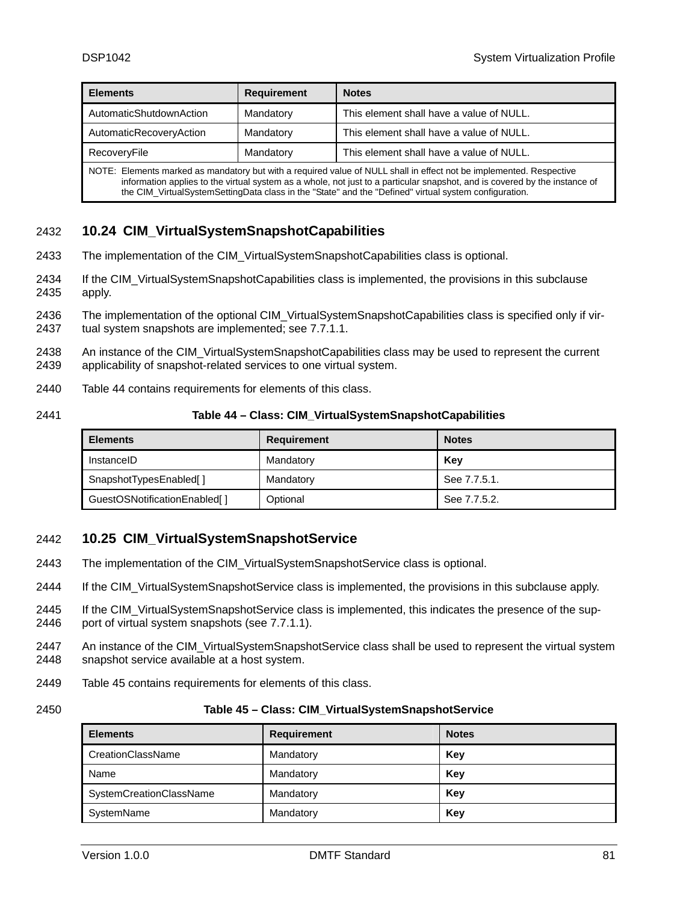| Elements | Requirement | Notes |
| --- | --- | --- |
| AutomaticShutdownAction | Mandatory | This element shall have a value of NULL. |
| AutomaticRecoveryAction | Mandatory | This element shall have a value of NULL. |
| RecoveryFile | Mandatory | This element shall have a value of NULL. |
| NOTE: Elements marked as mandatory but with a required value of NULL shall in effect not be implemented. Respective information applies to the virtual system as a whole, not just to a particular snapshot, and is covered by the instance of the CIM_VirtualSystemSettingData class in the "State" and the "Defined" virtual system configuration. | | |

2432 **10.24 CIM_VirtualSystemSnapshotCapabilities**

2433 The implementation of the CIM_VirtualSystemSnapshotCapabilities class is optional.

2434 If the CIM_VirtualSystemSnapshotCapabilities class is implemented, the provisions in this subclause
2435 apply.

2436 The implementation of the optional CIM_VirtualSystemSnapshotCapabilities class is specified only if vir-
2437 tual system snapshots are implemented; see 7.7.1.1.

2438 An instance of the CIM_VirtualSystemSnapshotCapabilities class may be used to represent the current
2439 applicability of snapshot-related services to one virtual system.

2440 Table 44 contains requirements for elements of this class.

2441 **Table 44 – Class: CIM_VirtualSystemSnapshotCapabilities**

| Elements | Requirement | Notes |
| --- | --- | --- |
| InstanceID | Mandatory | **Key** |
| SnapshotTypesEnabled[ ] | Mandatory | See 7.7.5.1. |
| GuestOSNotificationEnabled[ ] | Optional | See 7.7.5.2. |

2442 **10.25 CIM_VirtualSystemSnapshotService**

2443 The implementation of the CIM_VirtualSystemSnapshotService class is optional.

2444 If the CIM_VirtualSystemSnapshotService class is implemented, the provisions in this subclause apply.

2445 If the CIM_VirtualSystemSnapshotService class is implemented, this indicates the presence of the sup-
2446 port of virtual system snapshots (see 7.7.1.1).

2447 An instance of the CIM_VirtualSystemSnapshotService class shall be used to represent the virtual system
2448 snapshot service available at a host system.

2449 Table 45 contains requirements for elements of this class.

2450 **Table 45 – Class: CIM_VirtualSystemSnapshotService**

| Elements | Requirement | Notes |
| --- | --- | --- |
| CreationClassName | Mandatory | **Key** |
| Name | Mandatory | **Key** |
| SystemCreationClassName | Mandatory | **Key** |
| SystemName | Mandatory | **Key** |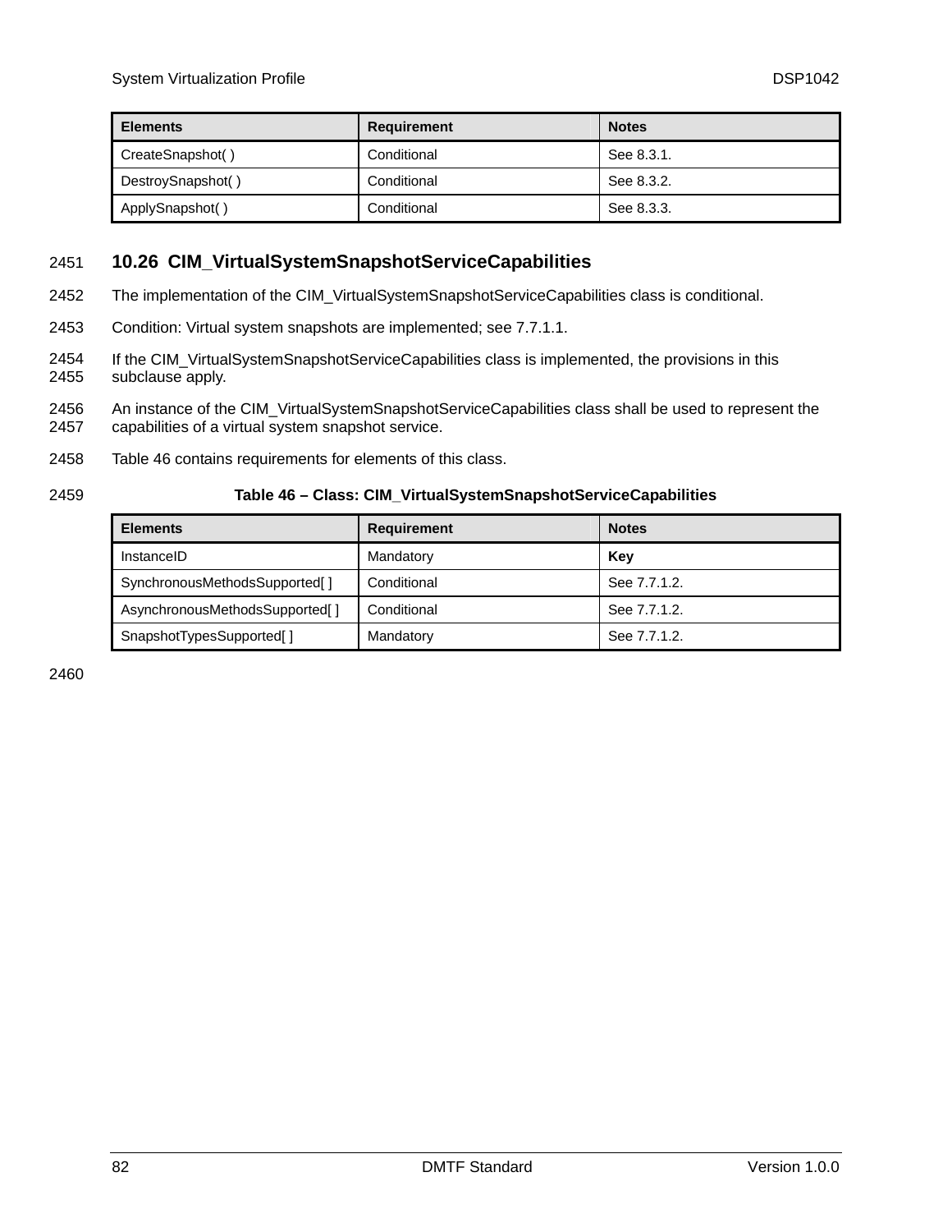| Elements | Requirement | Notes |
|---|---|---|
| CreateSnapshot( ) | Conditional | See 8.3.1. |
| DestroySnapshot( ) | Conditional | See 8.3.2. |
| ApplySnapshot( ) | Conditional | See 8.3.3. |

## 10.26 CIM_VirtualSystemSnapshotServiceCapabilities

The implementation of the CIM_VirtualSystemSnapshotServiceCapabilities class is conditional.

Condition: Virtual system snapshots are implemented; see 7.7.1.1.

If the CIM_VirtualSystemSnapshotServiceCapabilities class is implemented, the provisions in this subclause apply.

An instance of the CIM_VirtualSystemSnapshotServiceCapabilities class shall be used to represent the capabilities of a virtual system snapshot service.

Table 46 contains requirements for elements of this class.

**Table 46 – Class: CIM_VirtualSystemSnapshotServiceCapabilities**

| Elements | Requirement | Notes |
|---|---|---|
| InstanceID | Mandatory | **Key** |
| SynchronousMethodsSupported[ ] | Conditional | See 7.7.1.2. |
| AsynchronousMethodsSupported[ ] | Conditional | See 7.7.1.2. |
| SnapshotTypesSupported[ ] | Mandatory | See 7.7.1.2. |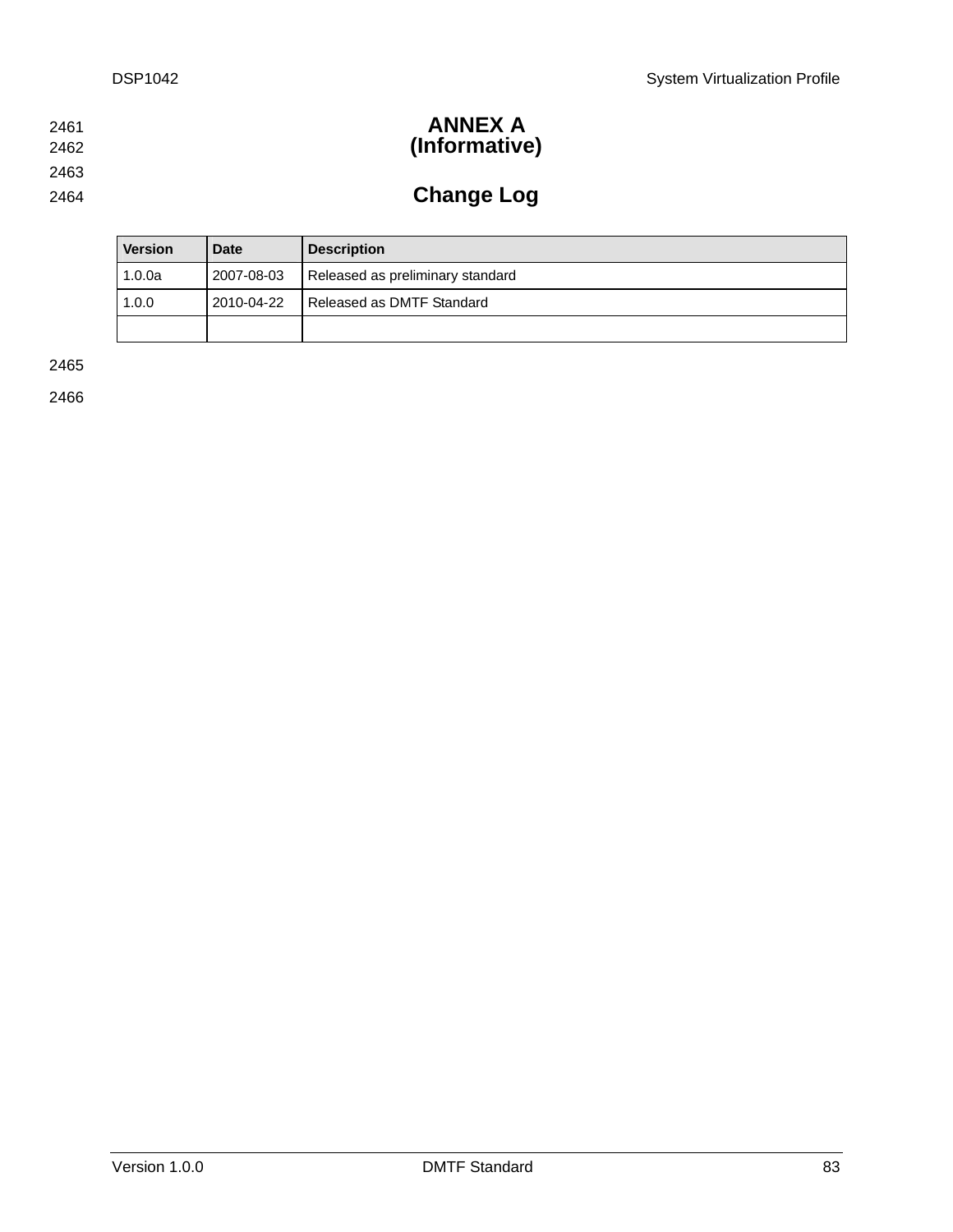# ANNEX A
# (Informative)

## Change Log

| Version | Date | Description |
|---|---|---|
| 1.0.0a | 2007-08-03 | Released as preliminary standard |
| 1.0.0 | 2010-04-22 | Released as DMTF Standard |
| | | |